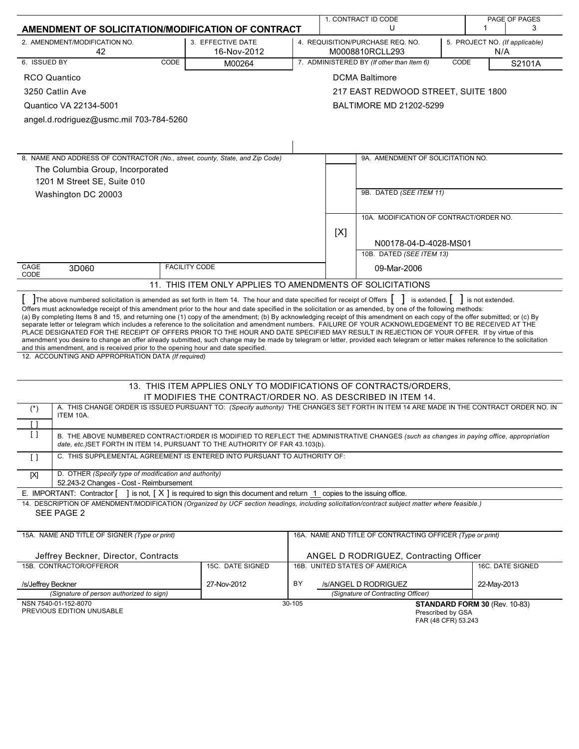# AMENDMENT OF SOLICITATION/MODIFICATION OF CONTRACT

| 1. CONTRACT ID CODE | PAGE OF PAGES |
|---|---|
| U | 1 3 |

| 2. AMENDMENT/MODIFICATION NO. | 3. EFFECTIVE DATE | 4. REQUISITION/PURCHASE REQ. NO. | 5. PROJECT NO. (If applicable) |
|---|---|---|---|
| 42 | 16-Nov-2012 | M0008810RCLL293 | N/A |

| 6. ISSUED BY | CODE M00264 | 7. ADMINISTERED BY (If other than Item 6) | CODE S2101A |
|---|---|---|---|
| RCO Quantico<br>3250 Catlin Ave<br>Quantico VA 22134-5001<br>angel.d.rodriguez@usmc.mil 703-784-5260 | | DCMA Baltimore<br>217 EAST REDWOOD STREET, SUITE 1800<br>BALTIMORE MD 21202-5299 | |

**8. NAME AND ADDRESS OF CONTRACTOR** *(No., street, county, State, and Zip Code)*

The Columbia Group, Incorporated
1201 M Street SE, Suite 010
Washington DC 20003

CAGE CODE: 3D060 | FACILITY CODE:

9A. AMENDMENT OF SOLICITATION NO.

9B. DATED *(SEE ITEM 11)*

[X] 10A. MODIFICATION OF CONTRACT/ORDER NO.
N00178-04-D-4028-MS01

10B. DATED *(SEE ITEM 13)*
09-Mar-2006

## 11. THIS ITEM ONLY APPLIES TO AMENDMENTS OF SOLICITATIONS

[ ] The above numbered solicitation is amended as set forth in Item 14. The hour and date specified for receipt of Offers [ ] is extended, [ ] is not extended.

Offers must acknowledge receipt of this amendment prior to the hour and date specified in the solicitation or as amended, by one of the following methods: (a) By completing Items 8 and 15, and returning one (1) copy of the amendment; (b) By acknowledging receipt of this amendment on each copy of the offer submitted; or (c) By separate letter or telegram which includes a reference to the solicitation and amendment numbers. FAILURE OF YOUR ACKNOWLEDGEMENT TO BE RECEIVED AT THE PLACE DESIGNATED FOR THE RECEIPT OF OFFERS PRIOR TO THE HOUR AND DATE SPECIFIED MAY RESULT IN REJECTION OF YOUR OFFER. If by virtue of this amendment you desire to change an offer already submitted, such change may be made by telegram or letter, provided each telegram or letter makes reference to the solicitation and this amendment, and is received prior to the opening hour and date specified.

12. ACCOUNTING AND APPROPRIATION DATA *(If required)*

## 13. THIS ITEM APPLIES ONLY TO MODIFICATIONS OF CONTRACTS/ORDERS, IT MODIFIES THE CONTRACT/ORDER NO. AS DESCRIBED IN ITEM 14.

| | |
|---|---|
| (*) [ ] | A. THIS CHANGE ORDER IS ISSUED PURSUANT TO: *(Specify authority)* THE CHANGES SET FORTH IN ITEM 14 ARE MADE IN THE CONTRACT ORDER NO. IN ITEM 10A. |
| [ ] | B. THE ABOVE NUMBERED CONTRACT/ORDER IS MODIFIED TO REFLECT THE ADMINISTRATIVE CHANGES *(such as changes in paying office, appropriation date, etc.)* SET FORTH IN ITEM 14, PURSUANT TO THE AUTHORITY OF FAR 43.103(b). |
| [ ] | C. THIS SUPPLEMENTAL AGREEMENT IS ENTERED INTO PURSUANT TO AUTHORITY OF: |
| [X] | D. OTHER *(Specify type of modification and authority)*<br>52.243-2 Changes - Cost - Reimbursement |

E. IMPORTANT: Contractor [ ] is not, [ X ] is required to sign this document and return 1 copies to the issuing office.

14. DESCRIPTION OF AMENDMENT/MODIFICATION *(Organized by UCF section headings, including solicitation/contract subject matter where feasible.)*

SEE PAGE 2

| 15A. NAME AND TITLE OF SIGNER *(Type or print)* | | 16A. NAME AND TITLE OF CONTRACTING OFFICER *(Type or print)* | |
|---|---|---|---|
| Jeffrey Beckner, Director, Contracts | | ANGEL D RODRIGUEZ, Contracting Officer | |
| 15B. CONTRACTOR/OFFEROR | 15C. DATE SIGNED | 16B. UNITED STATES OF AMERICA | 16C. DATE SIGNED |
| /s/Jeffrey Beckner | 27-Nov-2012 | BY /s/ANGEL D RODRIGUEZ | 22-May-2013 |
| *(Signature of person authorized to sign)* | | *(Signature of Contracting Officer)* | |

NSN 7540-01-152-8070
PREVIOUS EDITION UNUSABLE

30-105

**STANDARD FORM 30** (Rev. 10-83)
Prescribed by GSA
FAR (48 CFR) 53.243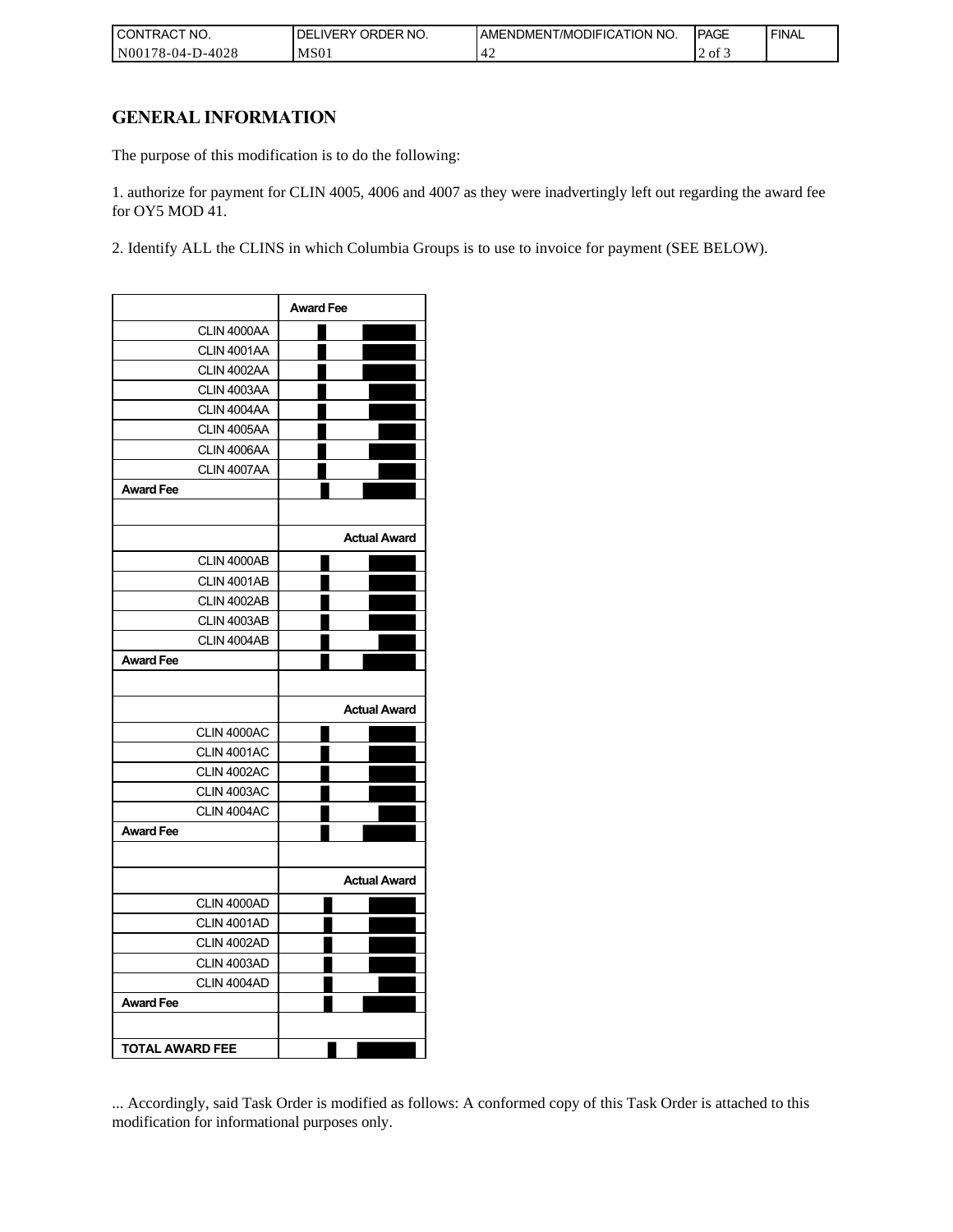| CONTRACT NO. | DELIVERY ORDER NO. | AMENDMENT/MODIFICATION NO. | PAGE | FINAL |
| --- | --- | --- | --- | --- |
| N00178-04-D-4028 | MS01 | 42 | 2 of 3 | |

## GENERAL INFORMATION

The purpose of this modification is to do the following:

1. authorize for payment for CLIN 4005, 4006 and 4007 as they were inadvertingly left out regarding the award fee for OY5 MOD 41.

2. Identify ALL the CLINS in which Columbia Groups is to use to invoice for payment (SEE BELOW).

| | Award Fee |
| --- | --- |
| CLIN 4000AA | |
| CLIN 4001AA | |
| CLIN 4002AA | |
| CLIN 4003AA | |
| CLIN 4004AA | |
| CLIN 4005AA | |
| CLIN 4006AA | |
| CLIN 4007AA | |
| **Award Fee** | |
| | |
| | **Actual Award** |
| CLIN 4000AB | |
| CLIN 4001AB | |
| CLIN 4002AB | |
| CLIN 4003AB | |
| CLIN 4004AB | |
| **Award Fee** | |
| | |
| | **Actual Award** |
| CLIN 4000AC | |
| CLIN 4001AC | |
| CLIN 4002AC | |
| CLIN 4003AC | |
| CLIN 4004AC | |
| **Award Fee** | |
| | |
| | **Actual Award** |
| CLIN 4000AD | |
| CLIN 4001AD | |
| CLIN 4002AD | |
| CLIN 4003AD | |
| CLIN 4004AD | |
| **Award Fee** | |
| | |
| **TOTAL AWARD FEE** | |

... Accordingly, said Task Order is modified as follows: A conformed copy of this Task Order is attached to this modification for informational purposes only.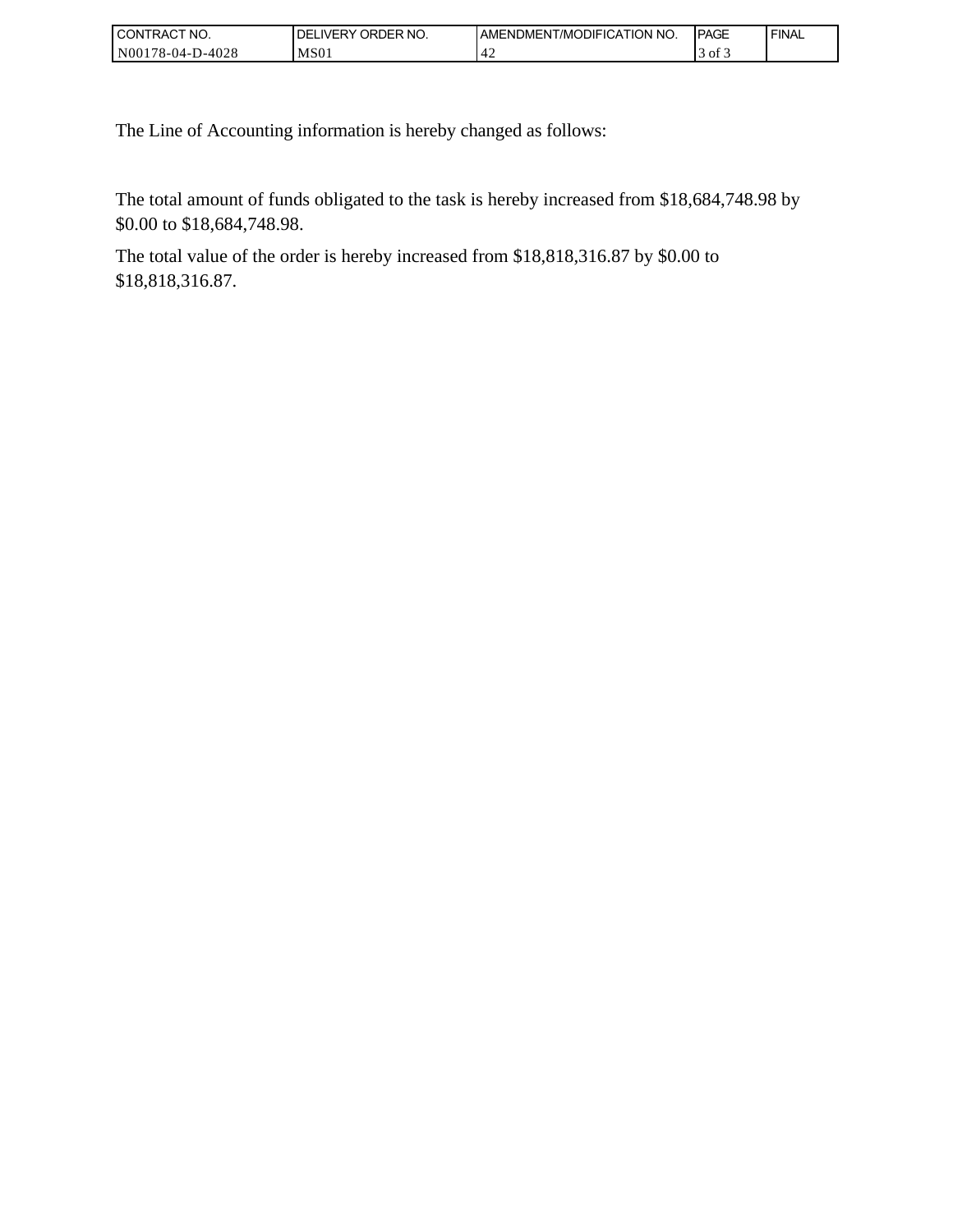The Line of Accounting information is hereby changed as follows:

The total amount of funds obligated to the task is hereby increased from $18,684,748.98 by $0.00 to $18,684,748.98.

The total value of the order is hereby increased from $18,818,316.87 by $0.00 to $18,818,316.87.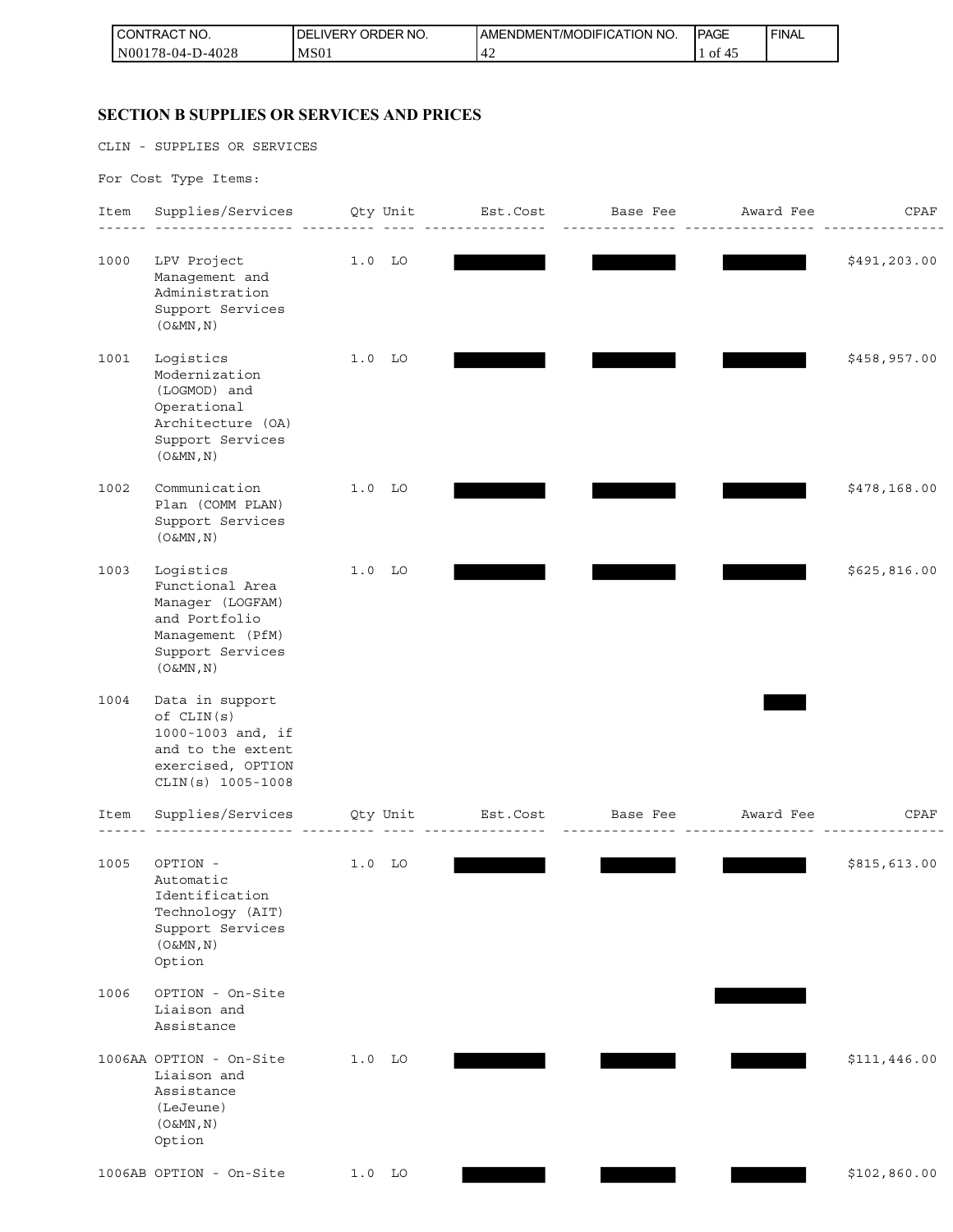## SECTION B SUPPLIES OR SERVICES AND PRICES

CLIN - SUPPLIES OR SERVICES

For Cost Type Items:

| Item | Supplies/Services | Qty | Unit | Est.Cost | Base Fee | Award Fee | CPAF |
|---|---|---|---|---|---|---|---|
| 1000 | LPV Project Management and Administration Support Services (O&MN,N) | 1.0 | LO | ███ | ███ | ███ | $491,203.00 |
| 1001 | Logistics Modernization (LOGMOD) and Operational Architecture (OA) Support Services (O&MN,N) | 1.0 | LO | ███ | ███ | ███ | $458,957.00 |
| 1002 | Communication Plan (COMM PLAN) Support Services (O&MN,N) | 1.0 | LO | ███ | ███ | ███ | $478,168.00 |
| 1003 | Logistics Functional Area Manager (LOGFAM) and Portfolio Management (PfM) Support Services (O&MN,N) | 1.0 | LO | ███ | ███ | ███ | $625,816.00 |
| 1004 | Data in support of CLIN(s) 1000-1003 and, if and to the extent exercised, OPTION CLIN(s) 1005-1008 | | | | | ███ | |
| 1005 | OPTION - Automatic Identification Technology (AIT) Support Services (O&MN,N) Option | 1.0 | LO | ███ | ███ | ███ | $815,613.00 |
| 1006 | OPTION - On-Site Liaison and Assistance | | | | | ███ | |
| 1006AA | OPTION - On-Site Liaison and Assistance (LeJeune) (O&MN,N) Option | 1.0 | LO | ███ | ███ | ███ | $111,446.00 |
| 1006AB | OPTION - On-Site | 1.0 | LO | ███ | ███ | ███ | $102,860.00 |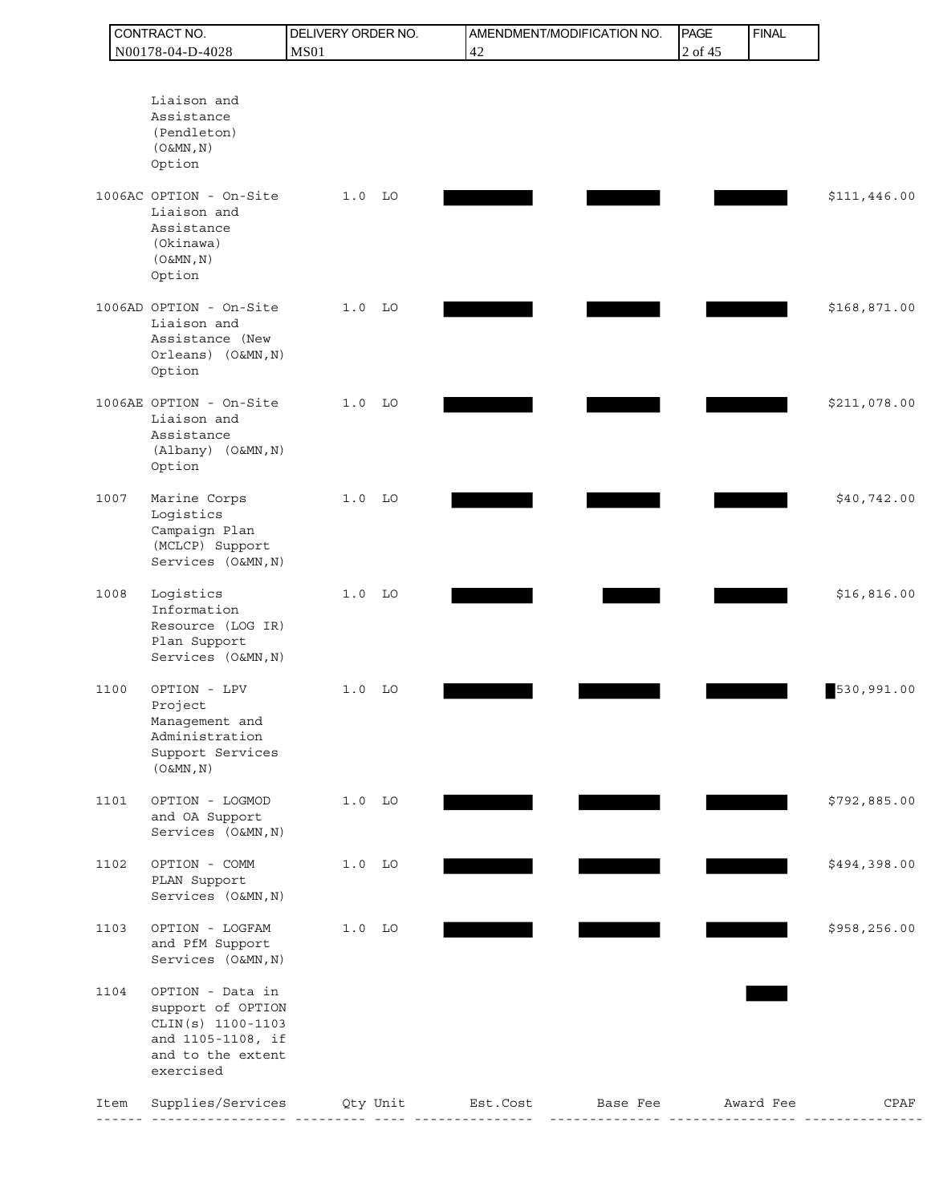| Item | Supplies/Services | Qty | Unit | Est.Cost | Base Fee | Award Fee | CPAF |
|---|---|---|---|---|---|---|---|
| | Liaison and Assistance (Pendleton) (O&MN,N) Option | | | | | | |
| 1006AC | OPTION - On-Site Liaison and Assistance (Okinawa) (O&MN,N) Option | 1.0 | LO | | | | $111,446.00 |
| 1006AD | OPTION - On-Site Liaison and Assistance (New Orleans) (O&MN,N) Option | 1.0 | LO | | | | $168,871.00 |
| 1006AE | OPTION - On-Site Liaison and Assistance (Albany) (O&MN,N) Option | 1.0 | LO | | | | $211,078.00 |
| 1007 | Marine Corps Logistics Campaign Plan (MCLCP) Support Services (O&MN,N) | 1.0 | LO | | | | $40,742.00 |
| 1008 | Logistics Information Resource (LOG IR) Plan Support Services (O&MN,N) | 1.0 | LO | | | | $16,816.00 |
| 1100 | OPTION - LPV Project Management and Administration Support Services (O&MN,N) | 1.0 | LO | | | | 530,991.00 |
| 1101 | OPTION - LOGMOD and OA Support Services (O&MN,N) | 1.0 | LO | | | | $792,885.00 |
| 1102 | OPTION - COMM PLAN Support Services (O&MN,N) | 1.0 | LO | | | | $494,398.00 |
| 1103 | OPTION - LOGFAM and PfM Support Services (O&MN,N) | 1.0 | LO | | | | $958,256.00 |
| 1104 | OPTION - Data in support of OPTION CLIN(s) 1100-1103 and 1105-1108, if and to the extent exercised | | | | | | |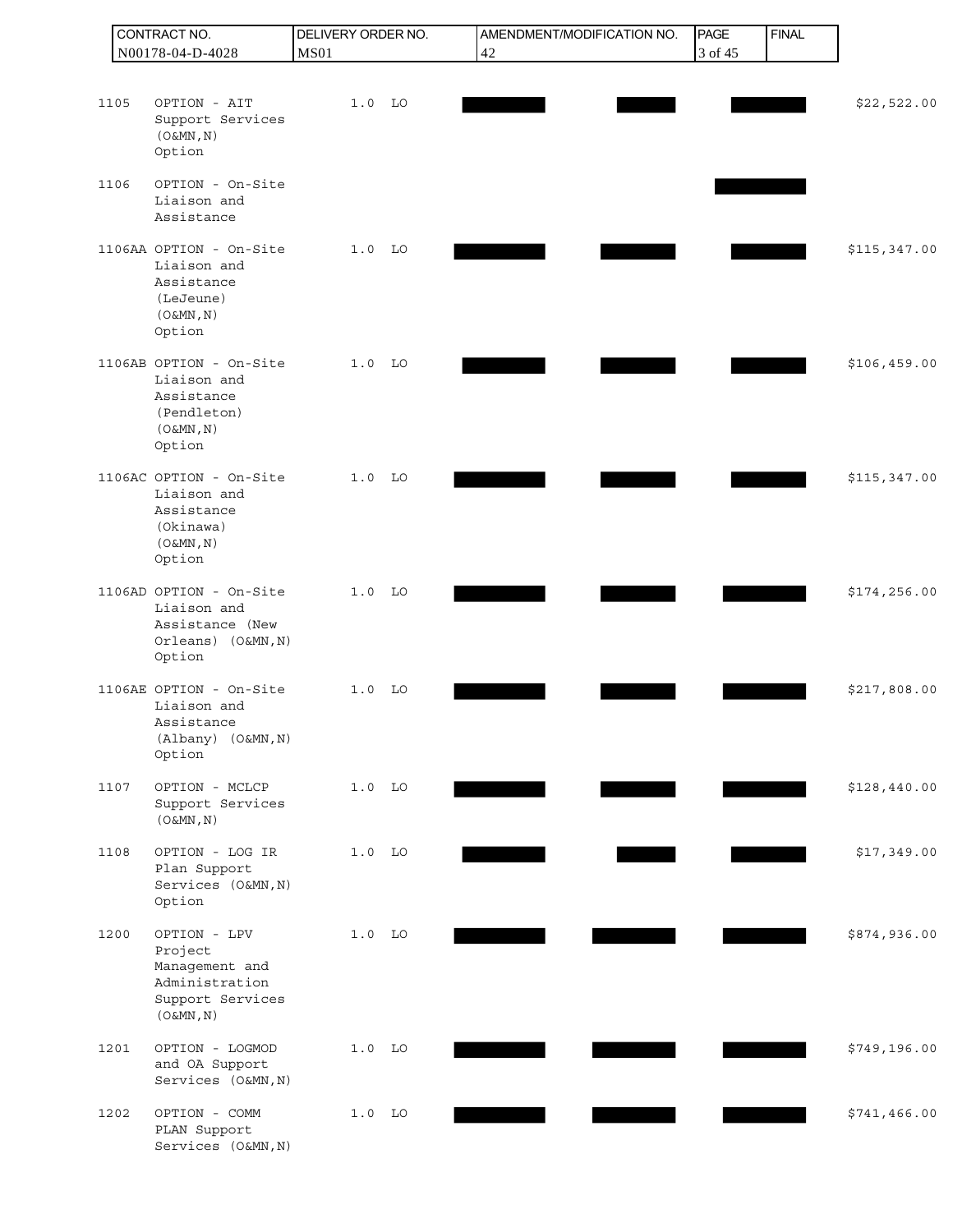| Item | Description | Qty | Unit | | | | Amount |
|---|---|---|---|---|---|---|---|
| 1105 | OPTION - AIT Support Services (O&MN,N) Option | 1.0 | LO | | | | $22,522.00 |
| 1106 | OPTION - On-Site Liaison and Assistance | | | | | | |
| 1106AA | OPTION - On-Site Liaison and Assistance (LeJeune) (O&MN,N) Option | 1.0 | LO | | | | $115,347.00 |
| 1106AB | OPTION - On-Site Liaison and Assistance (Pendleton) (O&MN,N) Option | 1.0 | LO | | | | $106,459.00 |
| 1106AC | OPTION - On-Site Liaison and Assistance (Okinawa) (O&MN,N) Option | 1.0 | LO | | | | $115,347.00 |
| 1106AD | OPTION - On-Site Liaison and Assistance (New Orleans) (O&MN,N) Option | 1.0 | LO | | | | $174,256.00 |
| 1106AE | OPTION - On-Site Liaison and Assistance (Albany) (O&MN,N) Option | 1.0 | LO | | | | $217,808.00 |
| 1107 | OPTION - MCLCP Support Services (O&MN,N) | 1.0 | LO | | | | $128,440.00 |
| 1108 | OPTION - LOG IR Plan Support Services (O&MN,N) Option | 1.0 | LO | | | | $17,349.00 |
| 1200 | OPTION - LPV Project Management and Administration Support Services (O&MN,N) | 1.0 | LO | | | | $874,936.00 |
| 1201 | OPTION - LOGMOD and OA Support Services (O&MN,N) | 1.0 | LO | | | | $749,196.00 |
| 1202 | OPTION - COMM PLAN Support Services (O&MN,N) | 1.0 | LO | | | | $741,466.00 |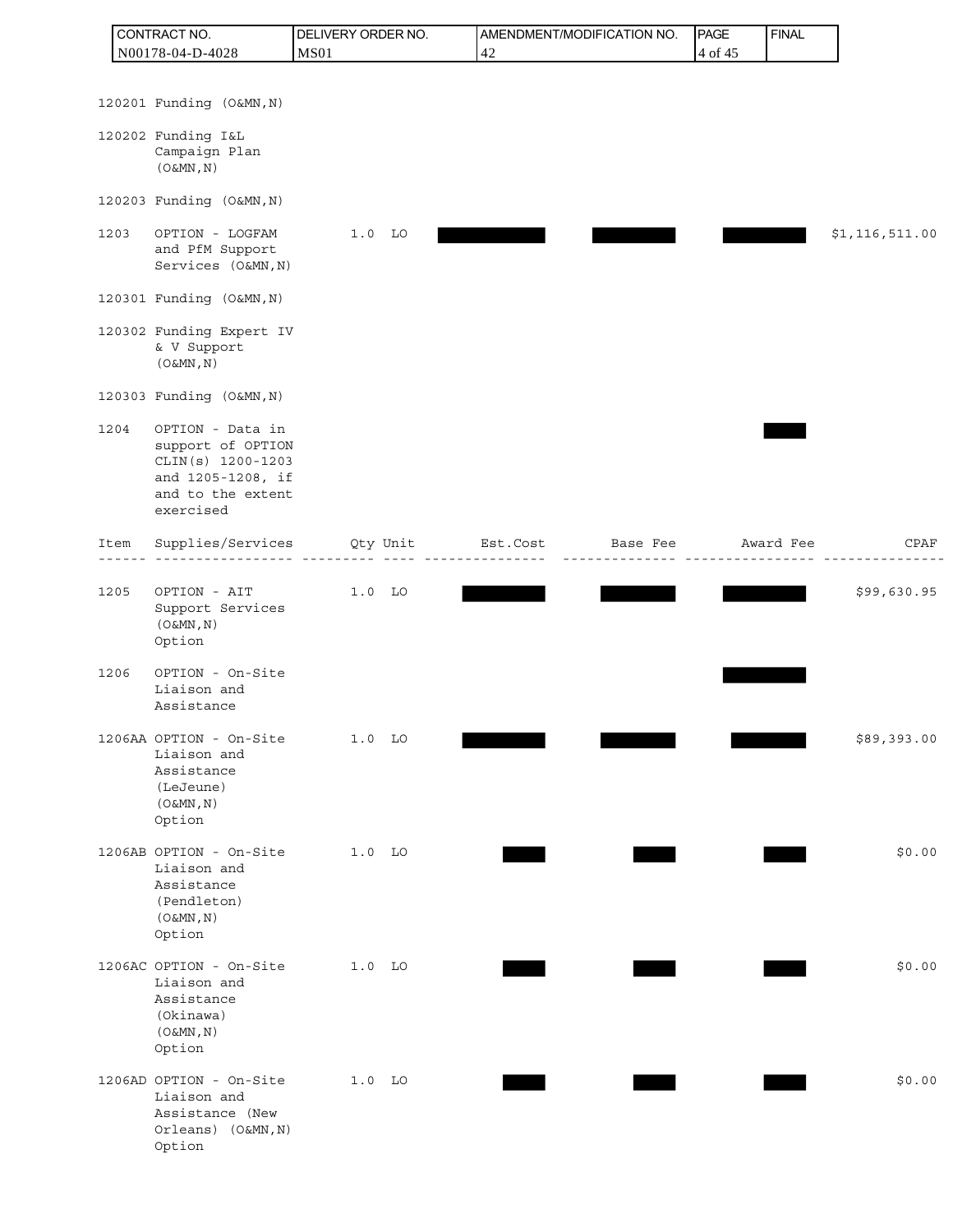| Item | Supplies/Services | Qty | Unit | Est.Cost | Base Fee | Award Fee | CPAF |
|---|---|---|---|---|---|---|---|
| 120201 | Funding (O&MN,N) | | | | | | |
| 120202 | Funding I&L Campaign Plan (O&MN,N) | | | | | | |
| 120203 | Funding (O&MN,N) | | | | | | |
| 1203 | OPTION - LOGFAM and PfM Support Services (O&MN,N) | 1.0 | LO | | | | $1,116,511.00 |
| 120301 | Funding (O&MN,N) | | | | | | |
| 120302 | Funding Expert IV & V Support (O&MN,N) | | | | | | |
| 120303 | Funding (O&MN,N) | | | | | | |
| 1204 | OPTION - Data in support of OPTION CLIN(s) 1200-1203 and 1205-1208, if and to the extent exercised | | | | | | |
| 1205 | OPTION - AIT Support Services (O&MN,N) Option | 1.0 | LO | | | | $99,630.95 |
| 1206 | OPTION - On-Site Liaison and Assistance | | | | | | |
| 1206AA | OPTION - On-Site Liaison and Assistance (LeJeune) (O&MN,N) Option | 1.0 | LO | | | | $89,393.00 |
| 1206AB | OPTION - On-Site Liaison and Assistance (Pendleton) (O&MN,N) Option | 1.0 | LO | | | | $0.00 |
| 1206AC | OPTION - On-Site Liaison and Assistance (Okinawa) (O&MN,N) Option | 1.0 | LO | | | | $0.00 |
| 1206AD | OPTION - On-Site Liaison and Assistance (New Orleans) (O&MN,N) Option | 1.0 | LO | | | | $0.00 |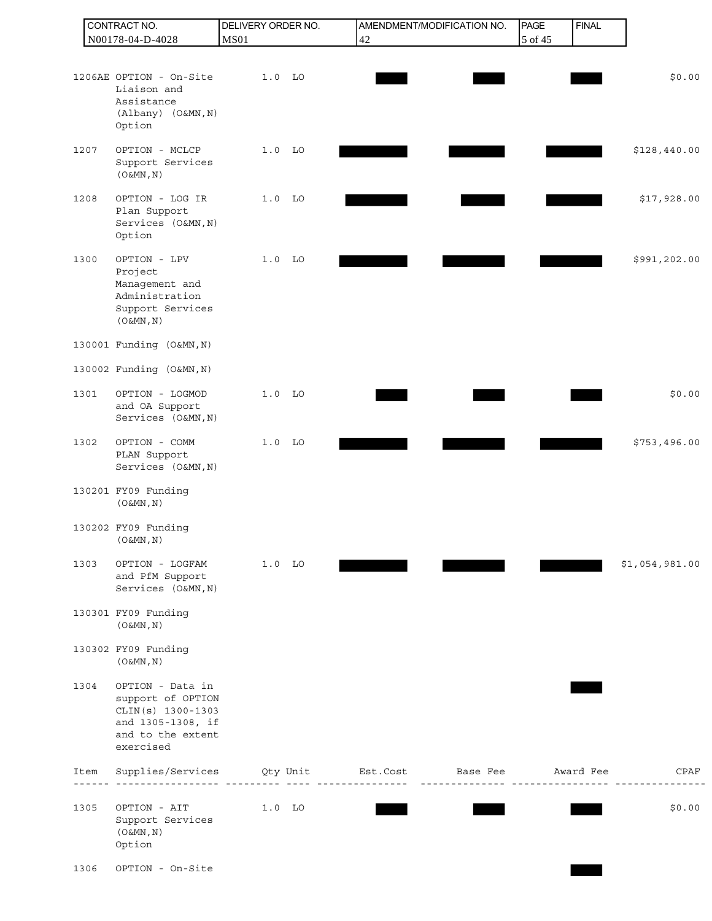| Item | Supplies/Services | Qty | Unit | Est.Cost | Base Fee | Award Fee | CPAF |
|---|---|---|---|---|---|---|---|
| 1206AE | OPTION - On-Site Liaison and Assistance (Albany) (O&MN,N) Option | 1.0 | LO | | | | $0.00 |
| 1207 | OPTION - MCLCP Support Services (O&MN,N) | 1.0 | LO | | | | $128,440.00 |
| 1208 | OPTION - LOG IR Plan Support Services (O&MN,N) Option | 1.0 | LO | | | | $17,928.00 |
| 1300 | OPTION - LPV Project Management and Administration Support Services (O&MN,N) | 1.0 | LO | | | | $991,202.00 |
| 130001 | Funding (O&MN,N) | | | | | | |
| 130002 | Funding (O&MN,N) | | | | | | |
| 1301 | OPTION - LOGMOD and OA Support Services (O&MN,N) | 1.0 | LO | | | | $0.00 |
| 1302 | OPTION - COMM PLAN Support Services (O&MN,N) | 1.0 | LO | | | | $753,496.00 |
| 130201 | FY09 Funding (O&MN,N) | | | | | | |
| 130202 | FY09 Funding (O&MN,N) | | | | | | |
| 1303 | OPTION - LOGFAM and PfM Support Services (O&MN,N) | 1.0 | LO | | | | $1,054,981.00 |
| 130301 | FY09 Funding (O&MN,N) | | | | | | |
| 130302 | FY09 Funding (O&MN,N) | | | | | | |
| 1304 | OPTION - Data in support of OPTION CLIN(s) 1300-1303 and 1305-1308, if and to the extent exercised | | | | | | |

| Item | Supplies/Services | Qty | Unit | Est.Cost | Base Fee | Award Fee | CPAF |
|---|---|---|---|---|---|---|---|
| 1305 | OPTION - AIT Support Services (O&MN,N) Option | 1.0 | LO | | | | $0.00 |
| 1306 | OPTION - On-Site | | | | | | |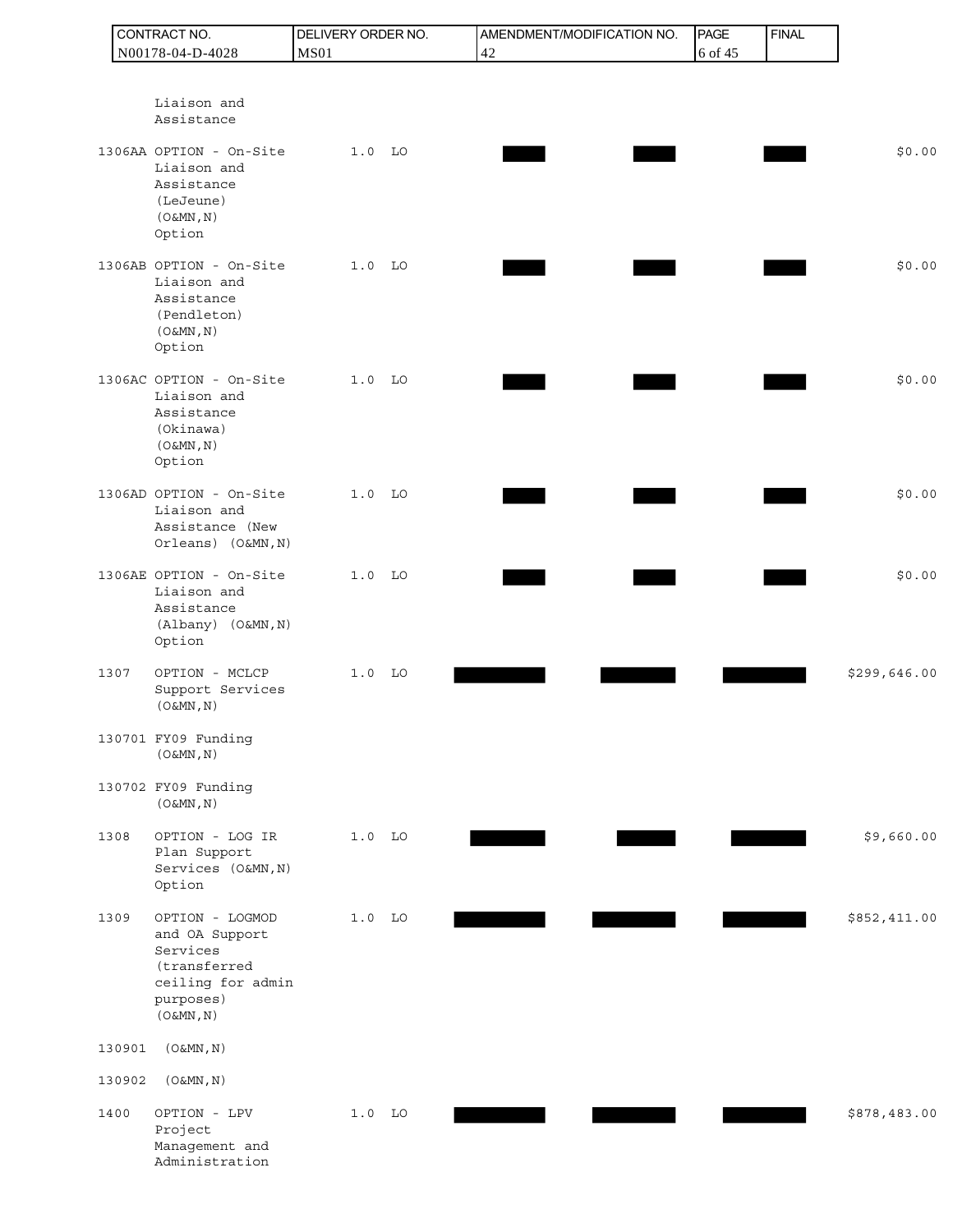| Item | Supplies/Services | Qty | Unit | Unit Price | | | Amount |
|---|---|---|---|---|---|---|---|
| | Liaison and Assistance | | | | | | |
| 1306AA | OPTION - On-Site Liaison and Assistance (LeJeune) (O&MN,N) Option | 1.0 | LO | | | | $0.00 |
| 1306AB | OPTION - On-Site Liaison and Assistance (Pendleton) (O&MN,N) Option | 1.0 | LO | | | | $0.00 |
| 1306AC | OPTION - On-Site Liaison and Assistance (Okinawa) (O&MN,N) Option | 1.0 | LO | | | | $0.00 |
| 1306AD | OPTION - On-Site Liaison and Assistance (New Orleans) (O&MN,N) | 1.0 | LO | | | | $0.00 |
| 1306AE | OPTION - On-Site Liaison and Assistance (Albany) (O&MN,N) Option | 1.0 | LO | | | | $0.00 |
| 1307 | OPTION - MCLCP Support Services (O&MN,N) | 1.0 | LO | | | | $299,646.00 |
| 130701 | FY09 Funding (O&MN,N) | | | | | | |
| 130702 | FY09 Funding (O&MN,N) | | | | | | |
| 1308 | OPTION - LOG IR Plan Support Services (O&MN,N) Option | 1.0 | LO | | | | $9,660.00 |
| 1309 | OPTION - LOGMOD and OA Support Services (transferred ceiling for admin purposes) (O&MN,N) | 1.0 | LO | | | | $852,411.00 |
| 130901 | (O&MN,N) | | | | | | |
| 130902 | (O&MN,N) | | | | | | |
| 1400 | OPTION - LPV Project Management and Administration | 1.0 | LO | | | | $878,483.00 |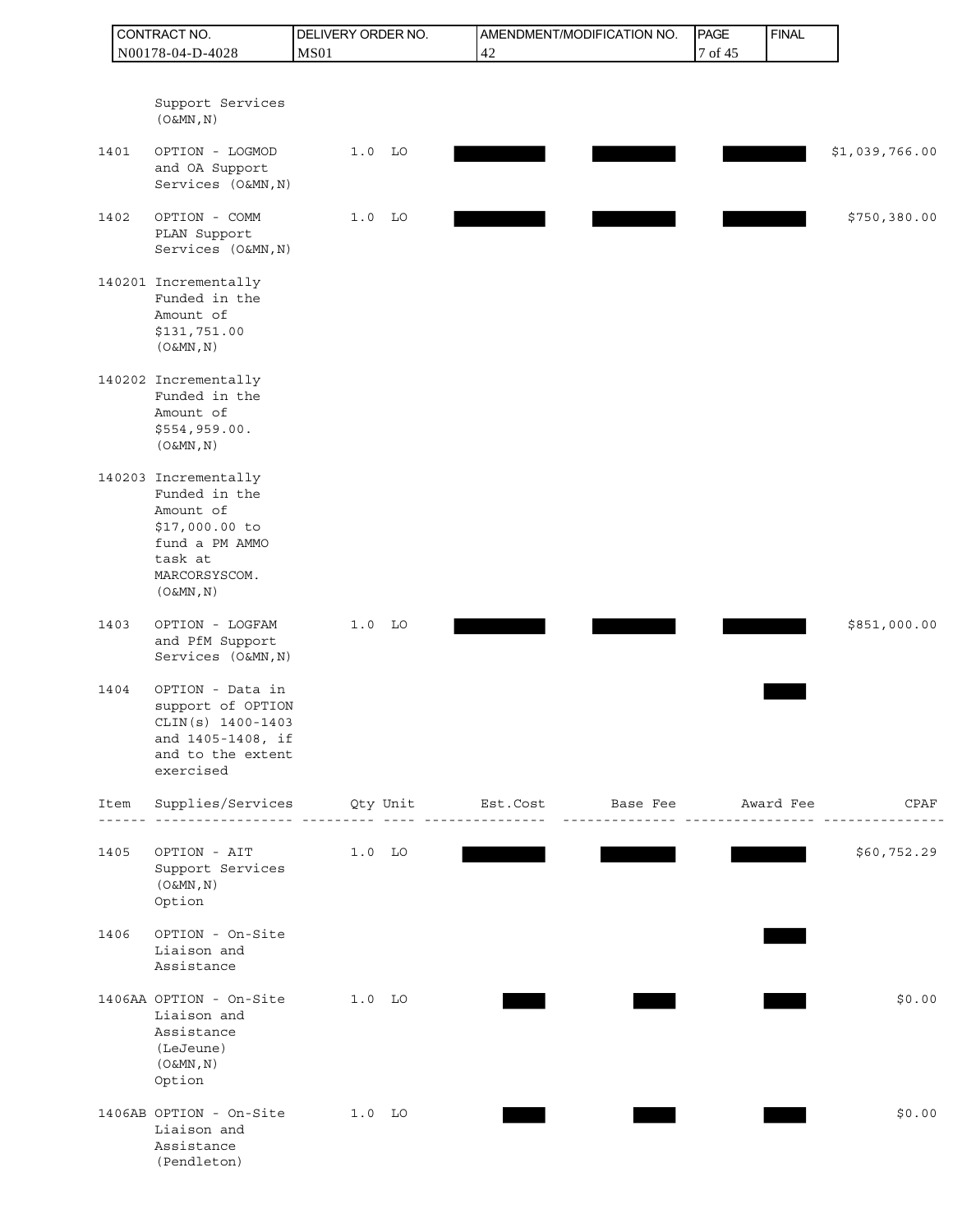| Item | Supplies/Services | Qty | Unit | Est.Cost | Base Fee | Award Fee | CPAF |
|---|---|---|---|---|---|---|---|
| | Support Services (O&MN,N) | | | | | | |
| 1401 | OPTION - LOGMOD and OA Support Services (O&MN,N) | 1.0 | LO | ███ | ███ | ███ | $1,039,766.00 |
| 1402 | OPTION - COMM PLAN Support Services (O&MN,N) | 1.0 | LO | ███ | ███ | ███ | $750,380.00 |
| 140201 | Incrementally Funded in the Amount of $131,751.00 (O&MN,N) | | | | | | |
| 140202 | Incrementally Funded in the Amount of $554,959.00. (O&MN,N) | | | | | | |
| 140203 | Incrementally Funded in the Amount of $17,000.00 to fund a PM AMMO task at MARCORSYSCOM. (O&MN,N) | | | | | | |
| 1403 | OPTION - LOGFAM and PfM Support Services (O&MN,N) | 1.0 | LO | ███ | ███ | ███ | $851,000.00 |
| 1404 | OPTION - Data in support of OPTION CLIN(s) 1400-1403 and 1405-1408, if and to the extent exercised | | | | | ███ | |

| Item | Supplies/Services | Qty | Unit | Est.Cost | Base Fee | Award Fee | CPAF |
|---|---|---|---|---|---|---|---|
| 1405 | OPTION - AIT Support Services (O&MN,N) Option | 1.0 | LO | ███ | ███ | ███ | $60,752.29 |
| 1406 | OPTION - On-Site Liaison and Assistance | | | | | ███ | |
| 1406AA | OPTION - On-Site Liaison and Assistance (LeJeune) (O&MN,N) Option | 1.0 | LO | ███ | ███ | ███ | $0.00 |
| 1406AB | OPTION - On-Site Liaison and Assistance (Pendleton) | 1.0 | LO | ███ | ███ | ███ | $0.00 |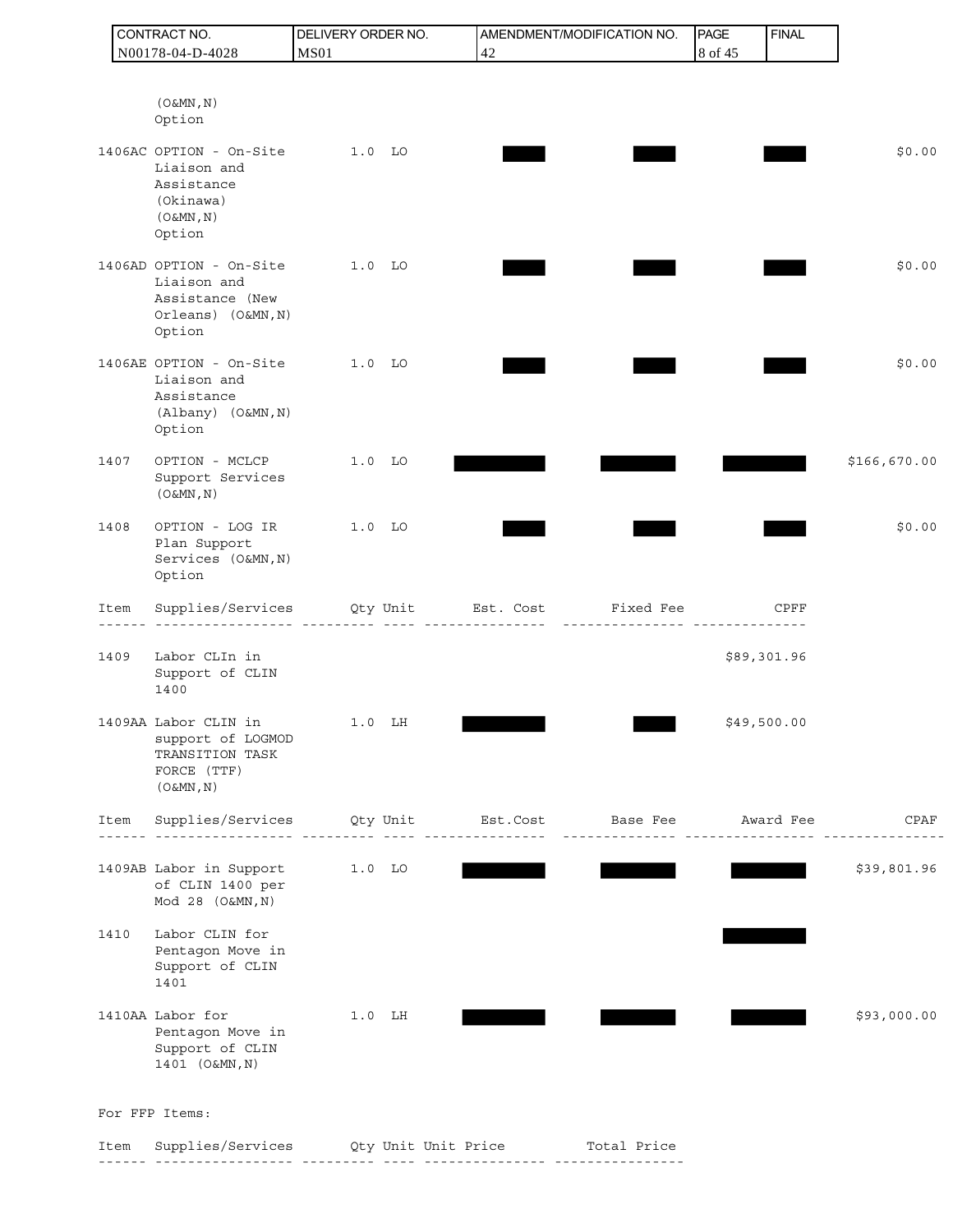| Item | Supplies/Services | Qty | Unit | Est. Cost | Fixed Fee | CPFF | |
|---|---|---|---|---|---|---|---|
| | (O&MN,N) Option | | | | | | |
| 1406AC | OPTION - On-Site Liaison and Assistance (Okinawa) (O&MN,N) Option | 1.0 | LO | | | | $0.00 |
| 1406AD | OPTION - On-Site Liaison and Assistance (New Orleans) (O&MN,N) Option | 1.0 | LO | | | | $0.00 |
| 1406AE | OPTION - On-Site Liaison and Assistance (Albany) (O&MN,N) Option | 1.0 | LO | | | | $0.00 |
| 1407 | OPTION - MCLCP Support Services (O&MN,N) | 1.0 | LO | | | | $166,670.00 |
| 1408 | OPTION - LOG IR Plan Support Services (O&MN,N) Option | 1.0 | LO | | | | $0.00 |

| Item | Supplies/Services | Qty | Unit | Est. Cost | Fixed Fee | CPFF |
|---|---|---|---|---|---|---|
| 1409 | Labor CLIn in Support of CLIN 1400 | | | | | $89,301.96 |
| 1409AA | Labor CLIN in support of LOGMOD TRANSITION TASK FORCE (TTF) (O&MN,N) | 1.0 | LH | | | $49,500.00 |

| Item | Supplies/Services | Qty | Unit | Est.Cost | Base Fee | Award Fee | CPAF |
|---|---|---|---|---|---|---|---|
| 1409AB | Labor in Support of CLIN 1400 per Mod 28 (O&MN,N) | 1.0 | LO | | | | $39,801.96 |
| 1410 | Labor CLIN for Pentagon Move in Support of CLIN 1401 | | | | | | |
| 1410AA | Labor for Pentagon Move in Support of CLIN 1401 (O&MN,N) | 1.0 | LH | | | | $93,000.00 |

For FFP Items:

| Item | Supplies/Services | Qty | Unit | Unit Price | Total Price |
|---|---|---|---|---|---|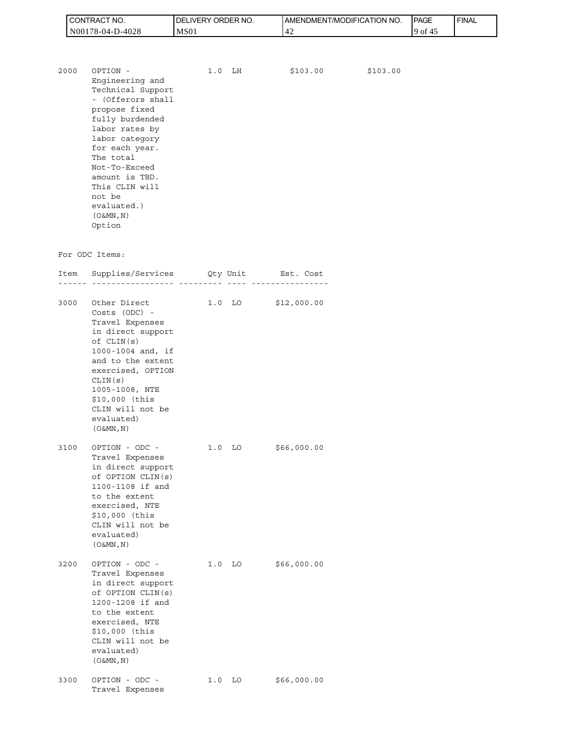| Item | Supplies/Services | Qty | Unit | Unit Price | Total Price |
|---|---|---|---|---|---|
| 2000 | OPTION - Engineering and Technical Support - (Offerors shall propose fixed fully burdended labor rates by labor category for each year. The total Not-To-Exceed amount is TBD. This CLIN will not be evaluated.) (O&MN,N) Option | 1.0 | LH | $103.00 | $103.00 |

For ODC Items:

| Item | Supplies/Services | Qty | Unit | Est. Cost |
|---|---|---|---|---|
| 3000 | Other Direct Costs (ODC) - Travel Expenses in direct support of CLIN(s) 1000-1004 and, if and to the extent exercised, OPTION CLIN(s) 1005-1008, NTE $10,000 (this CLIN will not be evaluated) (O&MN,N) | 1.0 | LO | $12,000.00 |
| 3100 | OPTION - ODC - Travel Expenses in direct support of OPTION CLIN(s) 1100-1108 if and to the extent exercised, NTE $10,000 (this CLIN will not be evaluated) (O&MN,N) | 1.0 | LO | $66,000.00 |
| 3200 | OPTION - ODC - Travel Expenses in direct support of OPTION CLIN(s) 1200-1208 if and to the extent exercised, NTE $10,000 (this CLIN will not be evaluated) (O&MN,N) | 1.0 | LO | $66,000.00 |
| 3300 | OPTION - ODC - Travel Expenses | 1.0 | LO | $66,000.00 |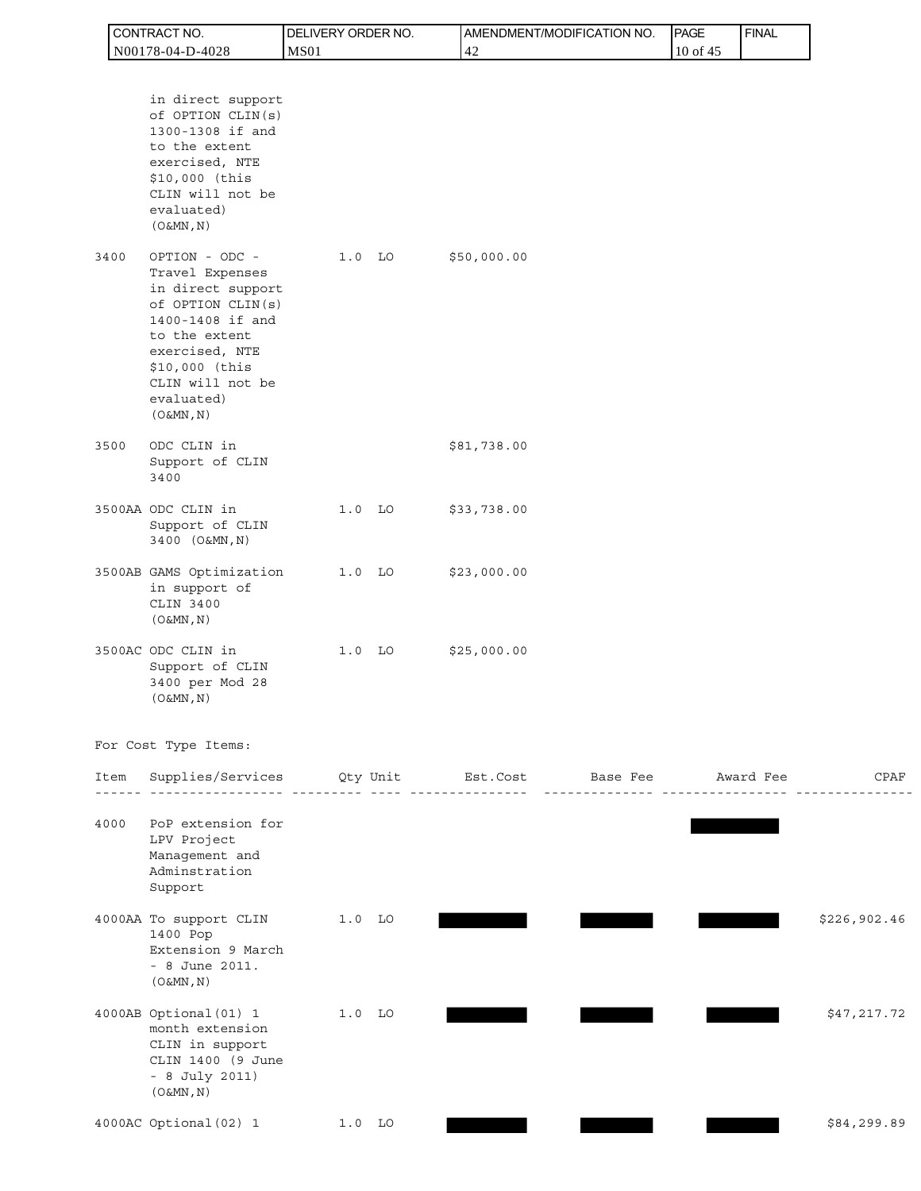| Item | Supplies/Services | Qty | Unit | Est. Cost |
| --- | --- | --- | --- | --- |
| | in direct support of OPTION CLIN(s) 1300-1308 if and to the extent exercised, NTE $10,000 (this CLIN will not be evaluated) (O&MN,N) | | | |
| 3400 | OPTION - ODC - Travel Expenses in direct support of OPTION CLIN(s) 1400-1408 if and to the extent exercised, NTE $10,000 (this CLIN will not be evaluated) (O&MN,N) | 1.0 | LO | $50,000.00 |
| 3500 | ODC CLIN in Support of CLIN 3400 | | | $81,738.00 |
| 3500AA | ODC CLIN in Support of CLIN 3400 (O&MN,N) | 1.0 | LO | $33,738.00 |
| 3500AB | GAMS Optimization in support of CLIN 3400 (O&MN,N) | 1.0 | LO | $23,000.00 |
| 3500AC | ODC CLIN in Support of CLIN 3400 per Mod 28 (O&MN,N) | 1.0 | LO | $25,000.00 |

For Cost Type Items:

| Item | Supplies/Services | Qty | Unit | Est.Cost | Base Fee | Award Fee | CPAF |
| --- | --- | --- | --- | --- | --- | --- | --- |
| 4000 | PoP extension for LPV Project Management and Adminstration Support | | | | | [REDACTED] | |
| 4000AA | To support CLIN 1400 Pop Extension 9 March - 8 June 2011. (O&MN,N) | 1.0 | LO | [REDACTED] | [REDACTED] | [REDACTED] | $226,902.46 |
| 4000AB | Optional(01) 1 month extension CLIN in support CLIN 1400 (9 June - 8 July 2011) (O&MN,N) | 1.0 | LO | [REDACTED] | [REDACTED] | [REDACTED] | $47,217.72 |
| 4000AC | Optional(02) 1 | 1.0 | LO | [REDACTED] | [REDACTED] | [REDACTED] | $84,299.89 |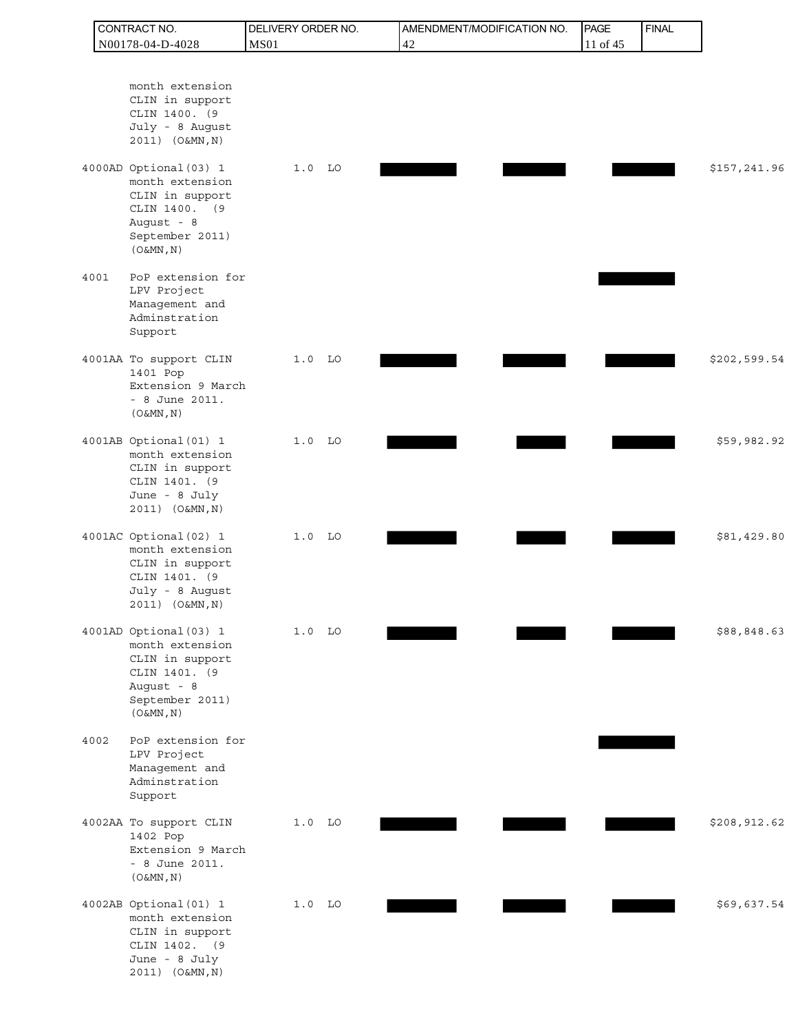| Item | Description | Quantity | Unit | Unit Price | Estimated Cost | Fixed Fee | Total |
|---|---|---|---|---|---|---|---|
| | month extension CLIN in support CLIN 1400. (9 July - 8 August 2011) (O&MN,N) | | | | | | |
| 4000AD | Optional(03) 1 month extension CLIN in support CLIN 1400. (9 August - 8 September 2011) (O&MN,N) | 1.0 | LO | | | | $157,241.96 |
| 4001 | PoP extension for LPV Project Management and Adminstration Support | | | | | | |
| 4001AA | To support CLIN 1401 Pop Extension 9 March - 8 June 2011. (O&MN,N) | 1.0 | LO | | | | $202,599.54 |
| 4001AB | Optional(01) 1 month extension CLIN in support CLIN 1401. (9 June - 8 July 2011) (O&MN,N) | 1.0 | LO | | | | $59,982.92 |
| 4001AC | Optional(02) 1 month extension CLIN in support CLIN 1401. (9 July - 8 August 2011) (O&MN,N) | 1.0 | LO | | | | $81,429.80 |
| 4001AD | Optional(03) 1 month extension CLIN in support CLIN 1401. (9 August - 8 September 2011) (O&MN,N) | 1.0 | LO | | | | $88,848.63 |
| 4002 | PoP extension for LPV Project Management and Adminstration Support | | | | | | |
| 4002AA | To support CLIN 1402 Pop Extension 9 March - 8 June 2011. (O&MN,N) | 1.0 | LO | | | | $208,912.62 |
| 4002AB | Optional(01) 1 month extension CLIN in support CLIN 1402. (9 June - 8 July 2011) (O&MN,N) | 1.0 | LO | | | | $69,637.54 |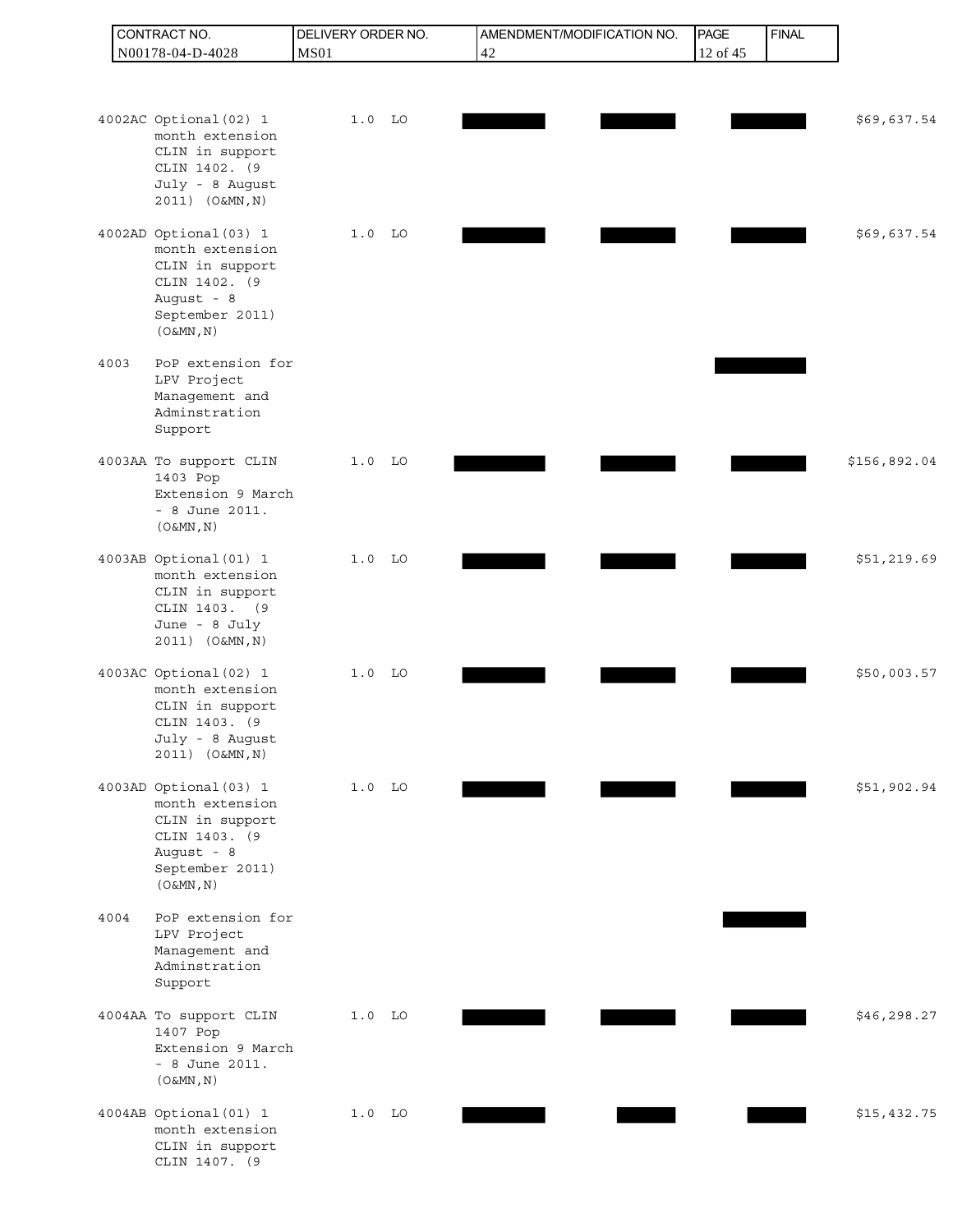| ITEM | DESCRIPTION | QTY | UNIT | | | | AMOUNT |
|---|---|---|---|---|---|---|---|
| 4002AC | Optional(02) 1 month extension CLIN in support CLIN 1402. (9 July - 8 August 2011) (O&MN,N) | 1.0 | LO | | | | $69,637.54 |
| 4002AD | Optional(03) 1 month extension CLIN in support CLIN 1402. (9 August - 8 September 2011) (O&MN,N) | 1.0 | LO | | | | $69,637.54 |
| 4003 | PoP extension for LPV Project Management and Adminstration Support | | | | | | |
| 4003AA | To support CLIN 1403 Pop Extension 9 March - 8 June 2011. (O&MN,N) | 1.0 | LO | | | | $156,892.04 |
| 4003AB | Optional(01) 1 month extension CLIN in support CLIN 1403. (9 June - 8 July 2011) (O&MN,N) | 1.0 | LO | | | | $51,219.69 |
| 4003AC | Optional(02) 1 month extension CLIN in support CLIN 1403. (9 July - 8 August 2011) (O&MN,N) | 1.0 | LO | | | | $50,003.57 |
| 4003AD | Optional(03) 1 month extension CLIN in support CLIN 1403. (9 August - 8 September 2011) (O&MN,N) | 1.0 | LO | | | | $51,902.94 |
| 4004 | PoP extension for LPV Project Management and Adminstration Support | | | | | | |
| 4004AA | To support CLIN 1407 Pop Extension 9 March - 8 June 2011. (O&MN,N) | 1.0 | LO | | | | $46,298.27 |
| 4004AB | Optional(01) 1 month extension CLIN in support CLIN 1407. (9 | 1.0 | LO | | | | $15,432.75 |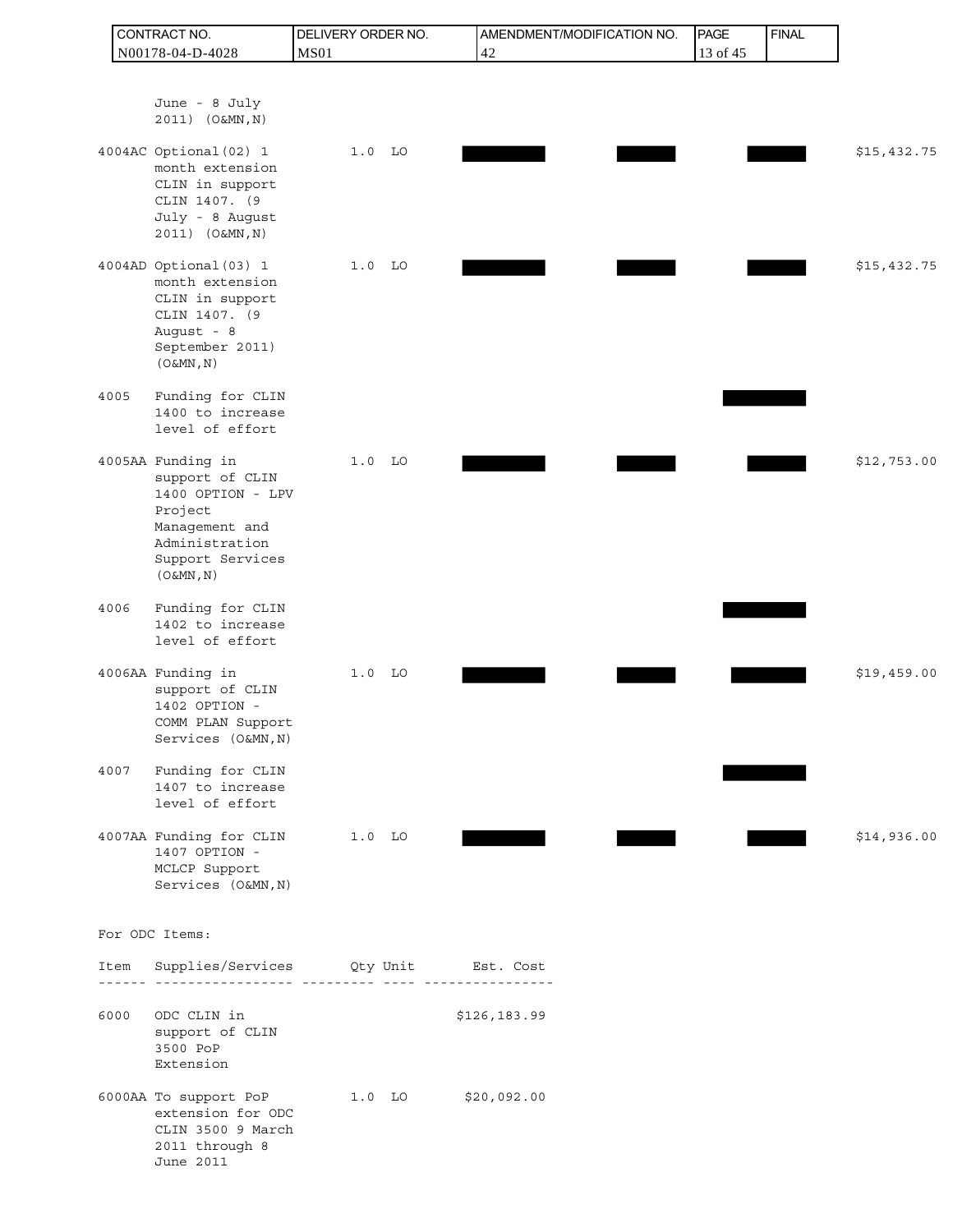June - 8 July 2011) (O&MN,N)

| Item | Supplies/Services | Qty | Unit | Unit Price | Total Price | | | Amount |
|---|---|---|---|---|---|---|---|---|
| 4004AC | Optional(02) 1 month extension CLIN in support CLIN 1407. (9 July - 8 August 2011) (O&MN,N) | 1.0 | LO | [REDACTED] | [REDACTED] | | [REDACTED] | $15,432.75 |
| 4004AD | Optional(03) 1 month extension CLIN in support CLIN 1407. (9 August - 8 September 2011) (O&MN,N) | 1.0 | LO | [REDACTED] | [REDACTED] | | [REDACTED] | $15,432.75 |
| 4005 | Funding for CLIN 1400 to increase level of effort | | | | | | [REDACTED] | |
| 4005AA | Funding in support of CLIN 1400 OPTION - LPV Project Management and Administration Support Services (O&MN,N) | 1.0 | LO | [REDACTED] | [REDACTED] | | [REDACTED] | $12,753.00 |
| 4006 | Funding for CLIN 1402 to increase level of effort | | | | | | [REDACTED] | |
| 4006AA | Funding in support of CLIN 1402 OPTION - COMM PLAN Support Services (O&MN,N) | 1.0 | LO | [REDACTED] | [REDACTED] | | [REDACTED] | $19,459.00 |
| 4007 | Funding for CLIN 1407 to increase level of effort | | | | | | [REDACTED] | |
| 4007AA | Funding for CLIN 1407 OPTION - MCLCP Support Services (O&MN,N) | 1.0 | LO | [REDACTED] | [REDACTED] | | [REDACTED] | $14,936.00 |

For ODC Items:

| Item | Supplies/Services | Qty | Unit | Est. Cost |
|---|---|---|---|---|
| 6000 | ODC CLIN in support of CLIN 3500 PoP Extension | | | $126,183.99 |
| 6000AA | To support PoP extension for ODC CLIN 3500 9 March 2011 through 8 June 2011 | 1.0 | LO | $20,092.00 |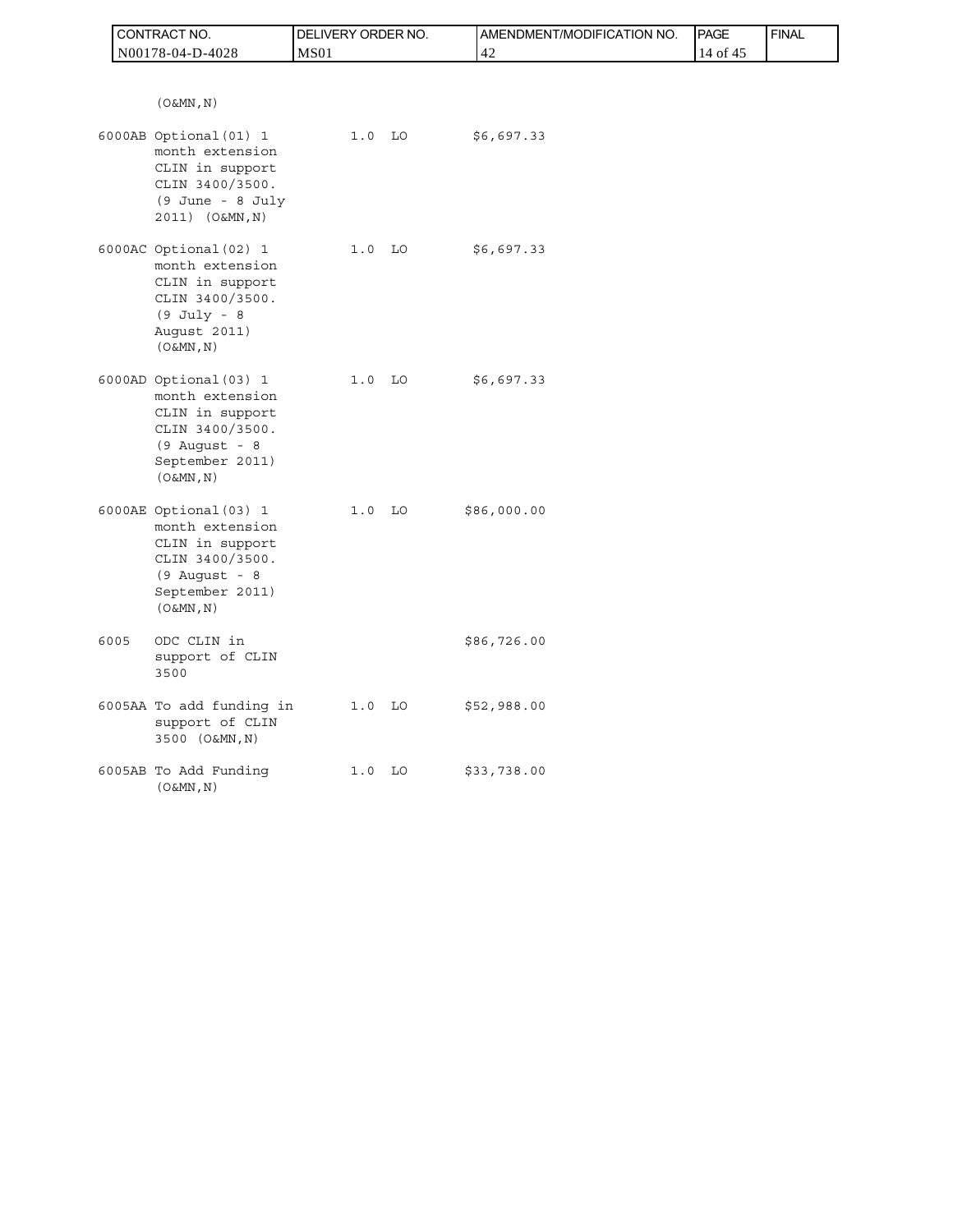(O&MN,N)

| ITEM | DESCRIPTION | QTY | UNIT | AMOUNT |
|---|---|---|---|---|
| 6000AB | Optional(01) 1 month extension CLIN in support CLIN 3400/3500. (9 June - 8 July 2011) (O&MN,N) | 1.0 | LO | $6,697.33 |
| 6000AC | Optional(02) 1 month extension CLIN in support CLIN 3400/3500. (9 July - 8 August 2011) (O&MN,N) | 1.0 | LO | $6,697.33 |
| 6000AD | Optional(03) 1 month extension CLIN in support CLIN 3400/3500. (9 August - 8 September 2011) (O&MN,N) | 1.0 | LO | $6,697.33 |
| 6000AE | Optional(03) 1 month extension CLIN in support CLIN 3400/3500. (9 August - 8 September 2011) (O&MN,N) | 1.0 | LO | $86,000.00 |
| 6005 | ODC CLIN in support of CLIN 3500 | | | $86,726.00 |
| 6005AA | To add funding in support of CLIN 3500 (O&MN,N) | 1.0 | LO | $52,988.00 |
| 6005AB | To Add Funding (O&MN,N) | 1.0 | LO | $33,738.00 |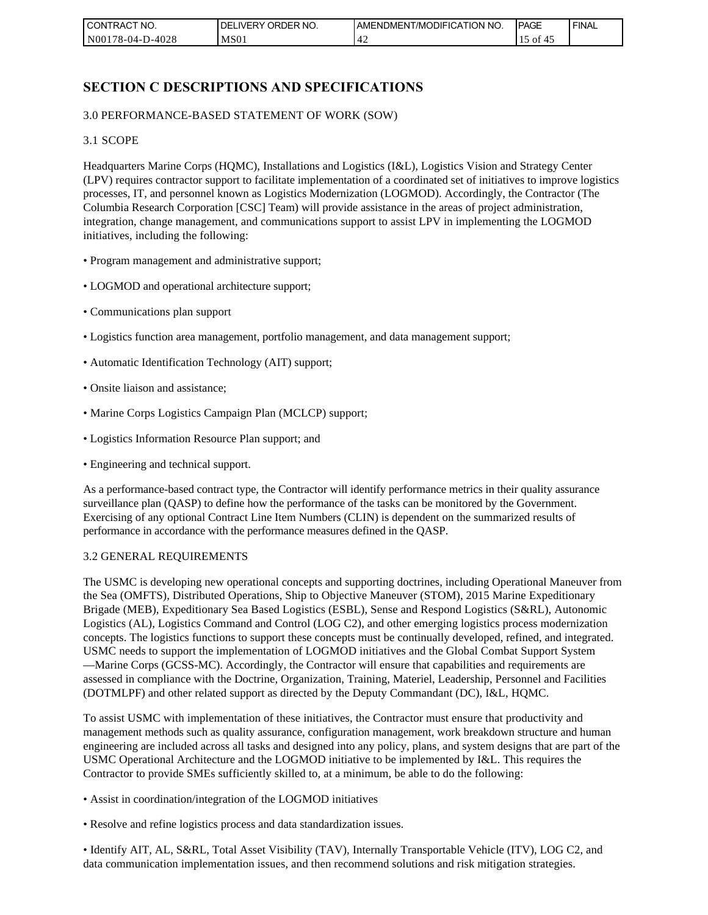## SECTION C DESCRIPTIONS AND SPECIFICATIONS

3.0 PERFORMANCE-BASED STATEMENT OF WORK (SOW)

3.1 SCOPE

Headquarters Marine Corps (HQMC), Installations and Logistics (I&L), Logistics Vision and Strategy Center (LPV) requires contractor support to facilitate implementation of a coordinated set of initiatives to improve logistics processes, IT, and personnel known as Logistics Modernization (LOGMOD). Accordingly, the Contractor (The Columbia Research Corporation [CSC] Team) will provide assistance in the areas of project administration, integration, change management, and communications support to assist LPV in implementing the LOGMOD initiatives, including the following:

- Program management and administrative support;
- LOGMOD and operational architecture support;
- Communications plan support
- Logistics function area management, portfolio management, and data management support;
- Automatic Identification Technology (AIT) support;
- Onsite liaison and assistance;
- Marine Corps Logistics Campaign Plan (MCLCP) support;
- Logistics Information Resource Plan support; and
- Engineering and technical support.

As a performance-based contract type, the Contractor will identify performance metrics in their quality assurance surveillance plan (QASP) to define how the performance of the tasks can be monitored by the Government. Exercising of any optional Contract Line Item Numbers (CLIN) is dependent on the summarized results of performance in accordance with the performance measures defined in the QASP.

3.2 GENERAL REQUIREMENTS

The USMC is developing new operational concepts and supporting doctrines, including Operational Maneuver from the Sea (OMFTS), Distributed Operations, Ship to Objective Maneuver (STOM), 2015 Marine Expeditionary Brigade (MEB), Expeditionary Sea Based Logistics (ESBL), Sense and Respond Logistics (S&RL), Autonomic Logistics (AL), Logistics Command and Control (LOG C2), and other emerging logistics process modernization concepts. The logistics functions to support these concepts must be continually developed, refined, and integrated. USMC needs to support the implementation of LOGMOD initiatives and the Global Combat Support System —Marine Corps (GCSS-MC). Accordingly, the Contractor will ensure that capabilities and requirements are assessed in compliance with the Doctrine, Organization, Training, Materiel, Leadership, Personnel and Facilities (DOTMLPF) and other related support as directed by the Deputy Commandant (DC), I&L, HQMC.

To assist USMC with implementation of these initiatives, the Contractor must ensure that productivity and management methods such as quality assurance, configuration management, work breakdown structure and human engineering are included across all tasks and designed into any policy, plans, and system designs that are part of the USMC Operational Architecture and the LOGMOD initiative to be implemented by I&L. This requires the Contractor to provide SMEs sufficiently skilled to, at a minimum, be able to do the following:

- Assist in coordination/integration of the LOGMOD initiatives
- Resolve and refine logistics process and data standardization issues.
- Identify AIT, AL, S&RL, Total Asset Visibility (TAV), Internally Transportable Vehicle (ITV), LOG C2, and data communication implementation issues, and then recommend solutions and risk mitigation strategies.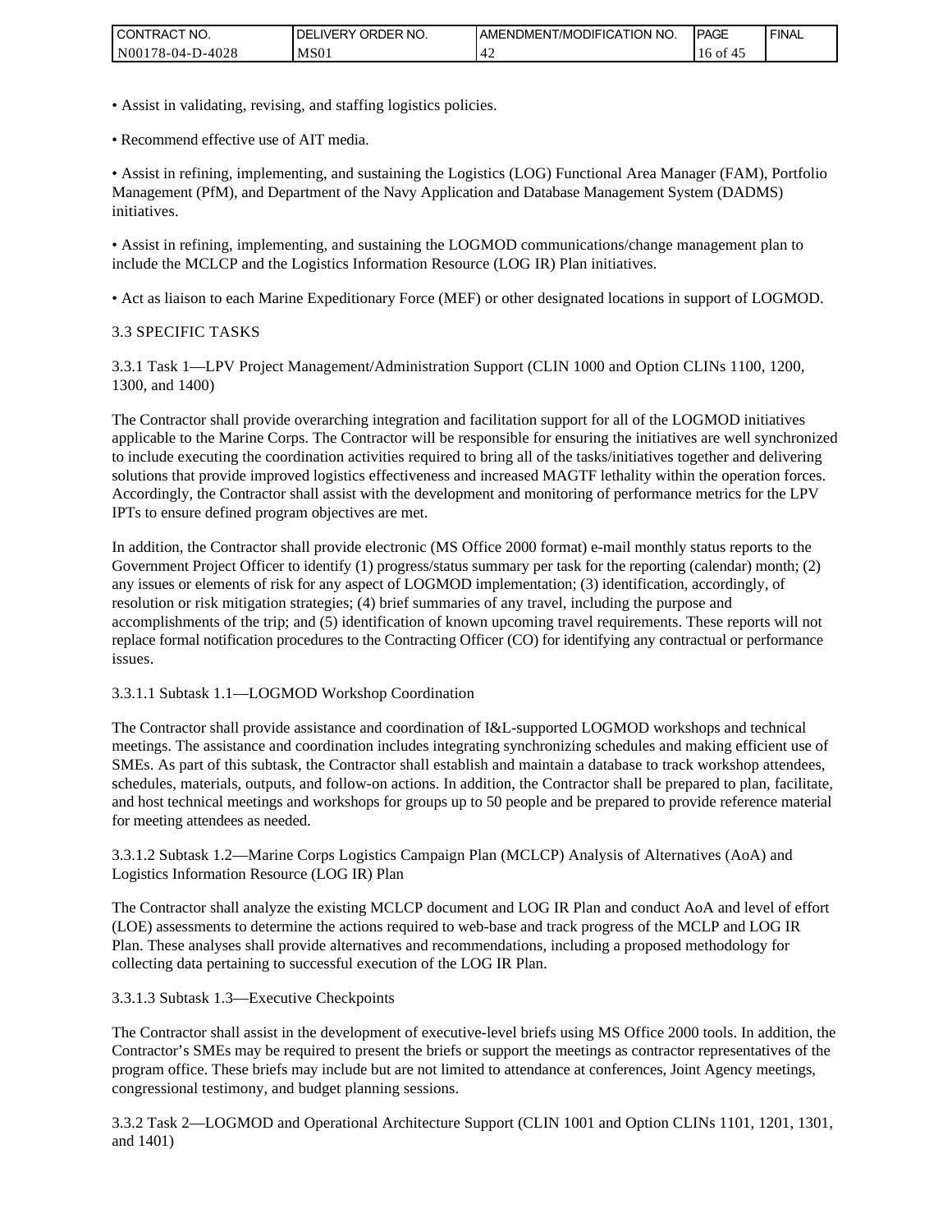• Assist in validating, revising, and staffing logistics policies.

• Recommend effective use of AIT media.

• Assist in refining, implementing, and sustaining the Logistics (LOG) Functional Area Manager (FAM), Portfolio Management (PfM), and Department of the Navy Application and Database Management System (DADMS) initiatives.

• Assist in refining, implementing, and sustaining the LOGMOD communications/change management plan to include the MCLCP and the Logistics Information Resource (LOG IR) Plan initiatives.

• Act as liaison to each Marine Expeditionary Force (MEF) or other designated locations in support of LOGMOD.

### 3.3 SPECIFIC TASKS

#### 3.3.1 Task 1—LPV Project Management/Administration Support (CLIN 1000 and Option CLINs 1100, 1200, 1300, and 1400)

The Contractor shall provide overarching integration and facilitation support for all of the LOGMOD initiatives applicable to the Marine Corps. The Contractor will be responsible for ensuring the initiatives are well synchronized to include executing the coordination activities required to bring all of the tasks/initiatives together and delivering solutions that provide improved logistics effectiveness and increased MAGTF lethality within the operation forces. Accordingly, the Contractor shall assist with the development and monitoring of performance metrics for the LPV IPTs to ensure defined program objectives are met.

In addition, the Contractor shall provide electronic (MS Office 2000 format) e-mail monthly status reports to the Government Project Officer to identify (1) progress/status summary per task for the reporting (calendar) month; (2) any issues or elements of risk for any aspect of LOGMOD implementation; (3) identification, accordingly, of resolution or risk mitigation strategies; (4) brief summaries of any travel, including the purpose and accomplishments of the trip; and (5) identification of known upcoming travel requirements. These reports will not replace formal notification procedures to the Contracting Officer (CO) for identifying any contractual or performance issues.

##### 3.3.1.1 Subtask 1.1—LOGMOD Workshop Coordination

The Contractor shall provide assistance and coordination of I&L-supported LOGMOD workshops and technical meetings. The assistance and coordination includes integrating synchronizing schedules and making efficient use of SMEs. As part of this subtask, the Contractor shall establish and maintain a database to track workshop attendees, schedules, materials, outputs, and follow-on actions. In addition, the Contractor shall be prepared to plan, facilitate, and host technical meetings and workshops for groups up to 50 people and be prepared to provide reference material for meeting attendees as needed.

##### 3.3.1.2 Subtask 1.2—Marine Corps Logistics Campaign Plan (MCLCP) Analysis of Alternatives (AoA) and Logistics Information Resource (LOG IR) Plan

The Contractor shall analyze the existing MCLCP document and LOG IR Plan and conduct AoA and level of effort (LOE) assessments to determine the actions required to web-base and track progress of the MCLP and LOG IR Plan. These analyses shall provide alternatives and recommendations, including a proposed methodology for collecting data pertaining to successful execution of the LOG IR Plan.

##### 3.3.1.3 Subtask 1.3—Executive Checkpoints

The Contractor shall assist in the development of executive-level briefs using MS Office 2000 tools. In addition, the Contractor's SMEs may be required to present the briefs or support the meetings as contractor representatives of the program office. These briefs may include but are not limited to attendance at conferences, Joint Agency meetings, congressional testimony, and budget planning sessions.

#### 3.3.2 Task 2—LOGMOD and Operational Architecture Support (CLIN 1001 and Option CLINs 1101, 1201, 1301, and 1401)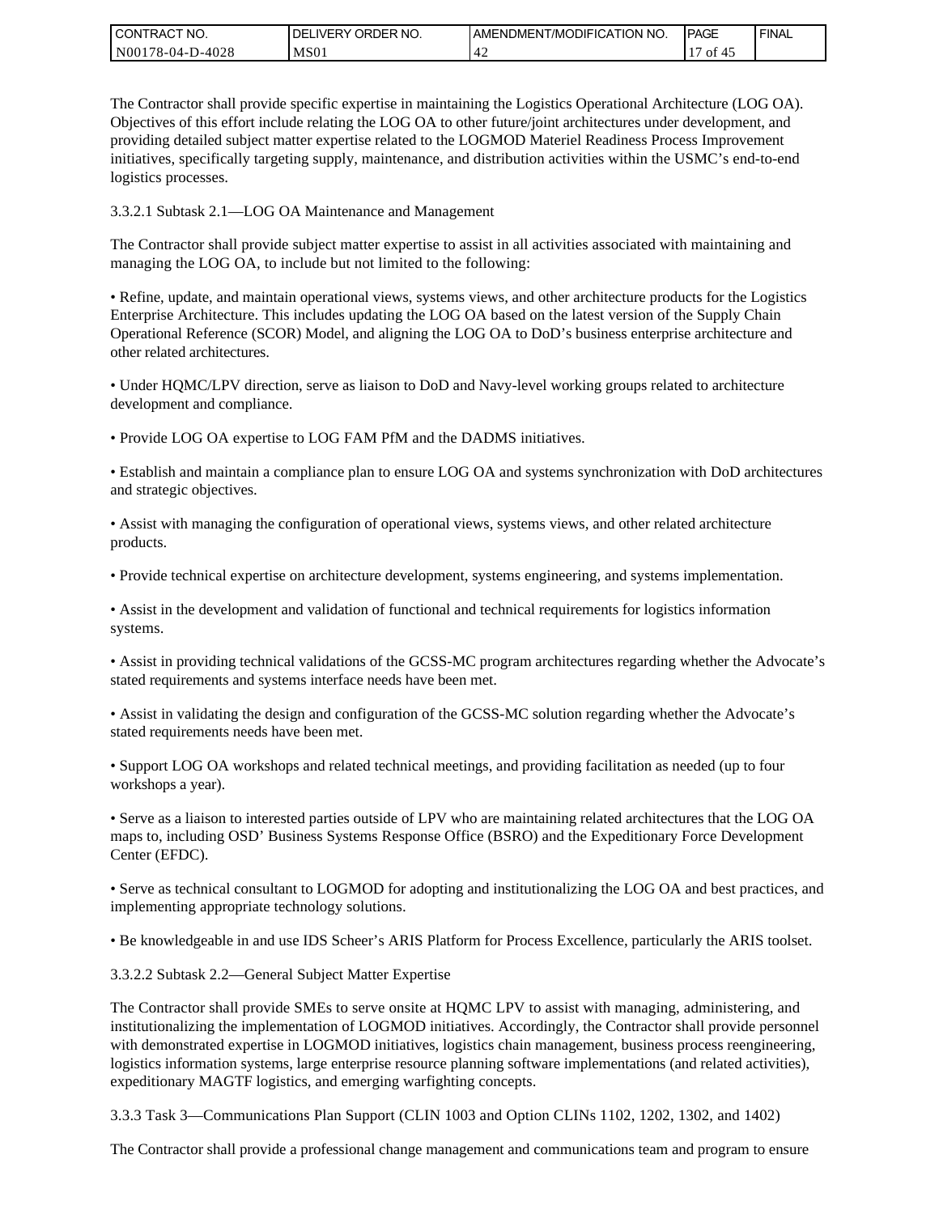The Contractor shall provide specific expertise in maintaining the Logistics Operational Architecture (LOG OA). Objectives of this effort include relating the LOG OA to other future/joint architectures under development, and providing detailed subject matter expertise related to the LOGMOD Materiel Readiness Process Improvement initiatives, specifically targeting supply, maintenance, and distribution activities within the USMC's end-to-end logistics processes.

3.3.2.1 Subtask 2.1—LOG OA Maintenance and Management

The Contractor shall provide subject matter expertise to assist in all activities associated with maintaining and managing the LOG OA, to include but not limited to the following:

• Refine, update, and maintain operational views, systems views, and other architecture products for the Logistics Enterprise Architecture. This includes updating the LOG OA based on the latest version of the Supply Chain Operational Reference (SCOR) Model, and aligning the LOG OA to DoD's business enterprise architecture and other related architectures.

• Under HQMC/LPV direction, serve as liaison to DoD and Navy-level working groups related to architecture development and compliance.

• Provide LOG OA expertise to LOG FAM PfM and the DADMS initiatives.

• Establish and maintain a compliance plan to ensure LOG OA and systems synchronization with DoD architectures and strategic objectives.

• Assist with managing the configuration of operational views, systems views, and other related architecture products.

• Provide technical expertise on architecture development, systems engineering, and systems implementation.

• Assist in the development and validation of functional and technical requirements for logistics information systems.

• Assist in providing technical validations of the GCSS-MC program architectures regarding whether the Advocate's stated requirements and systems interface needs have been met.

• Assist in validating the design and configuration of the GCSS-MC solution regarding whether the Advocate's stated requirements needs have been met.

• Support LOG OA workshops and related technical meetings, and providing facilitation as needed (up to four workshops a year).

• Serve as a liaison to interested parties outside of LPV who are maintaining related architectures that the LOG OA maps to, including OSD' Business Systems Response Office (BSRO) and the Expeditionary Force Development Center (EFDC).

• Serve as technical consultant to LOGMOD for adopting and institutionalizing the LOG OA and best practices, and implementing appropriate technology solutions.

• Be knowledgeable in and use IDS Scheer's ARIS Platform for Process Excellence, particularly the ARIS toolset.

3.3.2.2 Subtask 2.2—General Subject Matter Expertise

The Contractor shall provide SMEs to serve onsite at HQMC LPV to assist with managing, administering, and institutionalizing the implementation of LOGMOD initiatives. Accordingly, the Contractor shall provide personnel with demonstrated expertise in LOGMOD initiatives, logistics chain management, business process reengineering, logistics information systems, large enterprise resource planning software implementations (and related activities), expeditionary MAGTF logistics, and emerging warfighting concepts.

3.3.3 Task 3—Communications Plan Support (CLIN 1003 and Option CLINs 1102, 1202, 1302, and 1402)

The Contractor shall provide a professional change management and communications team and program to ensure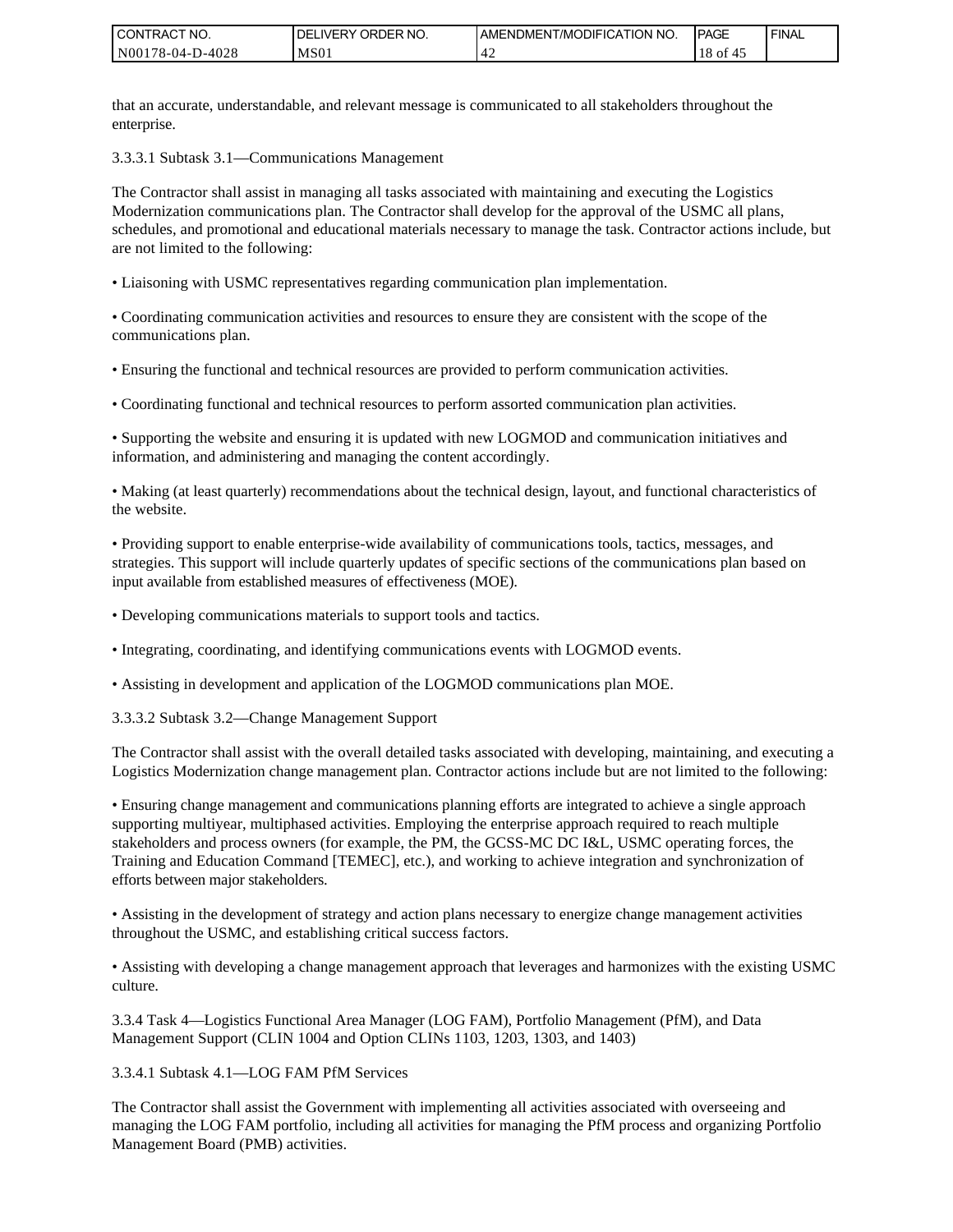that an accurate, understandable, and relevant message is communicated to all stakeholders throughout the enterprise.

3.3.3.1 Subtask 3.1—Communications Management

The Contractor shall assist in managing all tasks associated with maintaining and executing the Logistics Modernization communications plan. The Contractor shall develop for the approval of the USMC all plans, schedules, and promotional and educational materials necessary to manage the task. Contractor actions include, but are not limited to the following:

- Liaisoning with USMC representatives regarding communication plan implementation.
- Coordinating communication activities and resources to ensure they are consistent with the scope of the communications plan.
- Ensuring the functional and technical resources are provided to perform communication activities.
- Coordinating functional and technical resources to perform assorted communication plan activities.
- Supporting the website and ensuring it is updated with new LOGMOD and communication initiatives and information, and administering and managing the content accordingly.
- Making (at least quarterly) recommendations about the technical design, layout, and functional characteristics of the website.
- Providing support to enable enterprise-wide availability of communications tools, tactics, messages, and strategies. This support will include quarterly updates of specific sections of the communications plan based on input available from established measures of effectiveness (MOE).
- Developing communications materials to support tools and tactics.
- Integrating, coordinating, and identifying communications events with LOGMOD events.
- Assisting in development and application of the LOGMOD communications plan MOE.

3.3.3.2 Subtask 3.2—Change Management Support

The Contractor shall assist with the overall detailed tasks associated with developing, maintaining, and executing a Logistics Modernization change management plan. Contractor actions include but are not limited to the following:

- Ensuring change management and communications planning efforts are integrated to achieve a single approach supporting multiyear, multiphased activities. Employing the enterprise approach required to reach multiple stakeholders and process owners (for example, the PM, the GCSS-MC DC I&L, USMC operating forces, the Training and Education Command [TEMEC], etc.), and working to achieve integration and synchronization of efforts between major stakeholders.
- Assisting in the development of strategy and action plans necessary to energize change management activities throughout the USMC, and establishing critical success factors.
- Assisting with developing a change management approach that leverages and harmonizes with the existing USMC culture.

3.3.4 Task 4—Logistics Functional Area Manager (LOG FAM), Portfolio Management (PfM), and Data Management Support (CLIN 1004 and Option CLINs 1103, 1203, 1303, and 1403)

3.3.4.1 Subtask 4.1—LOG FAM PfM Services

The Contractor shall assist the Government with implementing all activities associated with overseeing and managing the LOG FAM portfolio, including all activities for managing the PfM process and organizing Portfolio Management Board (PMB) activities.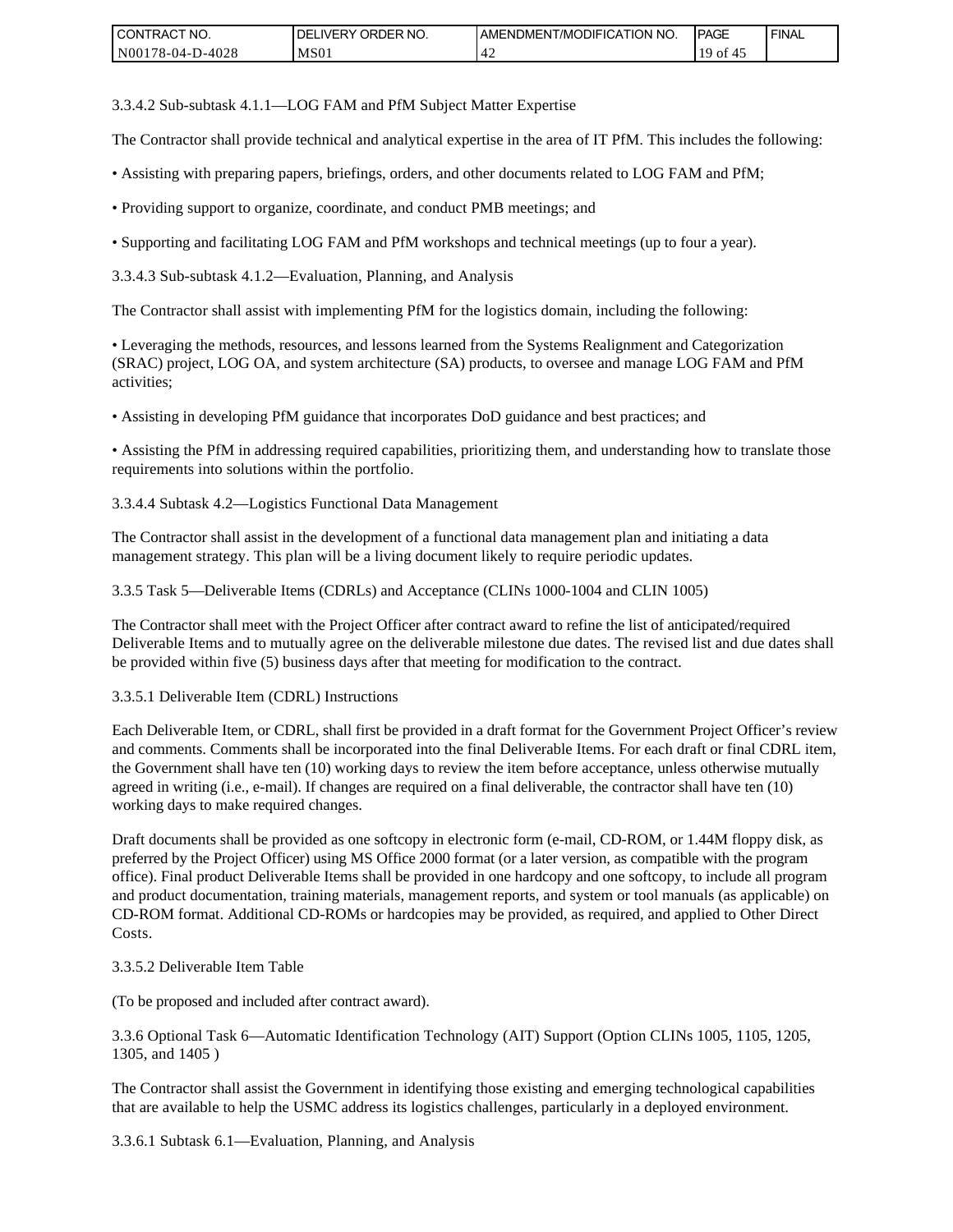3.3.4.2 Sub-subtask 4.1.1—LOG FAM and PfM Subject Matter Expertise

The Contractor shall provide technical and analytical expertise in the area of IT PfM. This includes the following:

• Assisting with preparing papers, briefings, orders, and other documents related to LOG FAM and PfM;

• Providing support to organize, coordinate, and conduct PMB meetings; and

• Supporting and facilitating LOG FAM and PfM workshops and technical meetings (up to four a year).

3.3.4.3 Sub-subtask 4.1.2—Evaluation, Planning, and Analysis

The Contractor shall assist with implementing PfM for the logistics domain, including the following:

• Leveraging the methods, resources, and lessons learned from the Systems Realignment and Categorization (SRAC) project, LOG OA, and system architecture (SA) products, to oversee and manage LOG FAM and PfM activities;

• Assisting in developing PfM guidance that incorporates DoD guidance and best practices; and

• Assisting the PfM in addressing required capabilities, prioritizing them, and understanding how to translate those requirements into solutions within the portfolio.

3.3.4.4 Subtask 4.2—Logistics Functional Data Management

The Contractor shall assist in the development of a functional data management plan and initiating a data management strategy. This plan will be a living document likely to require periodic updates.

3.3.5 Task 5—Deliverable Items (CDRLs) and Acceptance (CLINs 1000-1004 and CLIN 1005)

The Contractor shall meet with the Project Officer after contract award to refine the list of anticipated/required Deliverable Items and to mutually agree on the deliverable milestone due dates. The revised list and due dates shall be provided within five (5) business days after that meeting for modification to the contract.

3.3.5.1 Deliverable Item (CDRL) Instructions

Each Deliverable Item, or CDRL, shall first be provided in a draft format for the Government Project Officer's review and comments. Comments shall be incorporated into the final Deliverable Items. For each draft or final CDRL item, the Government shall have ten (10) working days to review the item before acceptance, unless otherwise mutually agreed in writing (i.e., e-mail). If changes are required on a final deliverable, the contractor shall have ten (10) working days to make required changes.

Draft documents shall be provided as one softcopy in electronic form (e-mail, CD-ROM, or 1.44M floppy disk, as preferred by the Project Officer) using MS Office 2000 format (or a later version, as compatible with the program office). Final product Deliverable Items shall be provided in one hardcopy and one softcopy, to include all program and product documentation, training materials, management reports, and system or tool manuals (as applicable) on CD-ROM format. Additional CD-ROMs or hardcopies may be provided, as required, and applied to Other Direct Costs.

3.3.5.2 Deliverable Item Table

(To be proposed and included after contract award).

3.3.6 Optional Task 6—Automatic Identification Technology (AIT) Support (Option CLINs 1005, 1105, 1205, 1305, and 1405 )

The Contractor shall assist the Government in identifying those existing and emerging technological capabilities that are available to help the USMC address its logistics challenges, particularly in a deployed environment.

3.3.6.1 Subtask 6.1—Evaluation, Planning, and Analysis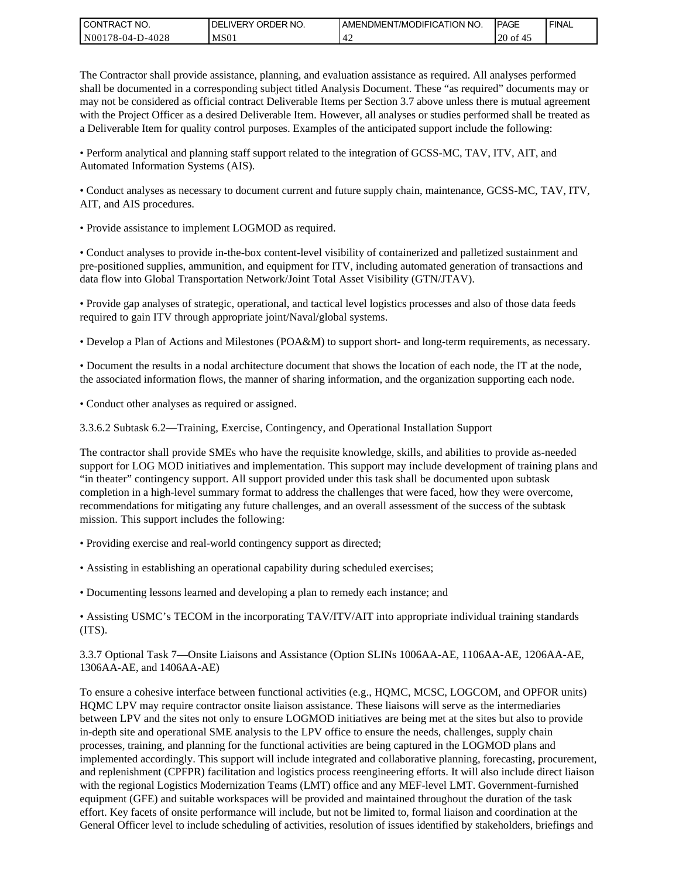The Contractor shall provide assistance, planning, and evaluation assistance as required. All analyses performed shall be documented in a corresponding subject titled Analysis Document. These "as required" documents may or may not be considered as official contract Deliverable Items per Section 3.7 above unless there is mutual agreement with the Project Officer as a desired Deliverable Item. However, all analyses or studies performed shall be treated as a Deliverable Item for quality control purposes. Examples of the anticipated support include the following:

• Perform analytical and planning staff support related to the integration of GCSS-MC, TAV, ITV, AIT, and Automated Information Systems (AIS).

• Conduct analyses as necessary to document current and future supply chain, maintenance, GCSS-MC, TAV, ITV, AIT, and AIS procedures.

• Provide assistance to implement LOGMOD as required.

• Conduct analyses to provide in-the-box content-level visibility of containerized and palletized sustainment and pre-positioned supplies, ammunition, and equipment for ITV, including automated generation of transactions and data flow into Global Transportation Network/Joint Total Asset Visibility (GTN/JTAV).

• Provide gap analyses of strategic, operational, and tactical level logistics processes and also of those data feeds required to gain ITV through appropriate joint/Naval/global systems.

• Develop a Plan of Actions and Milestones (POA&M) to support short- and long-term requirements, as necessary.

• Document the results in a nodal architecture document that shows the location of each node, the IT at the node, the associated information flows, the manner of sharing information, and the organization supporting each node.

• Conduct other analyses as required or assigned.

3.3.6.2 Subtask 6.2—Training, Exercise, Contingency, and Operational Installation Support

The contractor shall provide SMEs who have the requisite knowledge, skills, and abilities to provide as-needed support for LOG MOD initiatives and implementation. This support may include development of training plans and "in theater" contingency support. All support provided under this task shall be documented upon subtask completion in a high-level summary format to address the challenges that were faced, how they were overcome, recommendations for mitigating any future challenges, and an overall assessment of the success of the subtask mission. This support includes the following:

• Providing exercise and real-world contingency support as directed;

• Assisting in establishing an operational capability during scheduled exercises;

• Documenting lessons learned and developing a plan to remedy each instance; and

• Assisting USMC's TECOM in the incorporating TAV/ITV/AIT into appropriate individual training standards (ITS).

3.3.7 Optional Task 7—Onsite Liaisons and Assistance (Option SLINs 1006AA-AE, 1106AA-AE, 1206AA-AE, 1306AA-AE, and 1406AA-AE)

To ensure a cohesive interface between functional activities (e.g., HQMC, MCSC, LOGCOM, and OPFOR units) HQMC LPV may require contractor onsite liaison assistance. These liaisons will serve as the intermediaries between LPV and the sites not only to ensure LOGMOD initiatives are being met at the sites but also to provide in-depth site and operational SME analysis to the LPV office to ensure the needs, challenges, supply chain processes, training, and planning for the functional activities are being captured in the LOGMOD plans and implemented accordingly. This support will include integrated and collaborative planning, forecasting, procurement, and replenishment (CPFPR) facilitation and logistics process reengineering efforts. It will also include direct liaison with the regional Logistics Modernization Teams (LMT) office and any MEF-level LMT. Government-furnished equipment (GFE) and suitable workspaces will be provided and maintained throughout the duration of the task effort. Key facets of onsite performance will include, but not be limited to, formal liaison and coordination at the General Officer level to include scheduling of activities, resolution of issues identified by stakeholders, briefings and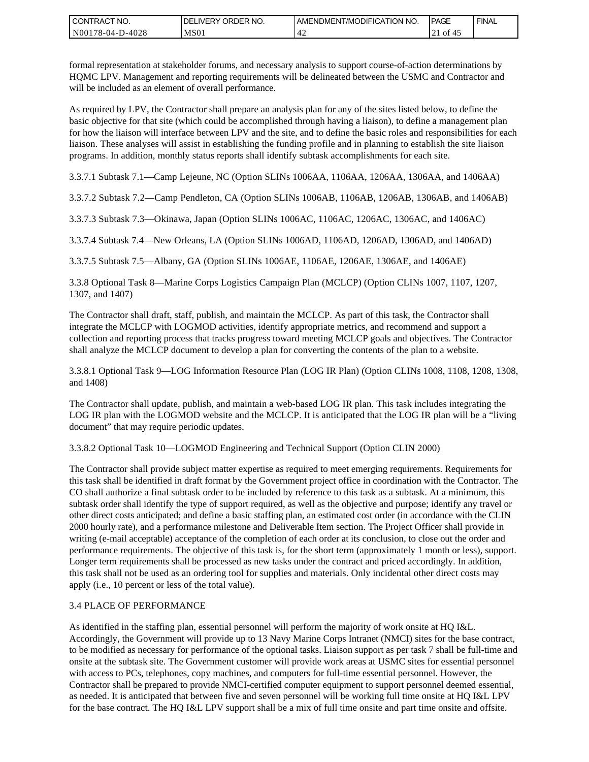formal representation at stakeholder forums, and necessary analysis to support course-of-action determinations by HQMC LPV. Management and reporting requirements will be delineated between the USMC and Contractor and will be included as an element of overall performance.

As required by LPV, the Contractor shall prepare an analysis plan for any of the sites listed below, to define the basic objective for that site (which could be accomplished through having a liaison), to define a management plan for how the liaison will interface between LPV and the site, and to define the basic roles and responsibilities for each liaison. These analyses will assist in establishing the funding profile and in planning to establish the site liaison programs. In addition, monthly status reports shall identify subtask accomplishments for each site.

3.3.7.1 Subtask 7.1—Camp Lejeune, NC (Option SLINs 1006AA, 1106AA, 1206AA, 1306AA, and 1406AA)

3.3.7.2 Subtask 7.2—Camp Pendleton, CA (Option SLINs 1006AB, 1106AB, 1206AB, 1306AB, and 1406AB)

3.3.7.3 Subtask 7.3—Okinawa, Japan (Option SLINs 1006AC, 1106AC, 1206AC, 1306AC, and 1406AC)

3.3.7.4 Subtask 7.4—New Orleans, LA (Option SLINs 1006AD, 1106AD, 1206AD, 1306AD, and 1406AD)

3.3.7.5 Subtask 7.5—Albany, GA (Option SLINs 1006AE, 1106AE, 1206AE, 1306AE, and 1406AE)

3.3.8 Optional Task 8—Marine Corps Logistics Campaign Plan (MCLCP) (Option CLINs 1007, 1107, 1207, 1307, and 1407)

The Contractor shall draft, staff, publish, and maintain the MCLCP. As part of this task, the Contractor shall integrate the MCLCP with LOGMOD activities, identify appropriate metrics, and recommend and support a collection and reporting process that tracks progress toward meeting MCLCP goals and objectives. The Contractor shall analyze the MCLCP document to develop a plan for converting the contents of the plan to a website.

3.3.8.1 Optional Task 9—LOG Information Resource Plan (LOG IR Plan) (Option CLINs 1008, 1108, 1208, 1308, and 1408)

The Contractor shall update, publish, and maintain a web-based LOG IR plan. This task includes integrating the LOG IR plan with the LOGMOD website and the MCLCP. It is anticipated that the LOG IR plan will be a “living document” that may require periodic updates.

3.3.8.2 Optional Task 10—LOGMOD Engineering and Technical Support (Option CLIN 2000)

The Contractor shall provide subject matter expertise as required to meet emerging requirements. Requirements for this task shall be identified in draft format by the Government project office in coordination with the Contractor. The CO shall authorize a final subtask order to be included by reference to this task as a subtask. At a minimum, this subtask order shall identify the type of support required, as well as the objective and purpose; identify any travel or other direct costs anticipated; and define a basic staffing plan, an estimated cost order (in accordance with the CLIN 2000 hourly rate), and a performance milestone and Deliverable Item section. The Project Officer shall provide in writing (e-mail acceptable) acceptance of the completion of each order at its conclusion, to close out the order and performance requirements. The objective of this task is, for the short term (approximately 1 month or less), support. Longer term requirements shall be processed as new tasks under the contract and priced accordingly. In addition, this task shall not be used as an ordering tool for supplies and materials. Only incidental other direct costs may apply (i.e., 10 percent or less of the total value).

3.4 PLACE OF PERFORMANCE

As identified in the staffing plan, essential personnel will perform the majority of work onsite at HQ I&L. Accordingly, the Government will provide up to 13 Navy Marine Corps Intranet (NMCI) sites for the base contract, to be modified as necessary for performance of the optional tasks. Liaison support as per task 7 shall be full-time and onsite at the subtask site. The Government customer will provide work areas at USMC sites for essential personnel with access to PCs, telephones, copy machines, and computers for full-time essential personnel. However, the Contractor shall be prepared to provide NMCI-certified computer equipment to support personnel deemed essential, as needed. It is anticipated that between five and seven personnel will be working full time onsite at HQ I&L LPV for the base contract. The HQ I&L LPV support shall be a mix of full time onsite and part time onsite and offsite.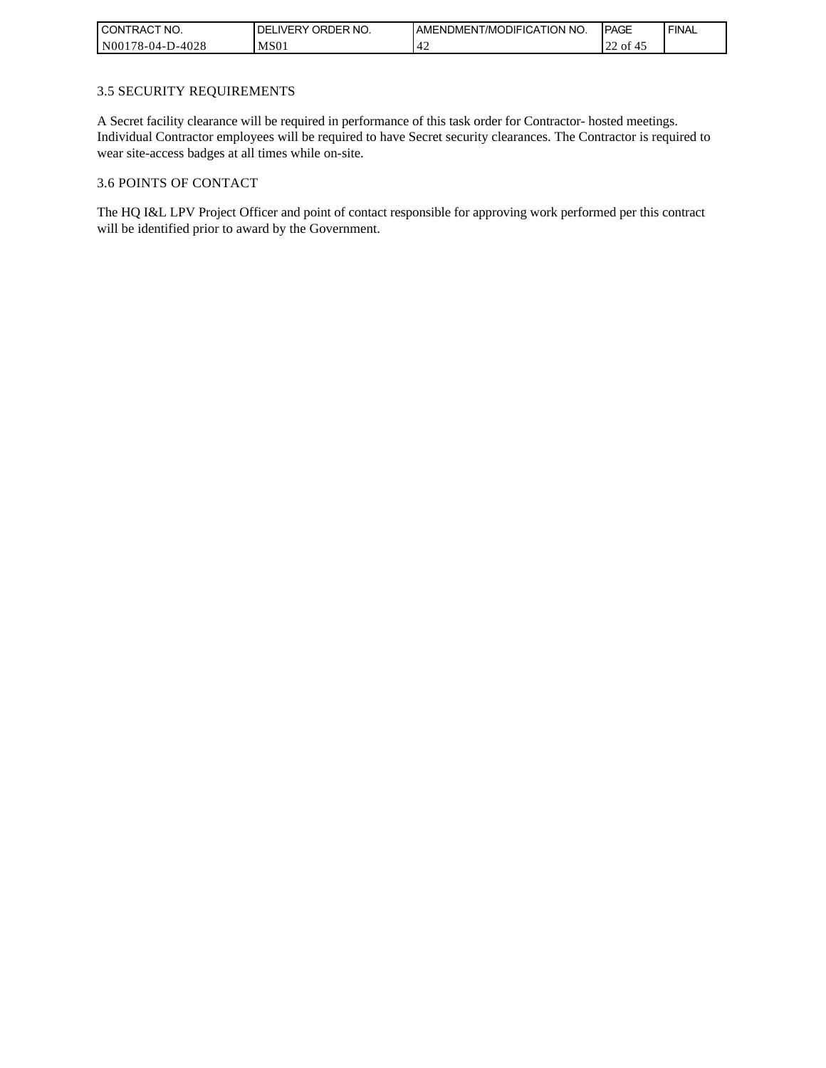### 3.5 SECURITY REQUIREMENTS

A Secret facility clearance will be required in performance of this task order for Contractor- hosted meetings. Individual Contractor employees will be required to have Secret security clearances. The Contractor is required to wear site-access badges at all times while on-site.

### 3.6 POINTS OF CONTACT

The HQ I&L LPV Project Officer and point of contact responsible for approving work performed per this contract will be identified prior to award by the Government.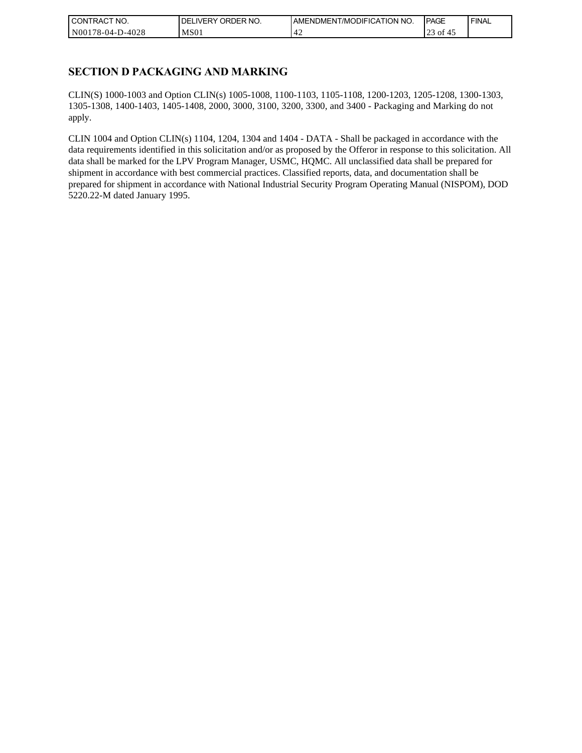## SECTION D PACKAGING AND MARKING

CLIN(S) 1000-1003 and Option CLIN(s) 1005-1008, 1100-1103, 1105-1108, 1200-1203, 1205-1208, 1300-1303, 1305-1308, 1400-1403, 1405-1408, 2000, 3000, 3100, 3200, 3300, and 3400 - Packaging and Marking do not apply.

CLIN 1004 and Option CLIN(s) 1104, 1204, 1304 and 1404 - DATA - Shall be packaged in accordance with the data requirements identified in this solicitation and/or as proposed by the Offeror in response to this solicitation. All data shall be marked for the LPV Program Manager, USMC, HQMC. All unclassified data shall be prepared for shipment in accordance with best commercial practices. Classified reports, data, and documentation shall be prepared for shipment in accordance with National Industrial Security Program Operating Manual (NISPOM), DOD 5220.22-M dated January 1995.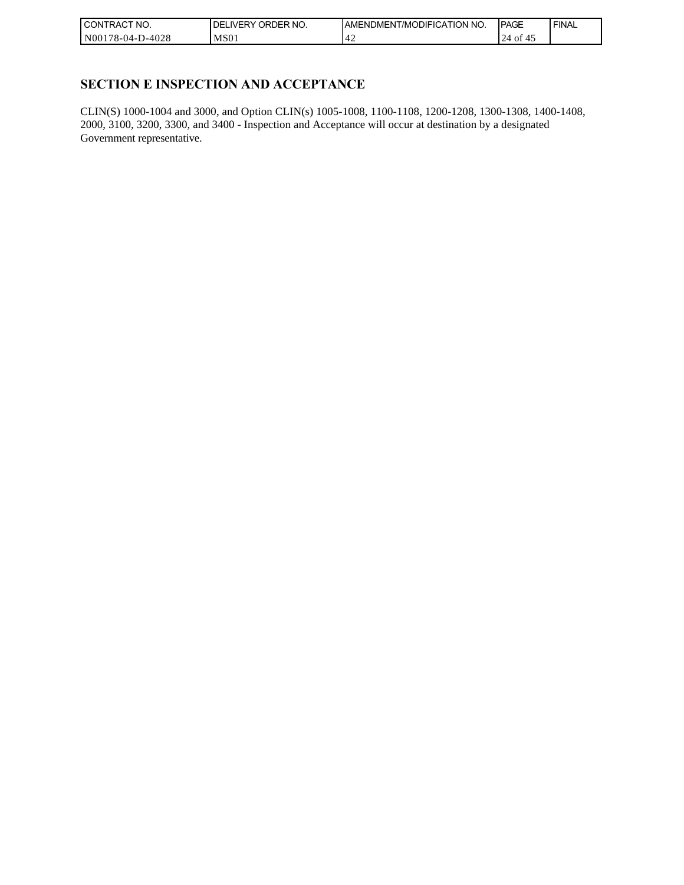## SECTION E INSPECTION AND ACCEPTANCE

CLIN(S) 1000-1004 and 3000, and Option CLIN(s) 1005-1008, 1100-1108, 1200-1208, 1300-1308, 1400-1408, 2000, 3100, 3200, 3300, and 3400 - Inspection and Acceptance will occur at destination by a designated Government representative.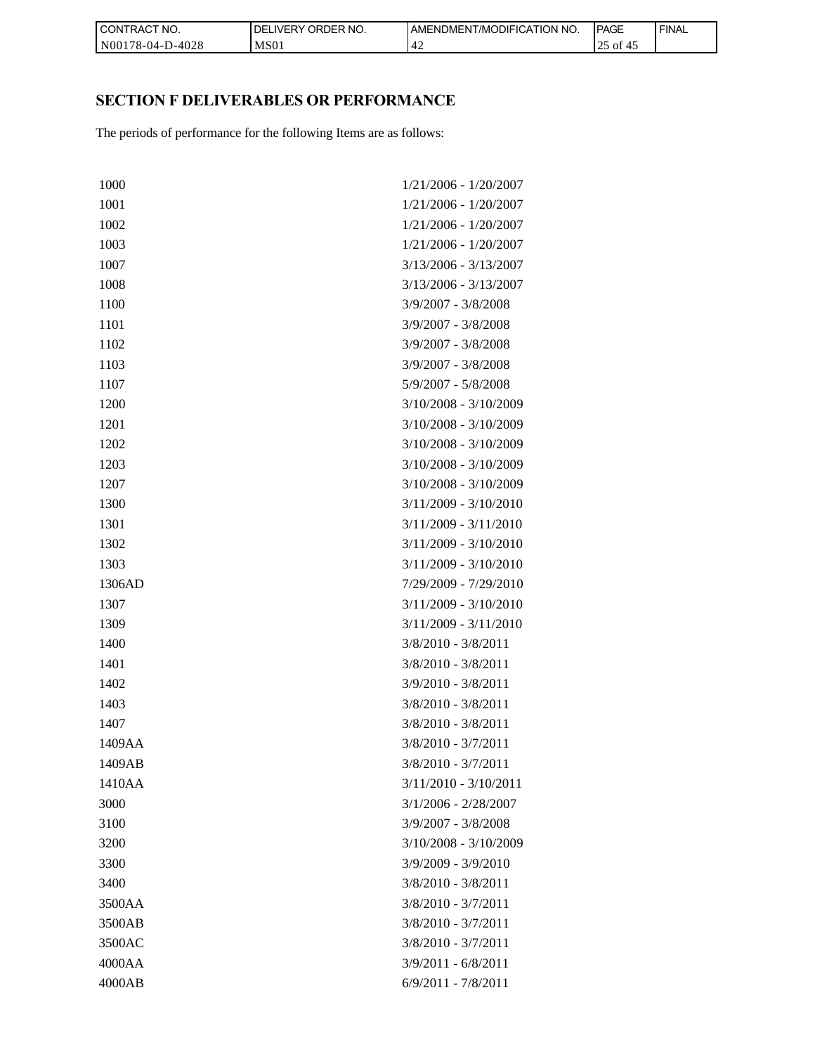## SECTION F DELIVERABLES OR PERFORMANCE

The periods of performance for the following Items are as follows:

| | |
|---|---|
| 1000 | 1/21/2006 - 1/20/2007 |
| 1001 | 1/21/2006 - 1/20/2007 |
| 1002 | 1/21/2006 - 1/20/2007 |
| 1003 | 1/21/2006 - 1/20/2007 |
| 1007 | 3/13/2006 - 3/13/2007 |
| 1008 | 3/13/2006 - 3/13/2007 |
| 1100 | 3/9/2007 - 3/8/2008 |
| 1101 | 3/9/2007 - 3/8/2008 |
| 1102 | 3/9/2007 - 3/8/2008 |
| 1103 | 3/9/2007 - 3/8/2008 |
| 1107 | 5/9/2007 - 5/8/2008 |
| 1200 | 3/10/2008 - 3/10/2009 |
| 1201 | 3/10/2008 - 3/10/2009 |
| 1202 | 3/10/2008 - 3/10/2009 |
| 1203 | 3/10/2008 - 3/10/2009 |
| 1207 | 3/10/2008 - 3/10/2009 |
| 1300 | 3/11/2009 - 3/10/2010 |
| 1301 | 3/11/2009 - 3/11/2010 |
| 1302 | 3/11/2009 - 3/10/2010 |
| 1303 | 3/11/2009 - 3/10/2010 |
| 1306AD | 7/29/2009 - 7/29/2010 |
| 1307 | 3/11/2009 - 3/10/2010 |
| 1309 | 3/11/2009 - 3/11/2010 |
| 1400 | 3/8/2010 - 3/8/2011 |
| 1401 | 3/8/2010 - 3/8/2011 |
| 1402 | 3/9/2010 - 3/8/2011 |
| 1403 | 3/8/2010 - 3/8/2011 |
| 1407 | 3/8/2010 - 3/8/2011 |
| 1409AA | 3/8/2010 - 3/7/2011 |
| 1409AB | 3/8/2010 - 3/7/2011 |
| 1410AA | 3/11/2010 - 3/10/2011 |
| 3000 | 3/1/2006 - 2/28/2007 |
| 3100 | 3/9/2007 - 3/8/2008 |
| 3200 | 3/10/2008 - 3/10/2009 |
| 3300 | 3/9/2009 - 3/9/2010 |
| 3400 | 3/8/2010 - 3/8/2011 |
| 3500AA | 3/8/2010 - 3/7/2011 |
| 3500AB | 3/8/2010 - 3/7/2011 |
| 3500AC | 3/8/2010 - 3/7/2011 |
| 4000AA | 3/9/2011 - 6/8/2011 |
| 4000AB | 6/9/2011 - 7/8/2011 |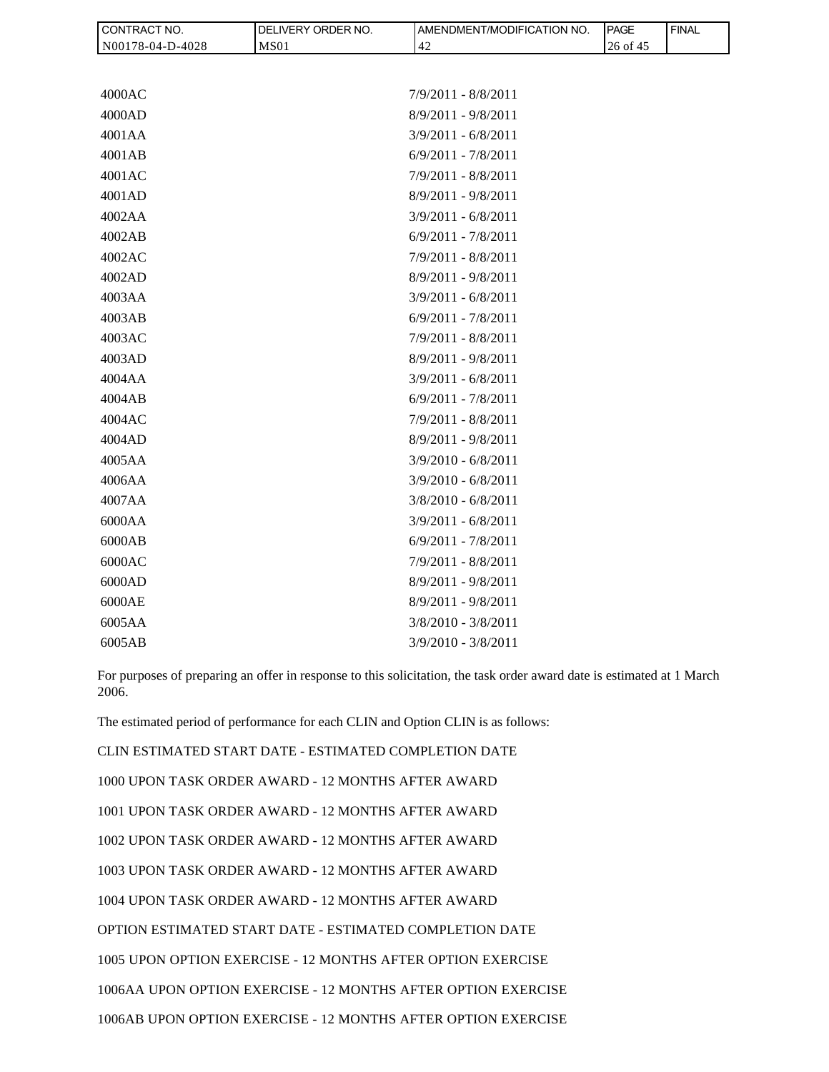| | |
|---|---|
| 4000AC | 7/9/2011 - 8/8/2011 |
| 4000AD | 8/9/2011 - 9/8/2011 |
| 4001AA | 3/9/2011 - 6/8/2011 |
| 4001AB | 6/9/2011 - 7/8/2011 |
| 4001AC | 7/9/2011 - 8/8/2011 |
| 4001AD | 8/9/2011 - 9/8/2011 |
| 4002AA | 3/9/2011 - 6/8/2011 |
| 4002AB | 6/9/2011 - 7/8/2011 |
| 4002AC | 7/9/2011 - 8/8/2011 |
| 4002AD | 8/9/2011 - 9/8/2011 |
| 4003AA | 3/9/2011 - 6/8/2011 |
| 4003AB | 6/9/2011 - 7/8/2011 |
| 4003AC | 7/9/2011 - 8/8/2011 |
| 4003AD | 8/9/2011 - 9/8/2011 |
| 4004AA | 3/9/2011 - 6/8/2011 |
| 4004AB | 6/9/2011 - 7/8/2011 |
| 4004AC | 7/9/2011 - 8/8/2011 |
| 4004AD | 8/9/2011 - 9/8/2011 |
| 4005AA | 3/9/2010 - 6/8/2011 |
| 4006AA | 3/9/2010 - 6/8/2011 |
| 4007AA | 3/8/2010 - 6/8/2011 |
| 6000AA | 3/9/2011 - 6/8/2011 |
| 6000AB | 6/9/2011 - 7/8/2011 |
| 6000AC | 7/9/2011 - 8/8/2011 |
| 6000AD | 8/9/2011 - 9/8/2011 |
| 6000AE | 8/9/2011 - 9/8/2011 |
| 6005AA | 3/8/2010 - 3/8/2011 |
| 6005AB | 3/9/2010 - 3/8/2011 |

For purposes of preparing an offer in response to this solicitation, the task order award date is estimated at 1 March 2006.

The estimated period of performance for each CLIN and Option CLIN is as follows:

CLIN ESTIMATED START DATE - ESTIMATED COMPLETION DATE

1000 UPON TASK ORDER AWARD - 12 MONTHS AFTER AWARD

1001 UPON TASK ORDER AWARD - 12 MONTHS AFTER AWARD

1002 UPON TASK ORDER AWARD - 12 MONTHS AFTER AWARD

1003 UPON TASK ORDER AWARD - 12 MONTHS AFTER AWARD

1004 UPON TASK ORDER AWARD - 12 MONTHS AFTER AWARD

OPTION ESTIMATED START DATE - ESTIMATED COMPLETION DATE

1005 UPON OPTION EXERCISE - 12 MONTHS AFTER OPTION EXERCISE

1006AA UPON OPTION EXERCISE - 12 MONTHS AFTER OPTION EXERCISE

1006AB UPON OPTION EXERCISE - 12 MONTHS AFTER OPTION EXERCISE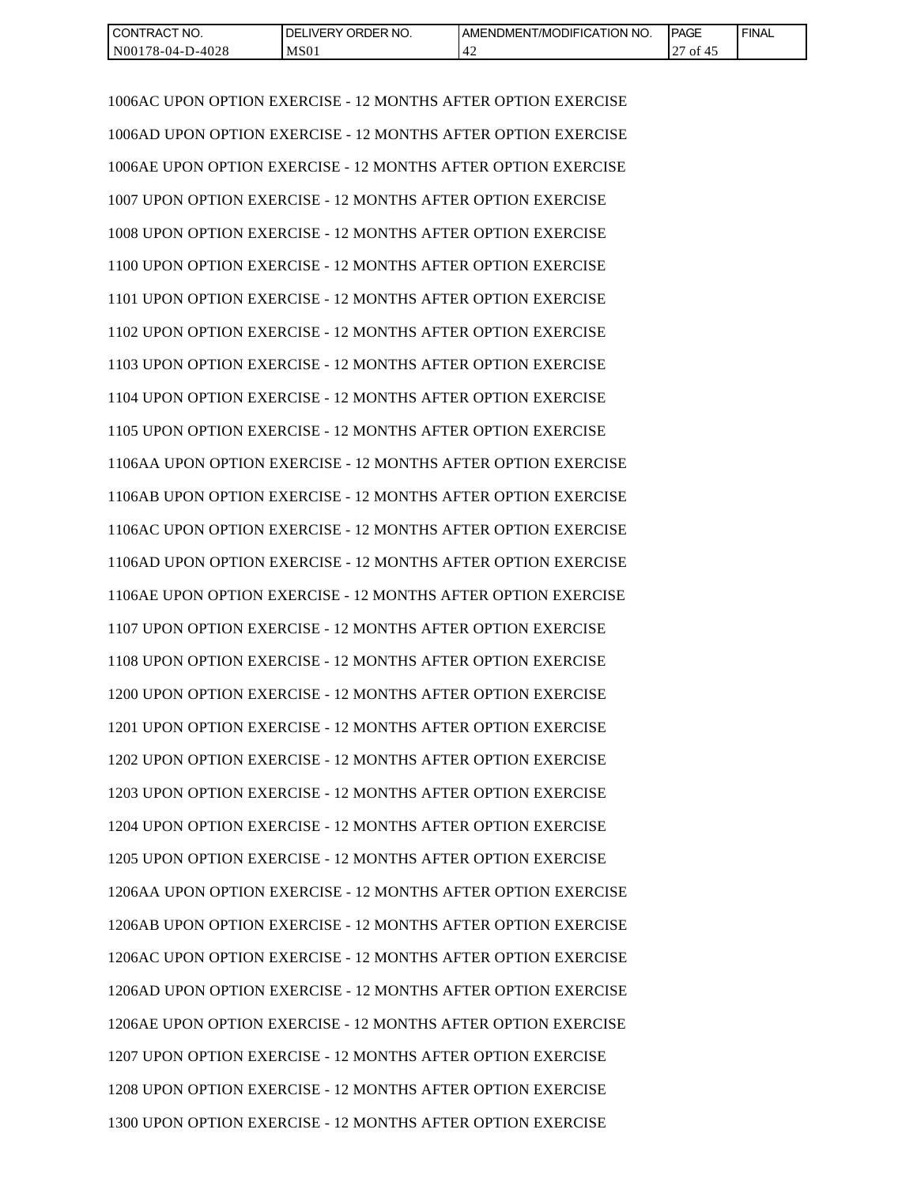1006AC UPON OPTION EXERCISE - 12 MONTHS AFTER OPTION EXERCISE

1006AD UPON OPTION EXERCISE - 12 MONTHS AFTER OPTION EXERCISE

1006AE UPON OPTION EXERCISE - 12 MONTHS AFTER OPTION EXERCISE

1007 UPON OPTION EXERCISE - 12 MONTHS AFTER OPTION EXERCISE

1008 UPON OPTION EXERCISE - 12 MONTHS AFTER OPTION EXERCISE

1100 UPON OPTION EXERCISE - 12 MONTHS AFTER OPTION EXERCISE

1101 UPON OPTION EXERCISE - 12 MONTHS AFTER OPTION EXERCISE

1102 UPON OPTION EXERCISE - 12 MONTHS AFTER OPTION EXERCISE

1103 UPON OPTION EXERCISE - 12 MONTHS AFTER OPTION EXERCISE

1104 UPON OPTION EXERCISE - 12 MONTHS AFTER OPTION EXERCISE

1105 UPON OPTION EXERCISE - 12 MONTHS AFTER OPTION EXERCISE

1106AA UPON OPTION EXERCISE - 12 MONTHS AFTER OPTION EXERCISE

1106AB UPON OPTION EXERCISE - 12 MONTHS AFTER OPTION EXERCISE

1106AC UPON OPTION EXERCISE - 12 MONTHS AFTER OPTION EXERCISE

1106AD UPON OPTION EXERCISE - 12 MONTHS AFTER OPTION EXERCISE

1106AE UPON OPTION EXERCISE - 12 MONTHS AFTER OPTION EXERCISE

1107 UPON OPTION EXERCISE - 12 MONTHS AFTER OPTION EXERCISE

1108 UPON OPTION EXERCISE - 12 MONTHS AFTER OPTION EXERCISE

1200 UPON OPTION EXERCISE - 12 MONTHS AFTER OPTION EXERCISE

1201 UPON OPTION EXERCISE - 12 MONTHS AFTER OPTION EXERCISE

1202 UPON OPTION EXERCISE - 12 MONTHS AFTER OPTION EXERCISE

1203 UPON OPTION EXERCISE - 12 MONTHS AFTER OPTION EXERCISE

1204 UPON OPTION EXERCISE - 12 MONTHS AFTER OPTION EXERCISE

1205 UPON OPTION EXERCISE - 12 MONTHS AFTER OPTION EXERCISE

1206AA UPON OPTION EXERCISE - 12 MONTHS AFTER OPTION EXERCISE

1206AB UPON OPTION EXERCISE - 12 MONTHS AFTER OPTION EXERCISE

1206AC UPON OPTION EXERCISE - 12 MONTHS AFTER OPTION EXERCISE

1206AD UPON OPTION EXERCISE - 12 MONTHS AFTER OPTION EXERCISE

1206AE UPON OPTION EXERCISE - 12 MONTHS AFTER OPTION EXERCISE

1207 UPON OPTION EXERCISE - 12 MONTHS AFTER OPTION EXERCISE

1208 UPON OPTION EXERCISE - 12 MONTHS AFTER OPTION EXERCISE

1300 UPON OPTION EXERCISE - 12 MONTHS AFTER OPTION EXERCISE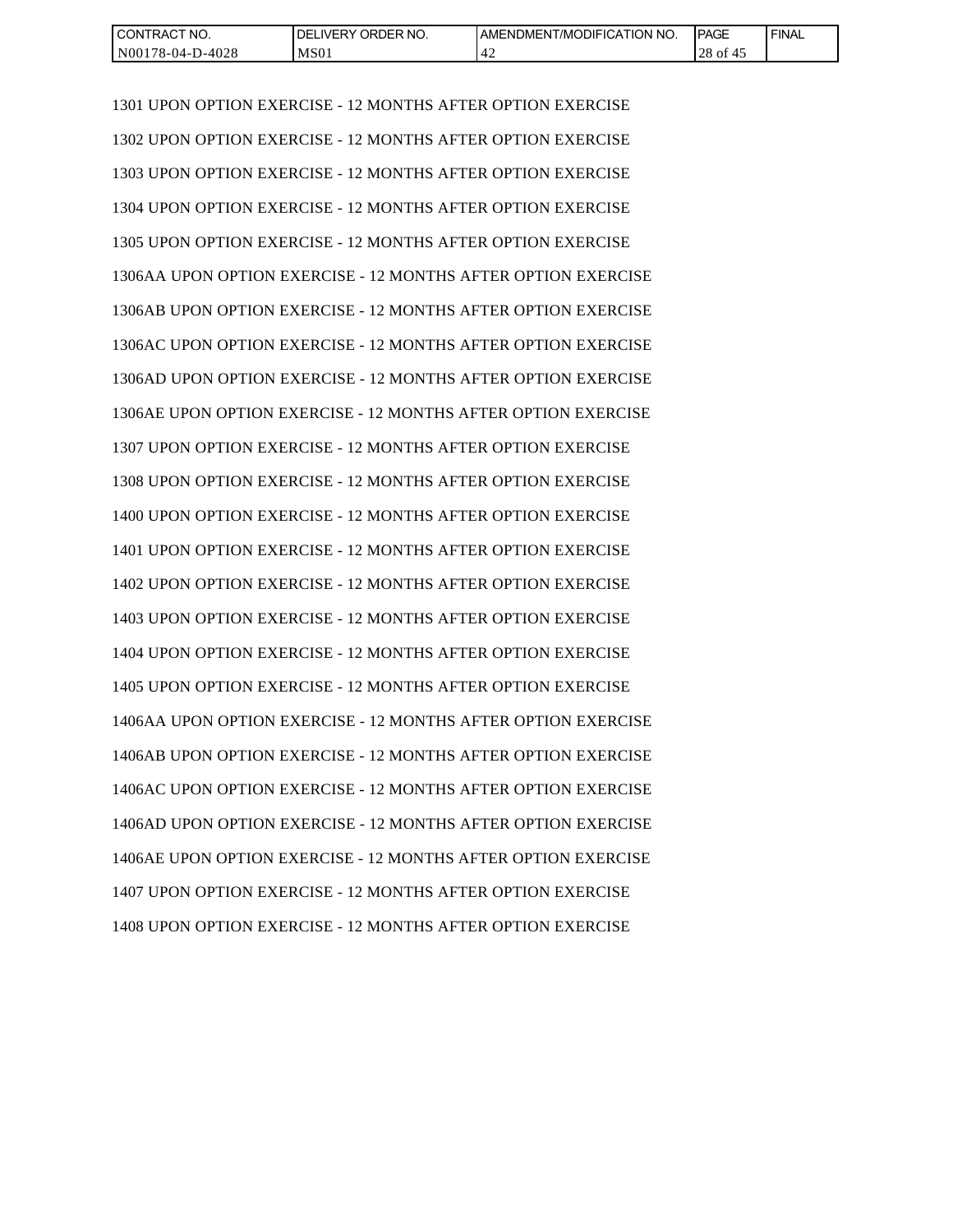1301 UPON OPTION EXERCISE - 12 MONTHS AFTER OPTION EXERCISE

1302 UPON OPTION EXERCISE - 12 MONTHS AFTER OPTION EXERCISE

1303 UPON OPTION EXERCISE - 12 MONTHS AFTER OPTION EXERCISE

1304 UPON OPTION EXERCISE - 12 MONTHS AFTER OPTION EXERCISE

1305 UPON OPTION EXERCISE - 12 MONTHS AFTER OPTION EXERCISE

1306AA UPON OPTION EXERCISE - 12 MONTHS AFTER OPTION EXERCISE

1306AB UPON OPTION EXERCISE - 12 MONTHS AFTER OPTION EXERCISE

1306AC UPON OPTION EXERCISE - 12 MONTHS AFTER OPTION EXERCISE

1306AD UPON OPTION EXERCISE - 12 MONTHS AFTER OPTION EXERCISE

1306AE UPON OPTION EXERCISE - 12 MONTHS AFTER OPTION EXERCISE

1307 UPON OPTION EXERCISE - 12 MONTHS AFTER OPTION EXERCISE

1308 UPON OPTION EXERCISE - 12 MONTHS AFTER OPTION EXERCISE

1400 UPON OPTION EXERCISE - 12 MONTHS AFTER OPTION EXERCISE

1401 UPON OPTION EXERCISE - 12 MONTHS AFTER OPTION EXERCISE

1402 UPON OPTION EXERCISE - 12 MONTHS AFTER OPTION EXERCISE

1403 UPON OPTION EXERCISE - 12 MONTHS AFTER OPTION EXERCISE

1404 UPON OPTION EXERCISE - 12 MONTHS AFTER OPTION EXERCISE

1405 UPON OPTION EXERCISE - 12 MONTHS AFTER OPTION EXERCISE

1406AA UPON OPTION EXERCISE - 12 MONTHS AFTER OPTION EXERCISE

1406AB UPON OPTION EXERCISE - 12 MONTHS AFTER OPTION EXERCISE

1406AC UPON OPTION EXERCISE - 12 MONTHS AFTER OPTION EXERCISE

1406AD UPON OPTION EXERCISE - 12 MONTHS AFTER OPTION EXERCISE

1406AE UPON OPTION EXERCISE - 12 MONTHS AFTER OPTION EXERCISE

1407 UPON OPTION EXERCISE - 12 MONTHS AFTER OPTION EXERCISE

1408 UPON OPTION EXERCISE - 12 MONTHS AFTER OPTION EXERCISE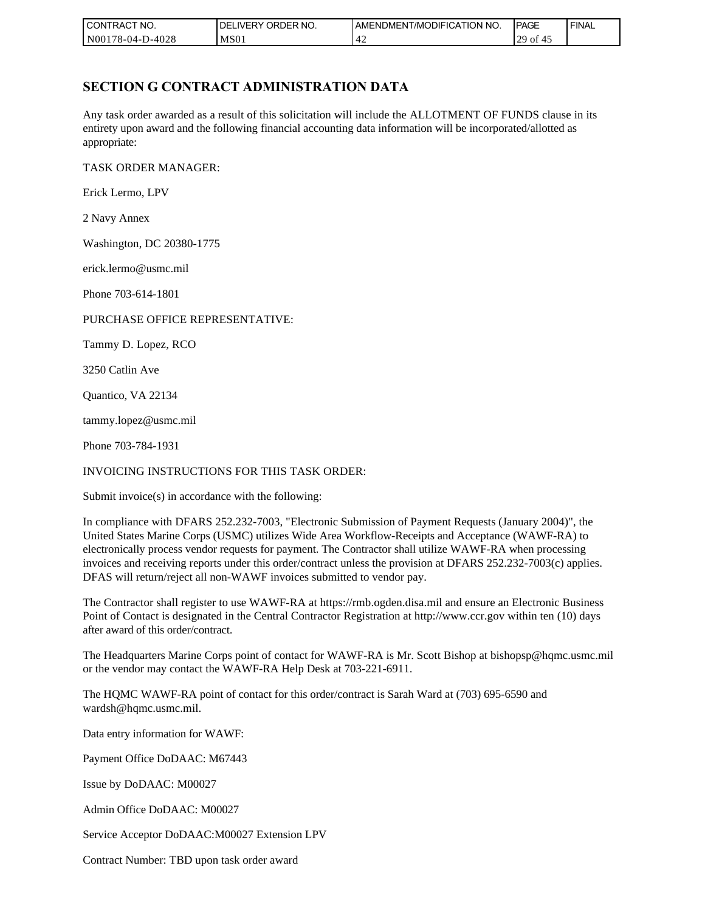## SECTION G CONTRACT ADMINISTRATION DATA

Any task order awarded as a result of this solicitation will include the ALLOTMENT OF FUNDS clause in its entirety upon award and the following financial accounting data information will be incorporated/allotted as appropriate:

TASK ORDER MANAGER:

Erick Lermo, LPV

2 Navy Annex

Washington, DC 20380-1775

erick.lermo@usmc.mil

Phone 703-614-1801

PURCHASE OFFICE REPRESENTATIVE:

Tammy D. Lopez, RCO

3250 Catlin Ave

Quantico, VA 22134

tammy.lopez@usmc.mil

Phone 703-784-1931

INVOICING INSTRUCTIONS FOR THIS TASK ORDER:

Submit invoice(s) in accordance with the following:

In compliance with DFARS 252.232-7003, "Electronic Submission of Payment Requests (January 2004)", the United States Marine Corps (USMC) utilizes Wide Area Workflow-Receipts and Acceptance (WAWF-RA) to electronically process vendor requests for payment. The Contractor shall utilize WAWF-RA when processing invoices and receiving reports under this order/contract unless the provision at DFARS 252.232-7003(c) applies. DFAS will return/reject all non-WAWF invoices submitted to vendor pay.

The Contractor shall register to use WAWF-RA at https://rmb.ogden.disa.mil and ensure an Electronic Business Point of Contact is designated in the Central Contractor Registration at http://www.ccr.gov within ten (10) days after award of this order/contract.

The Headquarters Marine Corps point of contact for WAWF-RA is Mr. Scott Bishop at bishopsp@hqmc.usmc.mil or the vendor may contact the WAWF-RA Help Desk at 703-221-6911.

The HQMC WAWF-RA point of contact for this order/contract is Sarah Ward at (703) 695-6590 and wardsh@hqmc.usmc.mil.

Data entry information for WAWF:

Payment Office DoDAAC: M67443

Issue by DoDAAC: M00027

Admin Office DoDAAC: M00027

Service Acceptor DoDAAC:M00027 Extension LPV

Contract Number: TBD upon task order award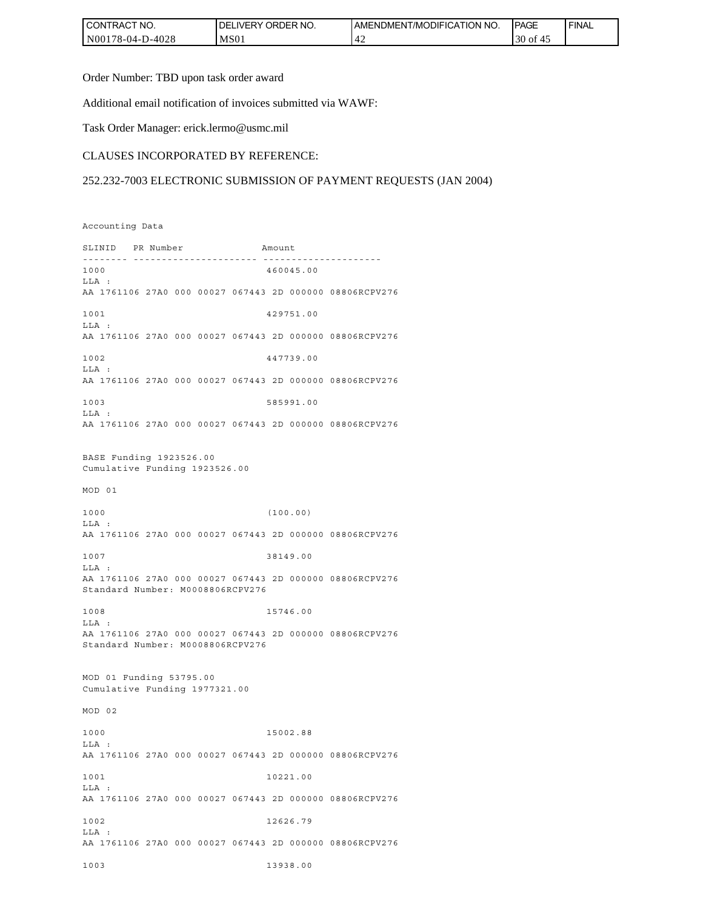Order Number: TBD upon task order award

Additional email notification of invoices submitted via WAWF:

Task Order Manager: erick.lermo@usmc.mil

CLAUSES INCORPORATED BY REFERENCE:

252.232-7003 ELECTRONIC SUBMISSION OF PAYMENT REQUESTS (JAN 2004)

```
Accounting Data

SLINID   PR Number              Amount
-------- ---------------------- ---------------------
1000                            460045.00
LLA :
AA 1761106 27A0 000 00027 067443 2D 000000 08806RCPV276

1001                            429751.00
LLA :
AA 1761106 27A0 000 00027 067443 2D 000000 08806RCPV276

1002                            447739.00
LLA :
AA 1761106 27A0 000 00027 067443 2D 000000 08806RCPV276

1003                            585991.00
LLA :
AA 1761106 27A0 000 00027 067443 2D 000000 08806RCPV276


BASE Funding 1923526.00
Cumulative Funding 1923526.00

MOD 01

1000                            (100.00)
LLA :
AA 1761106 27A0 000 00027 067443 2D 000000 08806RCPV276

1007                            38149.00
LLA :
AA 1761106 27A0 000 00027 067443 2D 000000 08806RCPV276
Standard Number: M0008806RCPV276

1008                            15746.00
LLA :
AA 1761106 27A0 000 00027 067443 2D 000000 08806RCPV276
Standard Number: M0008806RCPV276


MOD 01 Funding 53795.00
Cumulative Funding 1977321.00

MOD 02

1000                            15002.88
LLA :
AA 1761106 27A0 000 00027 067443 2D 000000 08806RCPV276

1001                            10221.00
LLA :
AA 1761106 27A0 000 00027 067443 2D 000000 08806RCPV276

1002                            12626.79
LLA :
AA 1761106 27A0 000 00027 067443 2D 000000 08806RCPV276

1003                            13938.00
```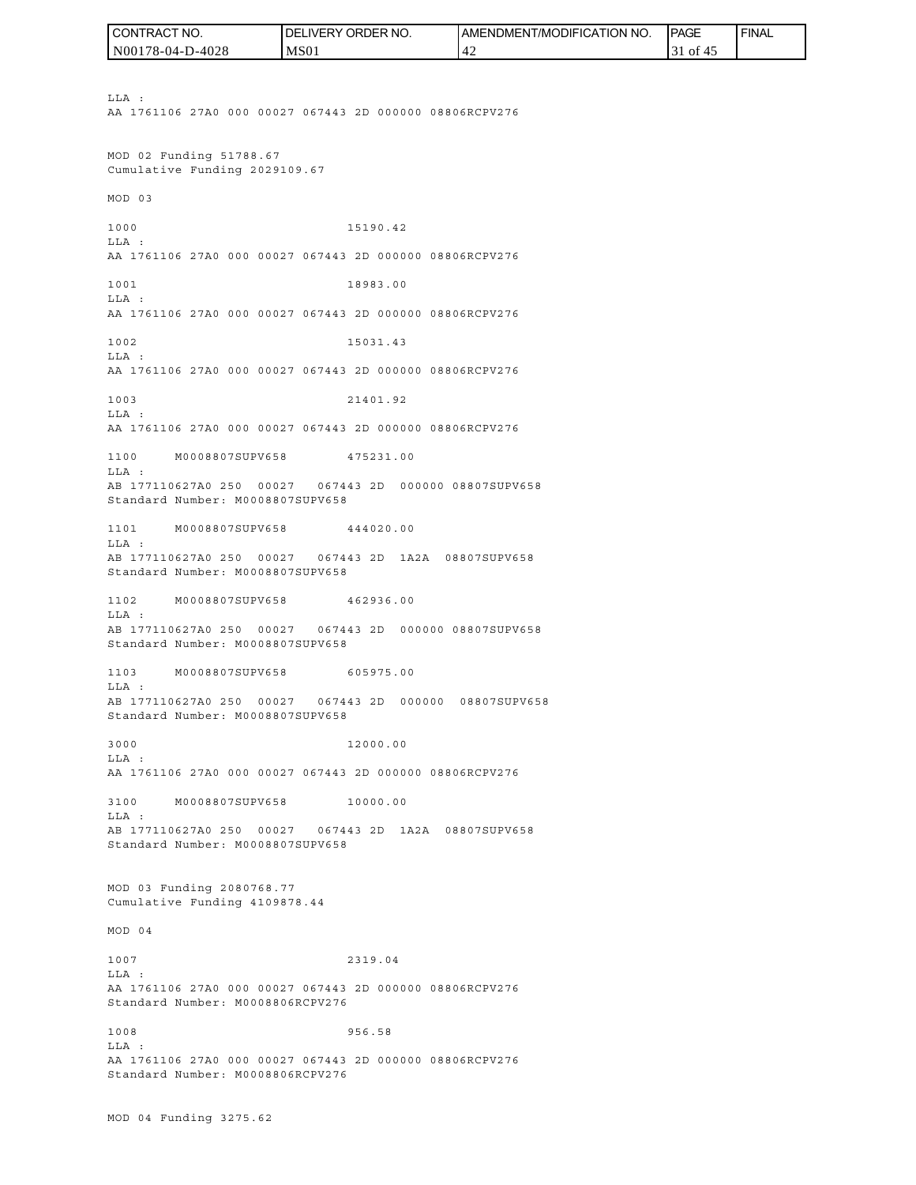LLA :
AA 1761106 27A0 000 00027 067443 2D 000000 08806RCPV276

MOD 02 Funding 51788.67
Cumulative Funding 2029109.67

MOD 03

1000 15190.42
LLA :
AA 1761106 27A0 000 00027 067443 2D 000000 08806RCPV276

1001 18983.00
LLA :
AA 1761106 27A0 000 00027 067443 2D 000000 08806RCPV276

1002 15031.43
LLA :
AA 1761106 27A0 000 00027 067443 2D 000000 08806RCPV276

1003 21401.92
LLA :
AA 1761106 27A0 000 00027 067443 2D 000000 08806RCPV276

1100 M0008807SUPV658 475231.00
LLA :
AB 177110627A0 250 00027 067443 2D 000000 08807SUPV658
Standard Number: M0008807SUPV658

1101 M0008807SUPV658 444020.00
LLA :
AB 177110627A0 250 00027 067443 2D 1A2A 08807SUPV658
Standard Number: M0008807SUPV658

1102 M0008807SUPV658 462936.00
LLA :
AB 177110627A0 250 00027 067443 2D 000000 08807SUPV658
Standard Number: M0008807SUPV658

1103 M0008807SUPV658 605975.00
LLA :
AB 177110627A0 250 00027 067443 2D 000000 08807SUPV658
Standard Number: M0008807SUPV658

3000 12000.00
LLA :
AA 1761106 27A0 000 00027 067443 2D 000000 08806RCPV276

3100 M0008807SUPV658 10000.00
LLA :
AB 177110627A0 250 00027 067443 2D 1A2A 08807SUPV658
Standard Number: M0008807SUPV658

MOD 03 Funding 2080768.77
Cumulative Funding 4109878.44

MOD 04

1007 2319.04
LLA :
AA 1761106 27A0 000 00027 067443 2D 000000 08806RCPV276
Standard Number: M0008806RCPV276

1008 956.58
LLA :
AA 1761106 27A0 000 00027 067443 2D 000000 08806RCPV276
Standard Number: M0008806RCPV276

MOD 04 Funding 3275.62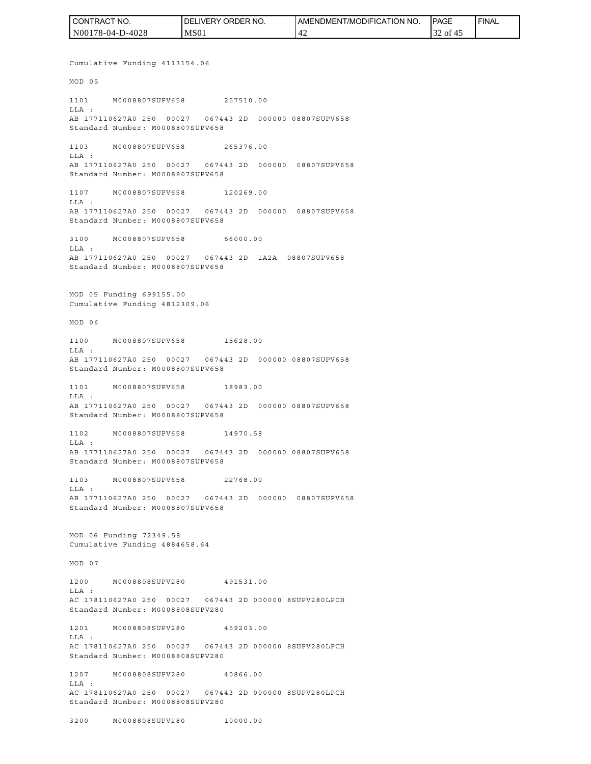Cumulative Funding 4113154.06

MOD 05

1101 M0008807SUPV658 257510.00
LLA :
AB 177110627A0 250 00027 067443 2D 000000 08807SUPV658
Standard Number: M0008807SUPV658

1103 M0008807SUPV658 265376.00
LLA :
AB 177110627A0 250 00027 067443 2D 000000 08807SUPV658
Standard Number: M0008807SUPV658

1107 M0008807SUPV658 120269.00
LLA :
AB 177110627A0 250 00027 067443 2D 000000 08807SUPV658
Standard Number: M0008807SUPV658

3100 M0008807SUPV658 56000.00
LLA :
AB 177110627A0 250 00027 067443 2D 1A2A 08807SUPV658
Standard Number: M0008807SUPV658

MOD 05 Funding 699155.00
Cumulative Funding 4812309.06

MOD 06

1100 M0008807SUPV658 15628.00
LLA :
AB 177110627A0 250 00027 067443 2D 000000 08807SUPV658
Standard Number: M0008807SUPV658

1101 M0008807SUPV658 18983.00
LLA :
AB 177110627A0 250 00027 067443 2D 000000 08807SUPV658
Standard Number: M0008807SUPV658

1102 M0008807SUPV658 14970.58
LLA :
AB 177110627A0 250 00027 067443 2D 000000 08807SUPV658
Standard Number: M0008807SUPV658

1103 M0008807SUPV658 22768.00
LLA :
AB 177110627A0 250 00027 067443 2D 000000 08807SUPV658
Standard Number: M0008807SUPV658

MOD 06 Funding 72349.58
Cumulative Funding 4884658.64

MOD 07

1200 M0008808SUPV280 491531.00
LLA :
AC 178110627A0 250 00027 067443 2D 000000 8SUPV280LPCH
Standard Number: M0008808SUPV280

1201 M0008808SUPV280 459203.00
LLA :
AC 178110627A0 250 00027 067443 2D 000000 8SUPV280LPCH
Standard Number: M0008808SUPV280

1207 M0008808SUPV280 40866.00
LLA :
AC 178110627A0 250 00027 067443 2D 000000 8SUPV280LPCH
Standard Number: M0008808SUPV280

3200 M0008808SUPV280 10000.00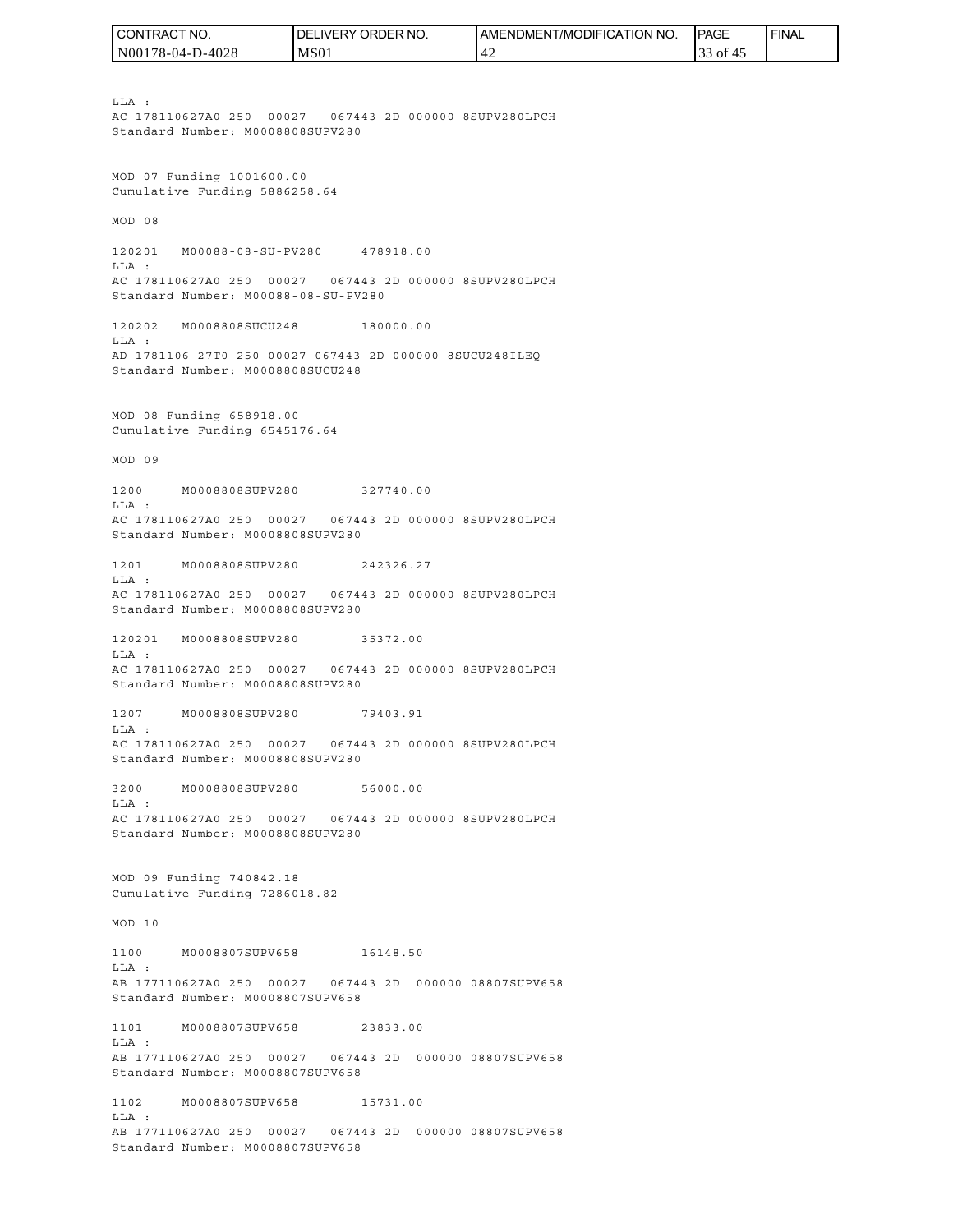LLA :
AC 178110627A0 250 00027 067443 2D 000000 8SUPV280LPCH
Standard Number: M0008808SUPV280

MOD 07 Funding 1001600.00
Cumulative Funding 5886258.64

MOD 08

120201 M00088-08-SU-PV280 478918.00
LLA :
AC 178110627A0 250 00027 067443 2D 000000 8SUPV280LPCH
Standard Number: M00088-08-SU-PV280

120202 M0008808SUCU248 180000.00
LLA :
AD 1781106 27T0 250 00027 067443 2D 000000 8SUCU248ILEQ
Standard Number: M0008808SUCU248

MOD 08 Funding 658918.00
Cumulative Funding 6545176.64

MOD 09

1200 M0008808SUPV280 327740.00
LLA :
AC 178110627A0 250 00027 067443 2D 000000 8SUPV280LPCH
Standard Number: M0008808SUPV280

1201 M0008808SUPV280 242326.27
LLA :
AC 178110627A0 250 00027 067443 2D 000000 8SUPV280LPCH
Standard Number: M0008808SUPV280

120201 M0008808SUPV280 35372.00
LLA :
AC 178110627A0 250 00027 067443 2D 000000 8SUPV280LPCH
Standard Number: M0008808SUPV280

1207 M0008808SUPV280 79403.91
LLA :
AC 178110627A0 250 00027 067443 2D 000000 8SUPV280LPCH
Standard Number: M0008808SUPV280

3200 M0008808SUPV280 56000.00
LLA :
AC 178110627A0 250 00027 067443 2D 000000 8SUPV280LPCH
Standard Number: M0008808SUPV280

MOD 09 Funding 740842.18
Cumulative Funding 7286018.82

MOD 10

1100 M0008807SUPV658 16148.50
LLA :
AB 177110627A0 250 00027 067443 2D 000000 08807SUPV658
Standard Number: M0008807SUPV658

1101 M0008807SUPV658 23833.00
LLA :
AB 177110627A0 250 00027 067443 2D 000000 08807SUPV658
Standard Number: M0008807SUPV658

1102 M0008807SUPV658 15731.00
LLA :
AB 177110627A0 250 00027 067443 2D 000000 08807SUPV658
Standard Number: M0008807SUPV658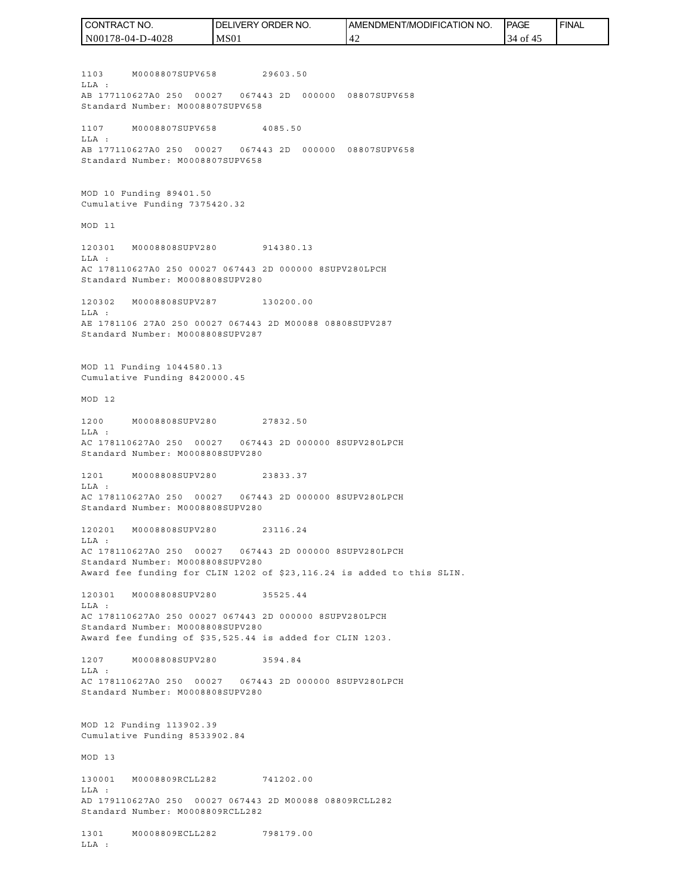1103     M0008807SUPV658          29603.50
LLA :
AB 177110627A0 250  00027  067443 2D  000000  08807SUPV658
Standard Number: M0008807SUPV658

1107     M0008807SUPV658          4085.50
LLA :
AB 177110627A0 250  00027  067443 2D  000000  08807SUPV658
Standard Number: M0008807SUPV658

MOD 10 Funding 89401.50
Cumulative Funding 7375420.32

MOD 11

120301   M0008808SUPV280          914380.13
LLA :
AC 178110627A0 250 00027 067443 2D 000000 8SUPV280LPCH
Standard Number: M0008808SUPV280

120302   M0008808SUPV287          130200.00
LLA :
AE 1781106 27A0 250 00027 067443 2D M00088 08808SUPV287
Standard Number: M0008808SUPV287

MOD 11 Funding 1044580.13
Cumulative Funding 8420000.45

MOD 12

1200     M0008808SUPV280          27832.50
LLA :
AC 178110627A0 250  00027  067443 2D 000000 8SUPV280LPCH
Standard Number: M0008808SUPV280

1201     M0008808SUPV280          23833.37
LLA :
AC 178110627A0 250  00027  067443 2D 000000 8SUPV280LPCH
Standard Number: M0008808SUPV280

120201   M0008808SUPV280          23116.24
LLA :
AC 178110627A0 250  00027  067443 2D 000000 8SUPV280LPCH
Standard Number: M0008808SUPV280
Award fee funding for CLIN 1202 of $23,116.24 is added to this SLIN.

120301   M0008808SUPV280          35525.44
LLA :
AC 178110627A0 250 00027 067443 2D 000000 8SUPV280LPCH
Standard Number: M0008808SUPV280
Award fee funding of $35,525.44 is added for CLIN 1203.

1207     M0008808SUPV280          3594.84
LLA :
AC 178110627A0 250  00027  067443 2D 000000 8SUPV280LPCH
Standard Number: M0008808SUPV280

MOD 12 Funding 113902.39
Cumulative Funding 8533902.84

MOD 13

130001   M0008809RCLL282          741202.00
LLA :
AD 179110627A0 250  00027 067443 2D M00088 08809RCLL282
Standard Number: M0008809RCLL282

1301     M0008809ECLL282          798179.00
LLA :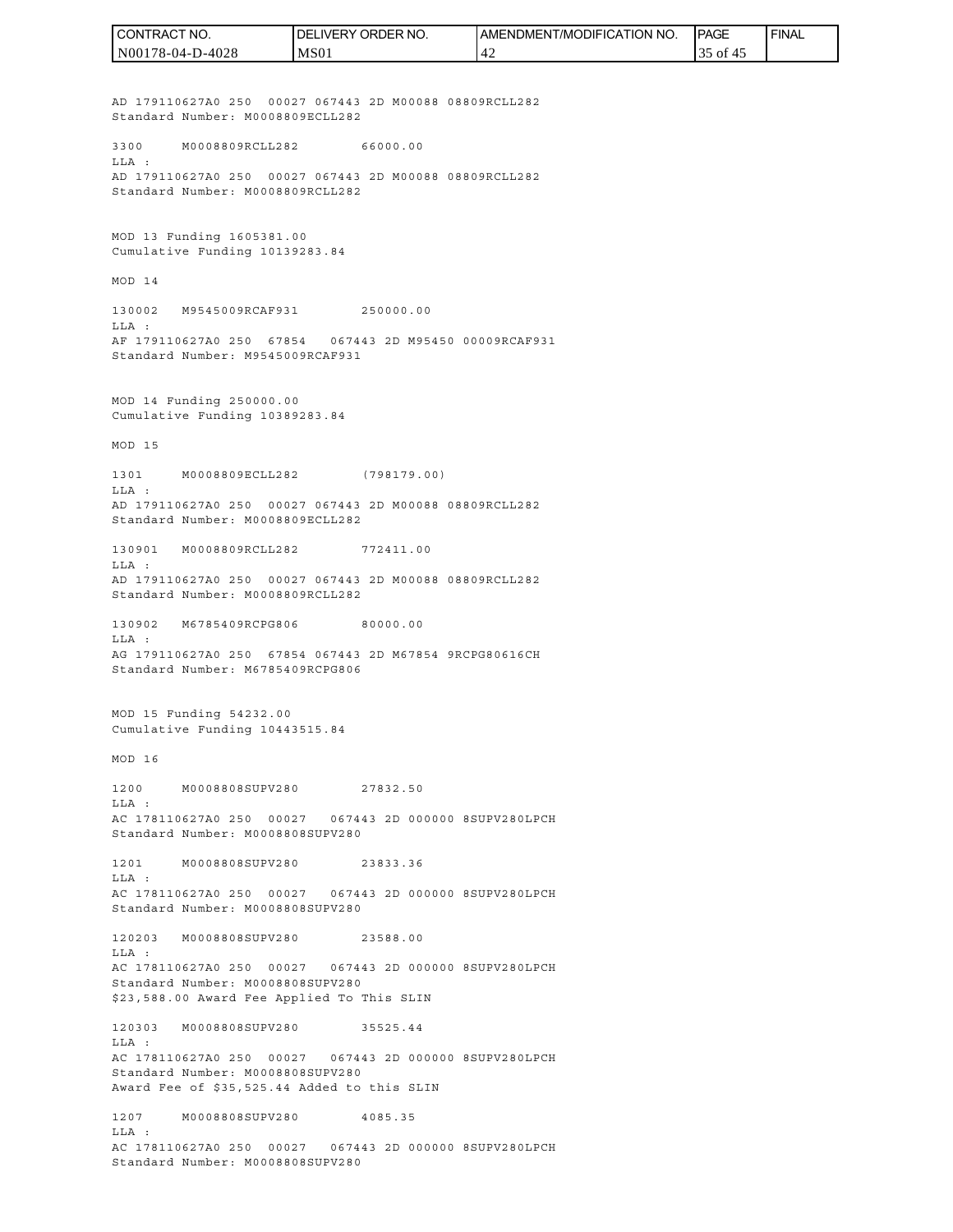AD 179110627A0 250 00027 067443 2D M00088 08809RCLL282
Standard Number: M0008809ECLL282

3300 M0008809RCLL282 66000.00
LLA :
AD 179110627A0 250 00027 067443 2D M00088 08809RCLL282
Standard Number: M0008809RCLL282

MOD 13 Funding 1605381.00
Cumulative Funding 10139283.84

MOD 14

130002 M9545009RCAF931 250000.00
LLA :
AF 179110627A0 250 67854 067443 2D M95450 00009RCAF931
Standard Number: M9545009RCAF931

MOD 14 Funding 250000.00
Cumulative Funding 10389283.84

MOD 15

1301 M0008809ECLL282 (798179.00)
LLA :
AD 179110627A0 250 00027 067443 2D M00088 08809RCLL282
Standard Number: M0008809ECLL282

130901 M0008809RCLL282 772411.00
LLA :
AD 179110627A0 250 00027 067443 2D M00088 08809RCLL282
Standard Number: M0008809RCLL282

130902 M6785409RCPG806 80000.00
LLA :
AG 179110627A0 250 67854 067443 2D M67854 9RCPG80616CH
Standard Number: M6785409RCPG806

MOD 15 Funding 54232.00
Cumulative Funding 10443515.84

MOD 16

1200 M0008808SUPV280 27832.50
LLA :
AC 178110627A0 250 00027 067443 2D 000000 8SUPV280LPCH
Standard Number: M0008808SUPV280

1201 M0008808SUPV280 23833.36
LLA :
AC 178110627A0 250 00027 067443 2D 000000 8SUPV280LPCH
Standard Number: M0008808SUPV280

120203 M0008808SUPV280 23588.00
LLA :
AC 178110627A0 250 00027 067443 2D 000000 8SUPV280LPCH
Standard Number: M0008808SUPV280
$23,588.00 Award Fee Applied To This SLIN

120303 M0008808SUPV280 35525.44
LLA :
AC 178110627A0 250 00027 067443 2D 000000 8SUPV280LPCH
Standard Number: M0008808SUPV280
Award Fee of $35,525.44 Added to this SLIN

1207 M0008808SUPV280 4085.35
LLA :
AC 178110627A0 250 00027 067443 2D 000000 8SUPV280LPCH
Standard Number: M0008808SUPV280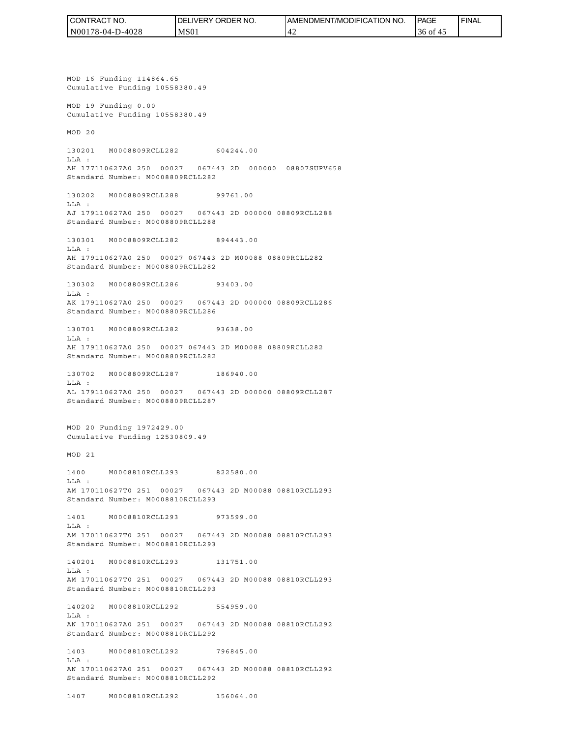MOD 16 Funding 114864.65
Cumulative Funding 10558380.49

MOD 19 Funding 0.00
Cumulative Funding 10558380.49

MOD 20

130201 M0008809RCLL282 604244.00
LLA :
AH 177110627A0 250 00027 067443 2D 000000 08807SUPV658
Standard Number: M0008809RCLL282

130202 M0008809RCLL288 99761.00
LLA :
AJ 179110627A0 250 00027 067443 2D 000000 08809RCLL288
Standard Number: M0008809RCLL288

130301 M0008809RCLL282 894443.00
LLA :
AH 179110627A0 250 00027 067443 2D M00088 08809RCLL282
Standard Number: M0008809RCLL282

130302 M0008809RCLL286 93403.00
LLA :
AK 179110627A0 250 00027 067443 2D 000000 08809RCLL286
Standard Number: M0008809RCLL286

130701 M0008809RCLL282 93638.00
LLA :
AH 179110627A0 250 00027 067443 2D M00088 08809RCLL282
Standard Number: M0008809RCLL282

130702 M0008809RCLL287 186940.00
LLA :
AL 179110627A0 250 00027 067443 2D 000000 08809RCLL287
Standard Number: M0008809RCLL287

MOD 20 Funding 1972429.00
Cumulative Funding 12530809.49

MOD 21

1400 M0008810RCLL293 822580.00
LLA :
AM 170110627T0 251 00027 067443 2D M00088 08810RCLL293
Standard Number: M0008810RCLL293

1401 M0008810RCLL293 973599.00
LLA :
AM 170110627T0 251 00027 067443 2D M00088 08810RCLL293
Standard Number: M0008810RCLL293

140201 M0008810RCLL293 131751.00
LLA :
AM 170110627T0 251 00027 067443 2D M00088 08810RCLL293
Standard Number: M0008810RCLL293

140202 M0008810RCLL292 554959.00
LLA :
AN 170110627A0 251 00027 067443 2D M00088 08810RCLL292
Standard Number: M0008810RCLL292

1403 M0008810RCLL292 796845.00
LLA :
AN 170110627A0 251 00027 067443 2D M00088 08810RCLL292
Standard Number: M0008810RCLL292

1407 M0008810RCLL292 156064.00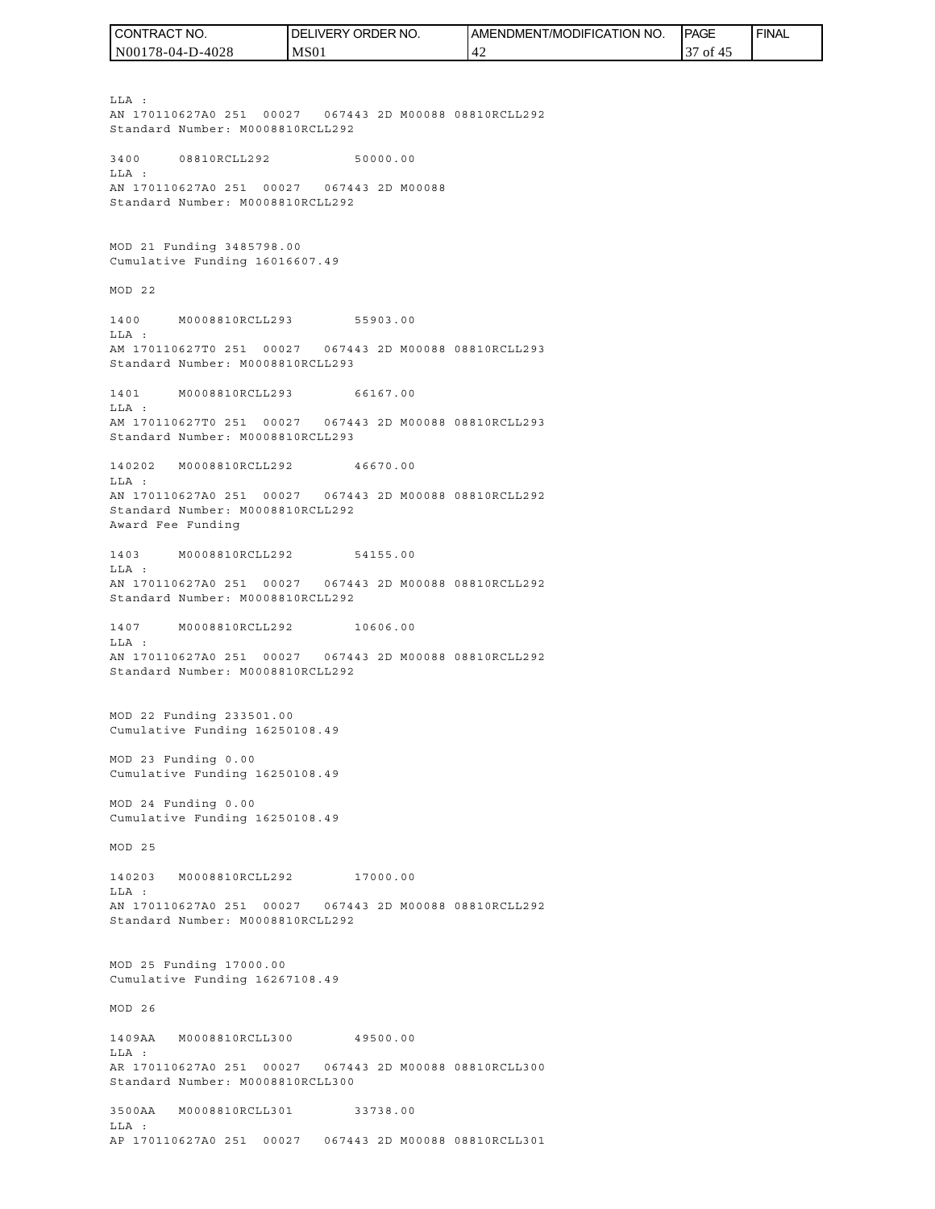LLA :
AN 170110627A0 251 00027 067443 2D M00088 08810RCLL292
Standard Number: M0008810RCLL292

3400 08810RCLL292 50000.00
LLA :
AN 170110627A0 251 00027 067443 2D M00088
Standard Number: M0008810RCLL292

MOD 21 Funding 3485798.00
Cumulative Funding 16016607.49

MOD 22

1400 M0008810RCLL293 55903.00
LLA :
AM 170110627T0 251 00027 067443 2D M00088 08810RCLL293
Standard Number: M0008810RCLL293

1401 M0008810RCLL293 66167.00
LLA :
AM 170110627T0 251 00027 067443 2D M00088 08810RCLL293
Standard Number: M0008810RCLL293

140202 M0008810RCLL292 46670.00
LLA :
AN 170110627A0 251 00027 067443 2D M00088 08810RCLL292
Standard Number: M0008810RCLL292
Award Fee Funding

1403 M0008810RCLL292 54155.00
LLA :
AN 170110627A0 251 00027 067443 2D M00088 08810RCLL292
Standard Number: M0008810RCLL292

1407 M0008810RCLL292 10606.00
LLA :
AN 170110627A0 251 00027 067443 2D M00088 08810RCLL292
Standard Number: M0008810RCLL292

MOD 22 Funding 233501.00
Cumulative Funding 16250108.49

MOD 23 Funding 0.00
Cumulative Funding 16250108.49

MOD 24 Funding 0.00
Cumulative Funding 16250108.49

MOD 25

140203 M0008810RCLL292 17000.00
LLA :
AN 170110627A0 251 00027 067443 2D M00088 08810RCLL292
Standard Number: M0008810RCLL292

MOD 25 Funding 17000.00
Cumulative Funding 16267108.49

MOD 26

1409AA M0008810RCLL300 49500.00
LLA :
AR 170110627A0 251 00027 067443 2D M00088 08810RCLL300
Standard Number: M0008810RCLL300

3500AA M0008810RCLL301 33738.00
LLA :
AP 170110627A0 251 00027 067443 2D M00088 08810RCLL301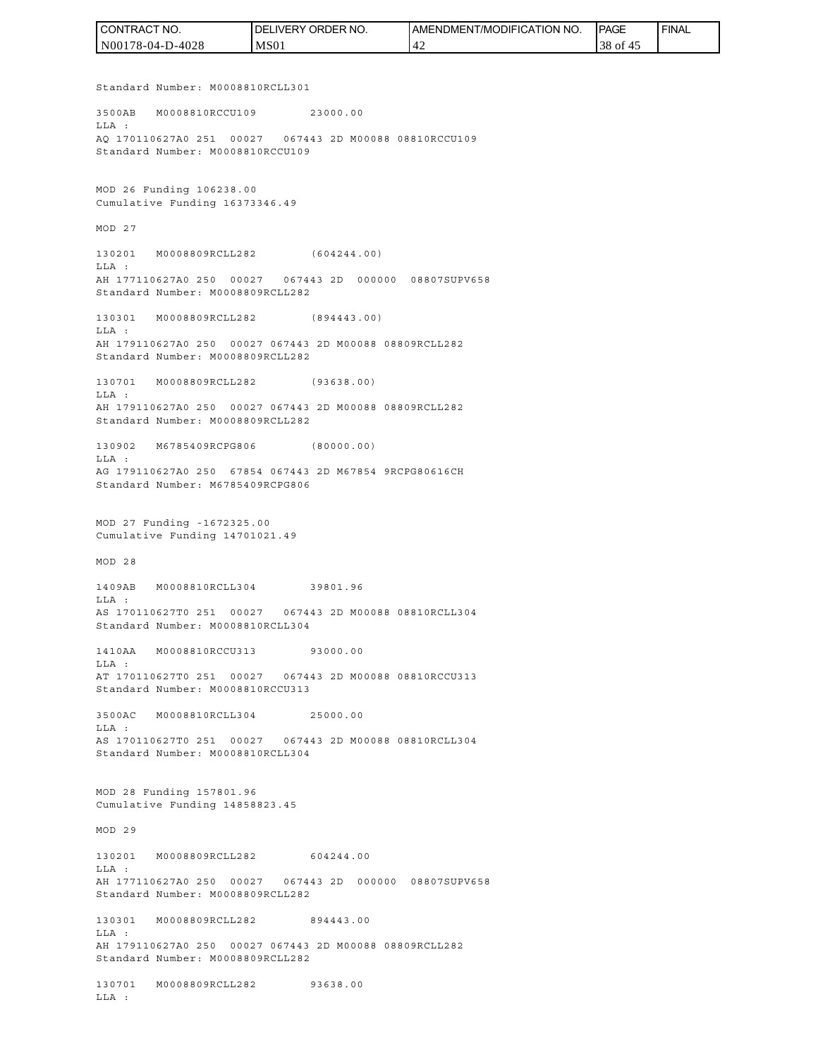Standard Number: M0008810RCLL301

3500AB M0008810RCCU109 23000.00
LLA :
AQ 170110627A0 251 00027 067443 2D M00088 08810RCCU109
Standard Number: M0008810RCCU109

MOD 26 Funding 106238.00
Cumulative Funding 16373346.49

MOD 27

130201 M0008809RCLL282 (604244.00)
LLA :
AH 177110627A0 250 00027 067443 2D 000000 08807SUPV658
Standard Number: M0008809RCLL282

130301 M0008809RCLL282 (894443.00)
LLA :
AH 179110627A0 250 00027 067443 2D M00088 08809RCLL282
Standard Number: M0008809RCLL282

130701 M0008809RCLL282 (93638.00)
LLA :
AH 179110627A0 250 00027 067443 2D M00088 08809RCLL282
Standard Number: M0008809RCLL282

130902 M6785409RCPG806 (80000.00)
LLA :
AG 179110627A0 250 67854 067443 2D M67854 9RCPG80616CH
Standard Number: M6785409RCPG806

MOD 27 Funding -1672325.00
Cumulative Funding 14701021.49

MOD 28

1409AB M0008810RCLL304 39801.96
LLA :
AS 170110627T0 251 00027 067443 2D M00088 08810RCLL304
Standard Number: M0008810RCLL304

1410AA M0008810RCCU313 93000.00
LLA :
AT 170110627T0 251 00027 067443 2D M00088 08810RCCU313
Standard Number: M0008810RCCU313

3500AC M0008810RCLL304 25000.00
LLA :
AS 170110627T0 251 00027 067443 2D M00088 08810RCLL304
Standard Number: M0008810RCLL304

MOD 28 Funding 157801.96
Cumulative Funding 14858823.45

MOD 29

130201 M0008809RCLL282 604244.00
LLA :
AH 177110627A0 250 00027 067443 2D 000000 08807SUPV658
Standard Number: M0008809RCLL282

130301 M0008809RCLL282 894443.00
LLA :
AH 179110627A0 250 00027 067443 2D M00088 08809RCLL282
Standard Number: M0008809RCLL282

130701 M0008809RCLL282 93638.00
LLA :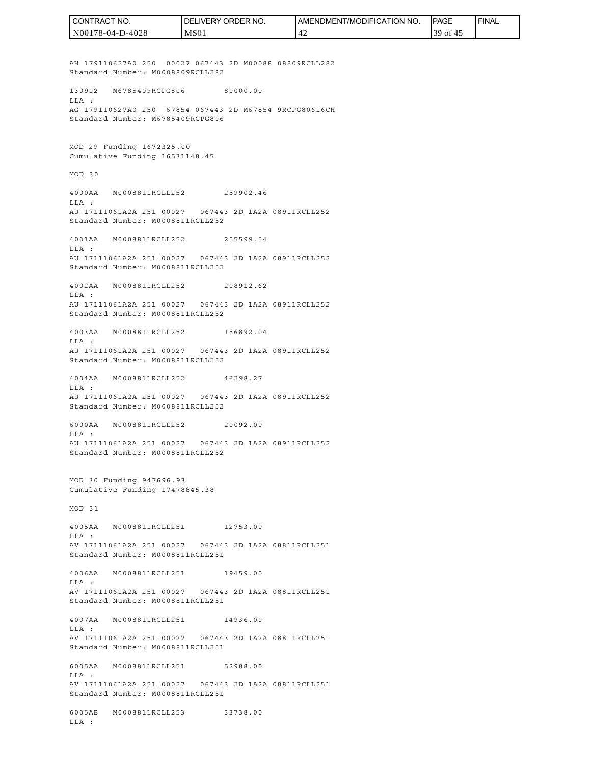AH 179110627A0 250  00027 067443 2D M00088 08809RCLL282
Standard Number: M0008809RCLL282

130902   M6785409RCPG806        80000.00
LLA :
AG 179110627A0 250  67854 067443 2D M67854 9RCPG80616CH
Standard Number: M6785409RCPG806

MOD 29 Funding 1672325.00
Cumulative Funding 16531148.45

MOD 30

4000AA   M0008811RCLL252        259902.46
LLA :
AU 17111061A2A 251 00027   067443 2D 1A2A 08911RCLL252
Standard Number: M0008811RCLL252

4001AA   M0008811RCLL252        255599.54
LLA :
AU 17111061A2A 251 00027   067443 2D 1A2A 08911RCLL252
Standard Number: M0008811RCLL252

4002AA   M0008811RCLL252        208912.62
LLA :
AU 17111061A2A 251 00027   067443 2D 1A2A 08911RCLL252
Standard Number: M0008811RCLL252

4003AA   M0008811RCLL252        156892.04
LLA :
AU 17111061A2A 251 00027   067443 2D 1A2A 08911RCLL252
Standard Number: M0008811RCLL252

4004AA   M0008811RCLL252        46298.27
LLA :
AU 17111061A2A 251 00027   067443 2D 1A2A 08911RCLL252
Standard Number: M0008811RCLL252

6000AA   M0008811RCLL252        20092.00
LLA :
AU 17111061A2A 251 00027   067443 2D 1A2A 08911RCLL252
Standard Number: M0008811RCLL252

MOD 30 Funding 947696.93
Cumulative Funding 17478845.38

MOD 31

4005AA   M0008811RCLL251        12753.00
LLA :
AV 17111061A2A 251 00027   067443 2D 1A2A 08811RCLL251
Standard Number: M0008811RCLL251

4006AA   M0008811RCLL251        19459.00
LLA :
AV 17111061A2A 251 00027   067443 2D 1A2A 08811RCLL251
Standard Number: M0008811RCLL251

4007AA   M0008811RCLL251        14936.00
LLA :
AV 17111061A2A 251 00027   067443 2D 1A2A 08811RCLL251
Standard Number: M0008811RCLL251

6005AA   M0008811RCLL251        52988.00
LLA :
AV 17111061A2A 251 00027   067443 2D 1A2A 08811RCLL251
Standard Number: M0008811RCLL251

6005AB   M0008811RCLL253        33738.00
LLA :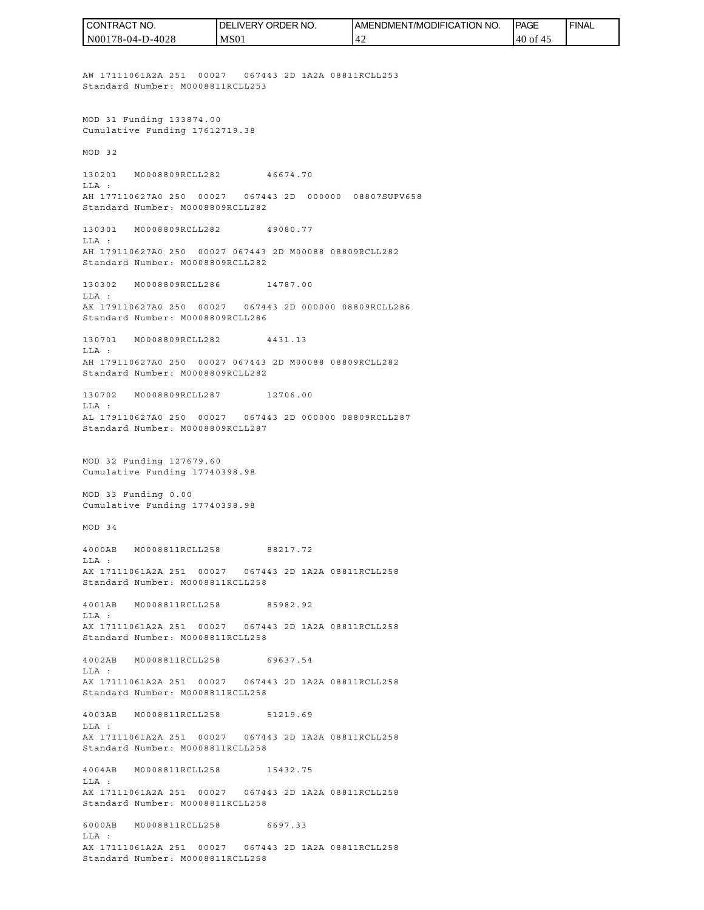AW 17111061A2A 251 00027 067443 2D 1A2A 08811RCLL253
Standard Number: M0008811RCLL253

MOD 31 Funding 133874.00
Cumulative Funding 17612719.38

MOD 32

130201 M0008809RCLL282 46674.70
LLA :
AH 177110627A0 250 00027 067443 2D 000000 08807SUPV658
Standard Number: M0008809RCLL282

130301 M0008809RCLL282 49080.77
LLA :
AH 179110627A0 250 00027 067443 2D M00088 08809RCLL282
Standard Number: M0008809RCLL282

130302 M0008809RCLL286 14787.00
LLA :
AK 179110627A0 250 00027 067443 2D 000000 08809RCLL286
Standard Number: M0008809RCLL286

130701 M0008809RCLL282 4431.13
LLA :
AH 179110627A0 250 00027 067443 2D M00088 08809RCLL282
Standard Number: M0008809RCLL282

130702 M0008809RCLL287 12706.00
LLA :
AL 179110627A0 250 00027 067443 2D 000000 08809RCLL287
Standard Number: M0008809RCLL287

MOD 32 Funding 127679.60
Cumulative Funding 17740398.98

MOD 33 Funding 0.00
Cumulative Funding 17740398.98

MOD 34

4000AB M0008811RCLL258 88217.72
LLA :
AX 17111061A2A 251 00027 067443 2D 1A2A 08811RCLL258
Standard Number: M0008811RCLL258

4001AB M0008811RCLL258 85982.92
LLA :
AX 17111061A2A 251 00027 067443 2D 1A2A 08811RCLL258
Standard Number: M0008811RCLL258

4002AB M0008811RCLL258 69637.54
LLA :
AX 17111061A2A 251 00027 067443 2D 1A2A 08811RCLL258
Standard Number: M0008811RCLL258

4003AB M0008811RCLL258 51219.69
LLA :
AX 17111061A2A 251 00027 067443 2D 1A2A 08811RCLL258
Standard Number: M0008811RCLL258

4004AB M0008811RCLL258 15432.75
LLA :
AX 17111061A2A 251 00027 067443 2D 1A2A 08811RCLL258
Standard Number: M0008811RCLL258

6000AB M0008811RCLL258 6697.33
LLA :
AX 17111061A2A 251 00027 067443 2D 1A2A 08811RCLL258
Standard Number: M0008811RCLL258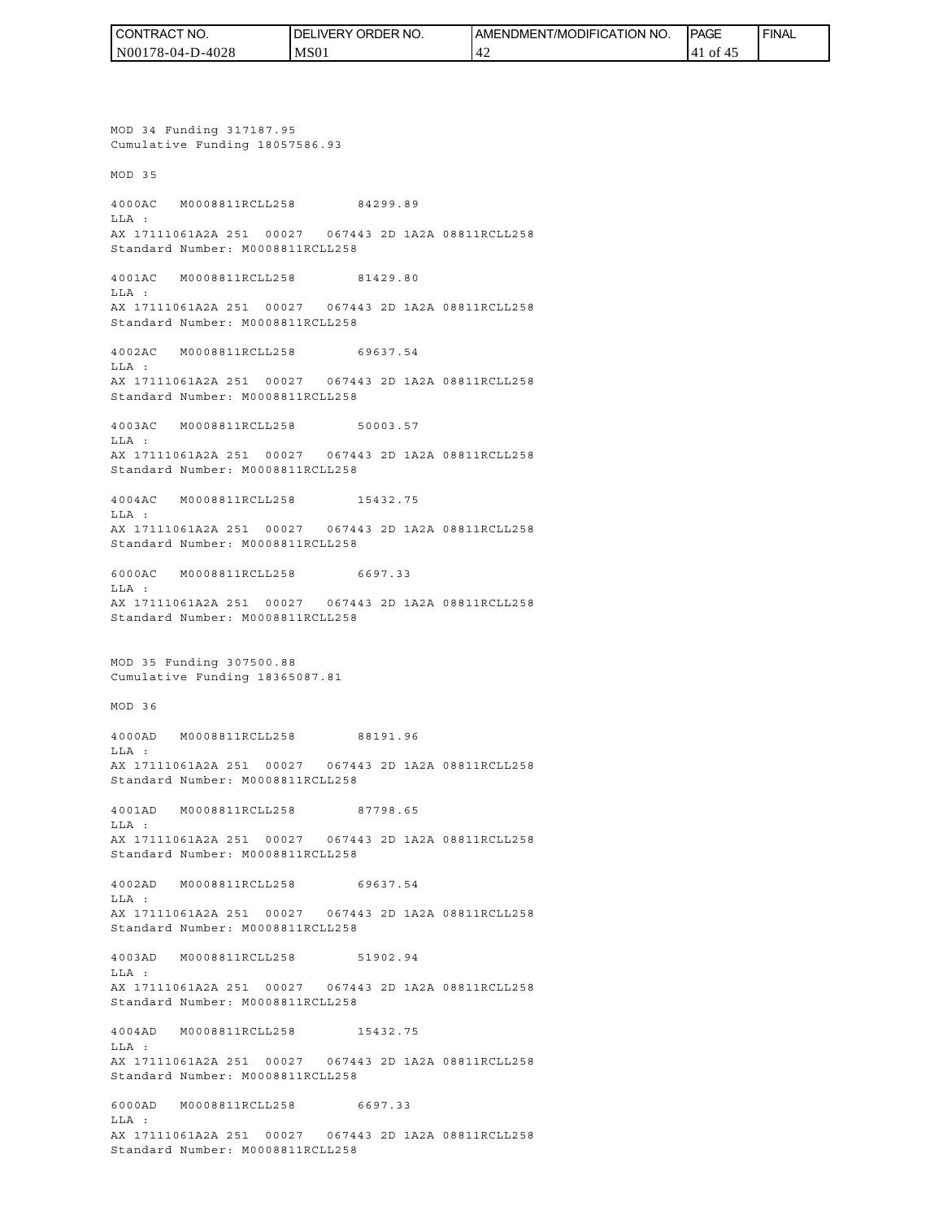MOD 34 Funding 317187.95
Cumulative Funding 18057586.93

MOD 35

4000AC M0008811RCLL258 84299.89
LLA :
AX 17111061A2A 251 00027 067443 2D 1A2A 08811RCLL258
Standard Number: M0008811RCLL258

4001AC M0008811RCLL258 81429.80
LLA :
AX 17111061A2A 251 00027 067443 2D 1A2A 08811RCLL258
Standard Number: M0008811RCLL258

4002AC M0008811RCLL258 69637.54
LLA :
AX 17111061A2A 251 00027 067443 2D 1A2A 08811RCLL258
Standard Number: M0008811RCLL258

4003AC M0008811RCLL258 50003.57
LLA :
AX 17111061A2A 251 00027 067443 2D 1A2A 08811RCLL258
Standard Number: M0008811RCLL258

4004AC M0008811RCLL258 15432.75
LLA :
AX 17111061A2A 251 00027 067443 2D 1A2A 08811RCLL258
Standard Number: M0008811RCLL258

6000AC M0008811RCLL258 6697.33
LLA :
AX 17111061A2A 251 00027 067443 2D 1A2A 08811RCLL258
Standard Number: M0008811RCLL258

MOD 35 Funding 307500.88
Cumulative Funding 18365087.81

MOD 36

4000AD M0008811RCLL258 88191.96
LLA :
AX 17111061A2A 251 00027 067443 2D 1A2A 08811RCLL258
Standard Number: M0008811RCLL258

4001AD M0008811RCLL258 87798.65
LLA :
AX 17111061A2A 251 00027 067443 2D 1A2A 08811RCLL258
Standard Number: M0008811RCLL258

4002AD M0008811RCLL258 69637.54
LLA :
AX 17111061A2A 251 00027 067443 2D 1A2A 08811RCLL258
Standard Number: M0008811RCLL258

4003AD M0008811RCLL258 51902.94
LLA :
AX 17111061A2A 251 00027 067443 2D 1A2A 08811RCLL258
Standard Number: M0008811RCLL258

4004AD M0008811RCLL258 15432.75
LLA :
AX 17111061A2A 251 00027 067443 2D 1A2A 08811RCLL258
Standard Number: M0008811RCLL258

6000AD M0008811RCLL258 6697.33
LLA :
AX 17111061A2A 251 00027 067443 2D 1A2A 08811RCLL258
Standard Number: M0008811RCLL258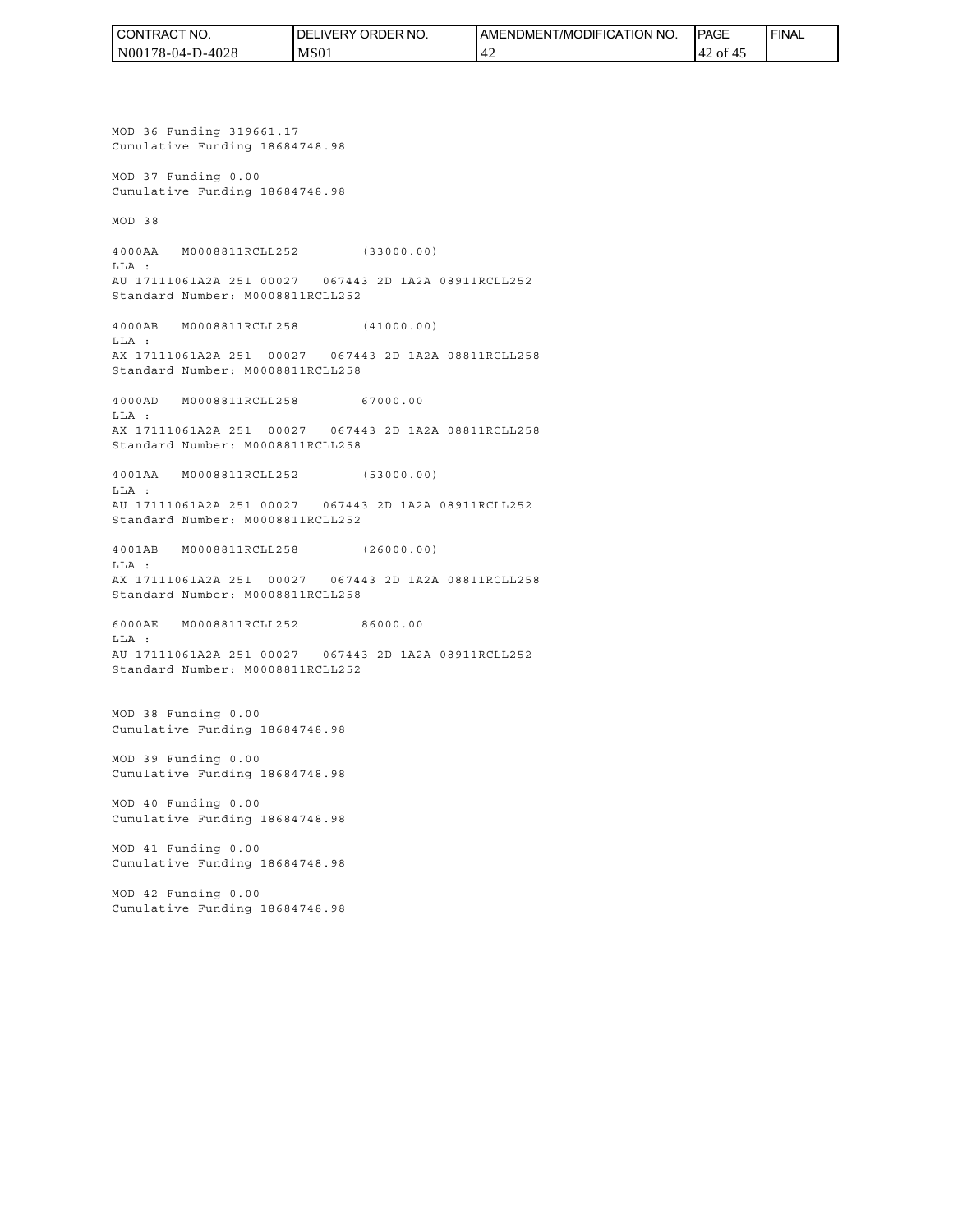MOD 36 Funding 319661.17
Cumulative Funding 18684748.98

MOD 37 Funding 0.00
Cumulative Funding 18684748.98

MOD 38

4000AA M0008811RCLL252 (33000.00)
LLA :
AU 17111061A2A 251 00027 067443 2D 1A2A 08911RCLL252
Standard Number: M0008811RCLL252

4000AB M0008811RCLL258 (41000.00)
LLA :
AX 17111061A2A 251 00027 067443 2D 1A2A 08811RCLL258
Standard Number: M0008811RCLL258

4000AD M0008811RCLL258 67000.00
LLA :
AX 17111061A2A 251 00027 067443 2D 1A2A 08811RCLL258
Standard Number: M0008811RCLL258

4001AA M0008811RCLL252 (53000.00)
LLA :
AU 17111061A2A 251 00027 067443 2D 1A2A 08911RCLL252
Standard Number: M0008811RCLL252

4001AB M0008811RCLL258 (26000.00)
LLA :
AX 17111061A2A 251 00027 067443 2D 1A2A 08811RCLL258
Standard Number: M0008811RCLL258

6000AE M0008811RCLL252 86000.00
LLA :
AU 17111061A2A 251 00027 067443 2D 1A2A 08911RCLL252
Standard Number: M0008811RCLL252

MOD 38 Funding 0.00
Cumulative Funding 18684748.98

MOD 39 Funding 0.00
Cumulative Funding 18684748.98

MOD 40 Funding 0.00
Cumulative Funding 18684748.98

MOD 41 Funding 0.00
Cumulative Funding 18684748.98

MOD 42 Funding 0.00
Cumulative Funding 18684748.98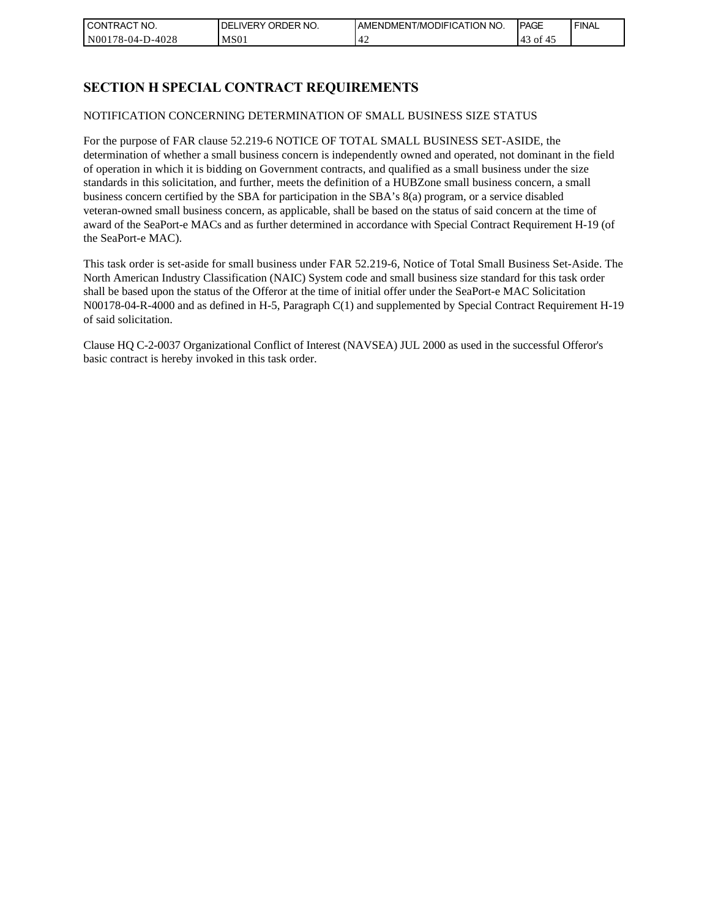# SECTION H SPECIAL CONTRACT REQUIREMENTS

NOTIFICATION CONCERNING DETERMINATION OF SMALL BUSINESS SIZE STATUS

For the purpose of FAR clause 52.219-6 NOTICE OF TOTAL SMALL BUSINESS SET-ASIDE, the determination of whether a small business concern is independently owned and operated, not dominant in the field of operation in which it is bidding on Government contracts, and qualified as a small business under the size standards in this solicitation, and further, meets the definition of a HUBZone small business concern, a small business concern certified by the SBA for participation in the SBA's 8(a) program, or a service disabled veteran-owned small business concern, as applicable, shall be based on the status of said concern at the time of award of the SeaPort-e MACs and as further determined in accordance with Special Contract Requirement H-19 (of the SeaPort-e MAC).

This task order is set-aside for small business under FAR 52.219-6, Notice of Total Small Business Set-Aside. The North American Industry Classification (NAIC) System code and small business size standard for this task order shall be based upon the status of the Offeror at the time of initial offer under the SeaPort-e MAC Solicitation N00178-04-R-4000 and as defined in H-5, Paragraph C(1) and supplemented by Special Contract Requirement H-19 of said solicitation.

Clause HQ C-2-0037 Organizational Conflict of Interest (NAVSEA) JUL 2000 as used in the successful Offeror's basic contract is hereby invoked in this task order.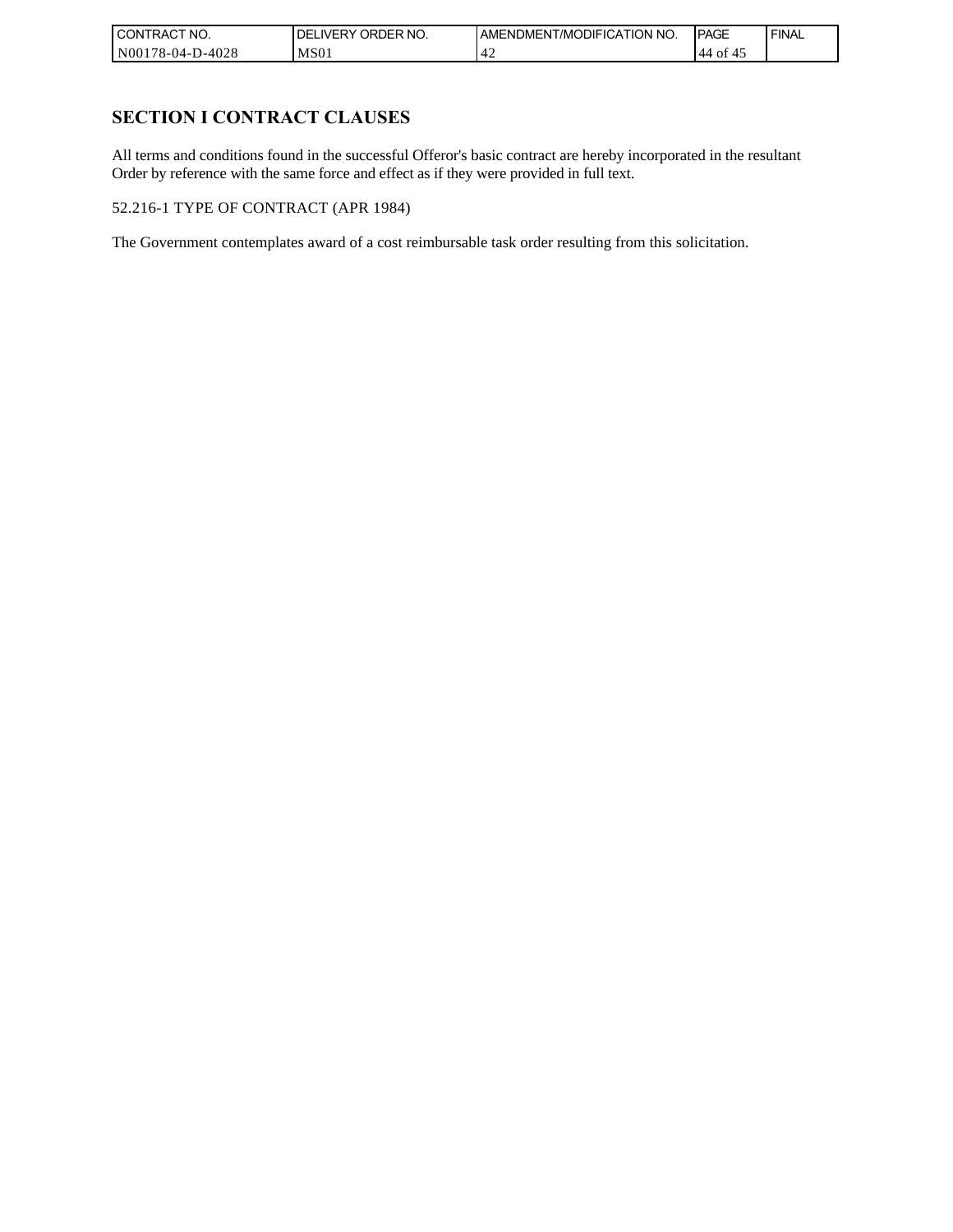## SECTION I CONTRACT CLAUSES

All terms and conditions found in the successful Offeror's basic contract are hereby incorporated in the resultant Order by reference with the same force and effect as if they were provided in full text.

52.216-1 TYPE OF CONTRACT (APR 1984)

The Government contemplates award of a cost reimbursable task order resulting from this solicitation.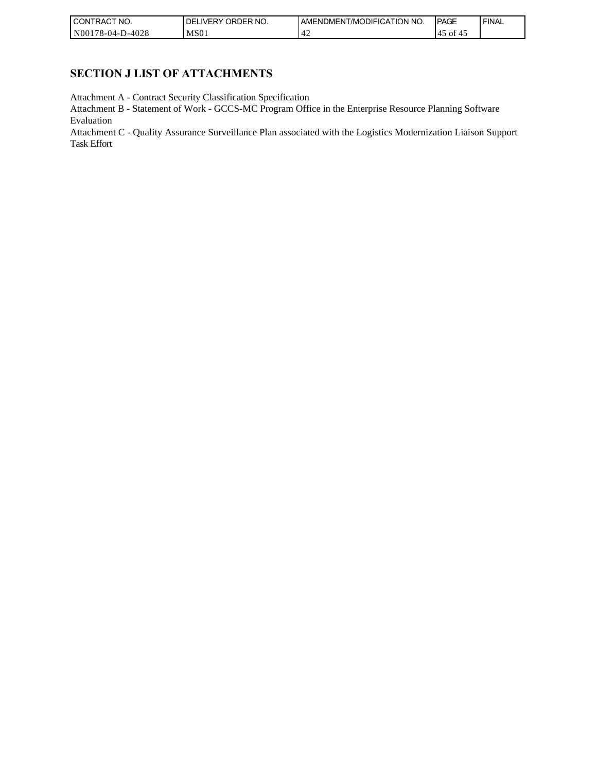## SECTION J LIST OF ATTACHMENTS

Attachment A - Contract Security Classification Specification
Attachment B - Statement of Work - GCCS-MC Program Office in the Enterprise Resource Planning Software Evaluation
Attachment C - Quality Assurance Surveillance Plan associated with the Logistics Modernization Liaison Support Task Effort